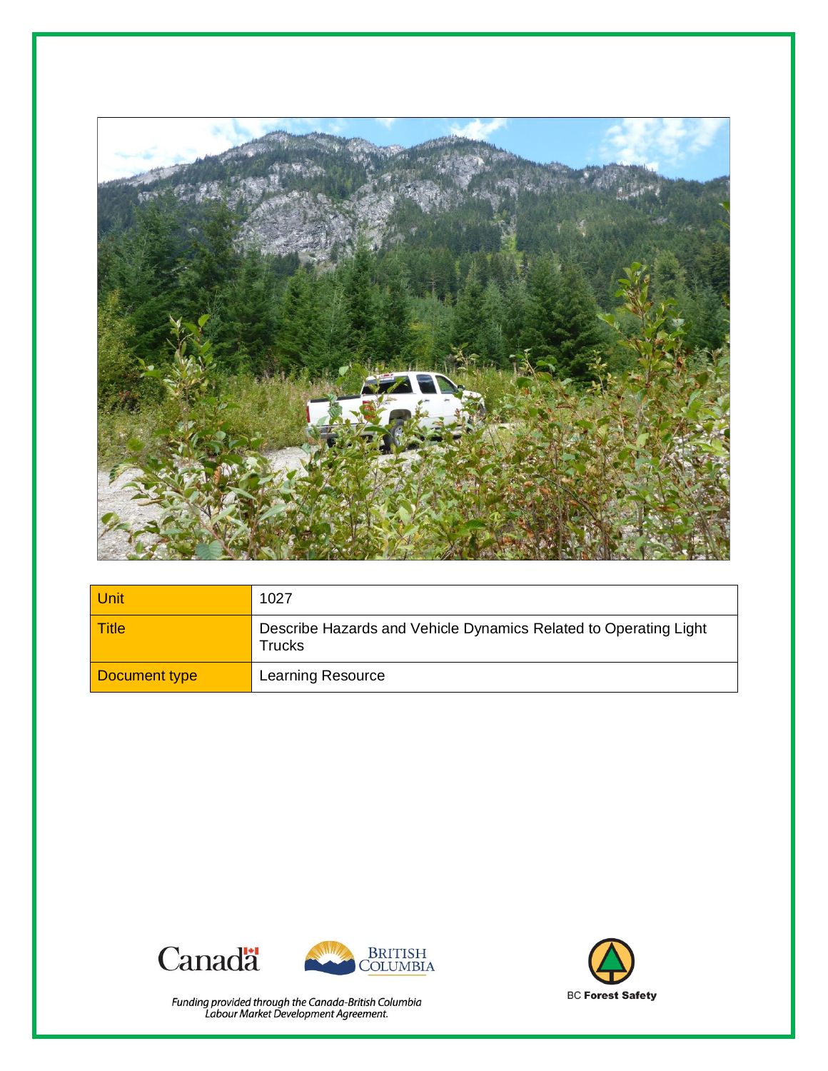| Unit | 1027 |
|---|---|
| Title | Describe Hazards and Vehicle Dynamics Related to Operating Light Trucks |
| Document type | Learning Resource |

Funding provided through the Canada-British Columbia Labour Market Development Agreement.

BC Forest Safety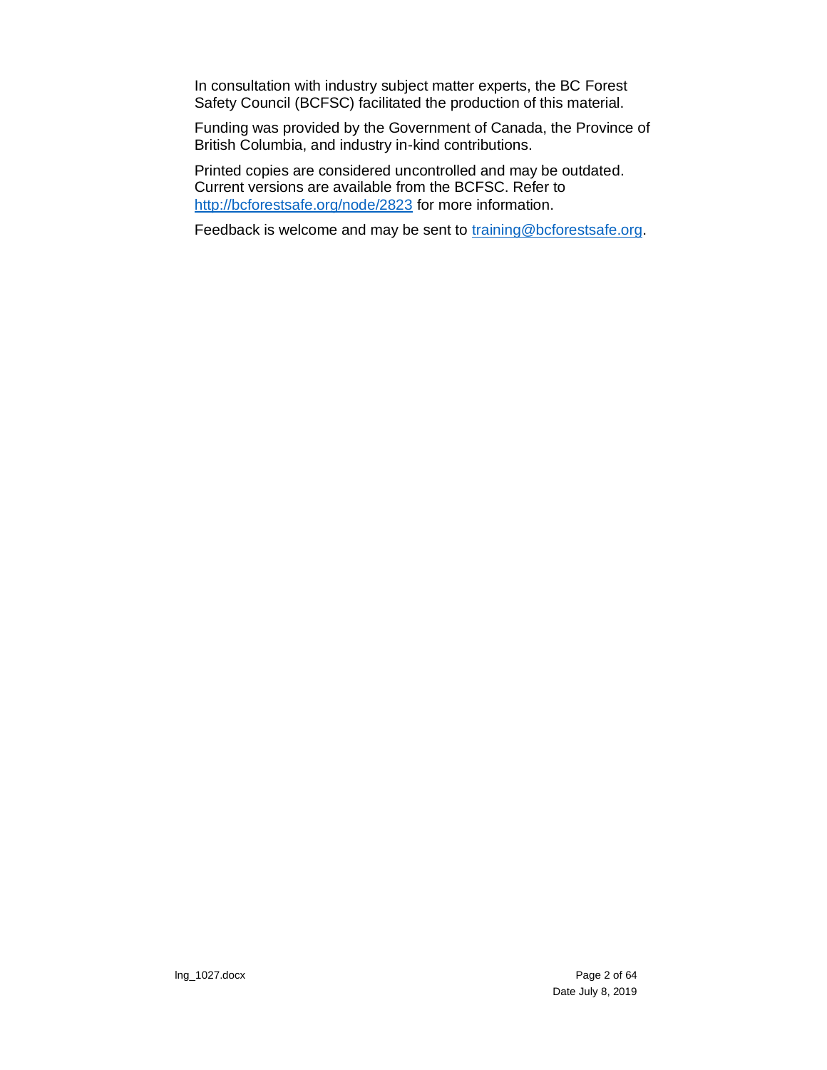In consultation with industry subject matter experts, the BC Forest Safety Council (BCFSC) facilitated the production of this material.

Funding was provided by the Government of Canada, the Province of British Columbia, and industry in-kind contributions.

Printed copies are considered uncontrolled and may be outdated. Current versions are available from the BCFSC. Refer to [http://bcforestsafe.org/node/2823](http://bcforestsafe.org/node/2823) for more information.

Feedback is welcome and may be sent to [training@bcforestsafe.org](mailto:training@bcforestsafe.org).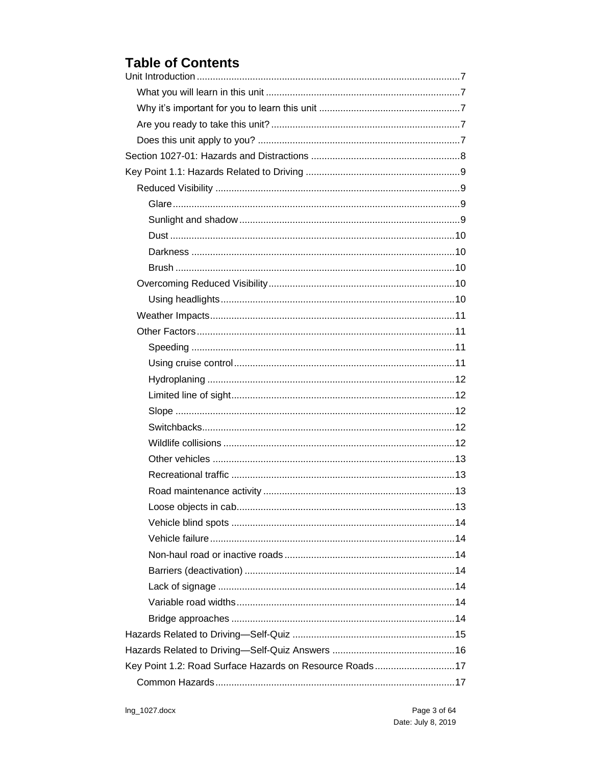# Table of Contents

Unit Introduction ....................................................................................................7

- What you will learn in this unit ..........................................................................7
- Why it's important for you to learn this unit ......................................................7
- Are you ready to take this unit? ........................................................................7
- Does this unit apply to you? .............................................................................7

Section 1027-01: Hazards and Distractions ..........................................................8

Key Point 1.1: Hazards Related to Driving ............................................................9

- Reduced Visibility ..............................................................................................9
  - Glare ............................................................................................................9
  - Sunlight and shadow ....................................................................................9
  - Dust ............................................................................................................10
  - Darkness ....................................................................................................10
  - Brush ..........................................................................................................10
- Overcoming Reduced Visibility .......................................................................10
  - Using headlights .........................................................................................10
- Weather Impacts .............................................................................................11
- Other Factors ...................................................................................................11
  - Speeding ....................................................................................................11
  - Using cruise control ....................................................................................11
  - Hydroplaning ..............................................................................................12
  - Limited line of sight .....................................................................................12
  - Slope ..........................................................................................................12
  - Switchbacks ................................................................................................12
  - Wildlife collisions ........................................................................................12
  - Other vehicles ............................................................................................13
  - Recreational traffic .....................................................................................13
  - Road maintenance activity .........................................................................13
  - Loose objects in cab ...................................................................................13
  - Vehicle blind spots .....................................................................................14
  - Vehicle failure .............................................................................................14
  - Non-haul road or inactive roads .................................................................14
  - Barriers (deactivation) ................................................................................14
  - Lack of signage ..........................................................................................14
  - Variable road widths ...................................................................................14
  - Bridge approaches .....................................................................................14

Hazards Related to Driving—Self-Quiz ...............................................................15

Hazards Related to Driving—Self-Quiz Answers ................................................16

Key Point 1.2: Road Surface Hazards on Resource Roads ................................17

- Common Hazards ............................................................................................17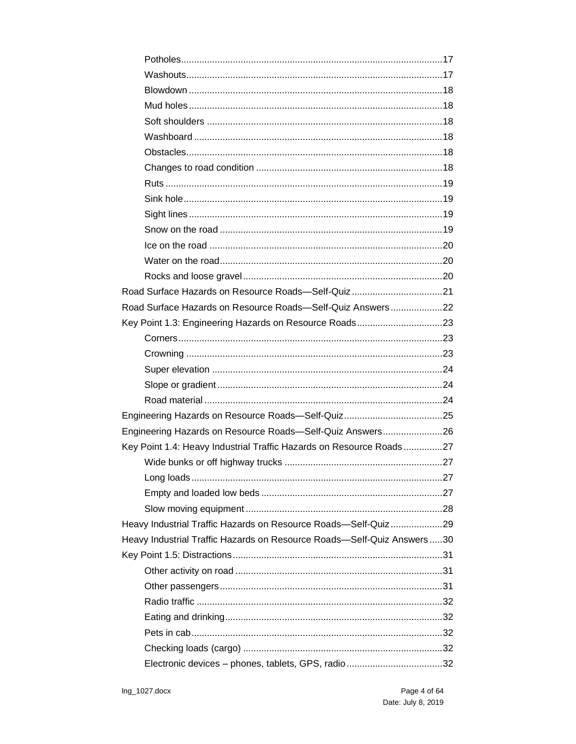- Potholes ........ 17
- Washouts ........ 17
- Blowdown ........ 18
- Mud holes ........ 18
- Soft shoulders ........ 18
- Washboard ........ 18
- Obstacles ........ 18
- Changes to road condition ........ 18
- Ruts ........ 19
- Sink hole ........ 19
- Sight lines ........ 19
- Snow on the road ........ 19
- Ice on the road ........ 20
- Water on the road ........ 20
- Rocks and loose gravel ........ 20

Road Surface Hazards on Resource Roads—Self-Quiz ........ 21

Road Surface Hazards on Resource Roads—Self-Quiz Answers ........ 22

Key Point 1.3: Engineering Hazards on Resource Roads ........ 23

- Corners ........ 23
- Crowning ........ 23
- Super elevation ........ 24
- Slope or gradient ........ 24
- Road material ........ 24

Engineering Hazards on Resource Roads—Self-Quiz ........ 25

Engineering Hazards on Resource Roads—Self-Quiz Answers ........ 26

Key Point 1.4: Heavy Industrial Traffic Hazards on Resource Roads ........ 27

- Wide bunks or off highway trucks ........ 27
- Long loads ........ 27
- Empty and loaded low beds ........ 27
- Slow moving equipment ........ 28

Heavy Industrial Traffic Hazards on Resource Roads—Self-Quiz ........ 29

Heavy Industrial Traffic Hazards on Resource Roads—Self-Quiz Answers ........ 30

Key Point 1.5: Distractions ........ 31

- Other activity on road ........ 31
- Other passengers ........ 31
- Radio traffic ........ 32
- Eating and drinking ........ 32
- Pets in cab ........ 32
- Checking loads (cargo) ........ 32
- Electronic devices – phones, tablets, GPS, radio ........ 32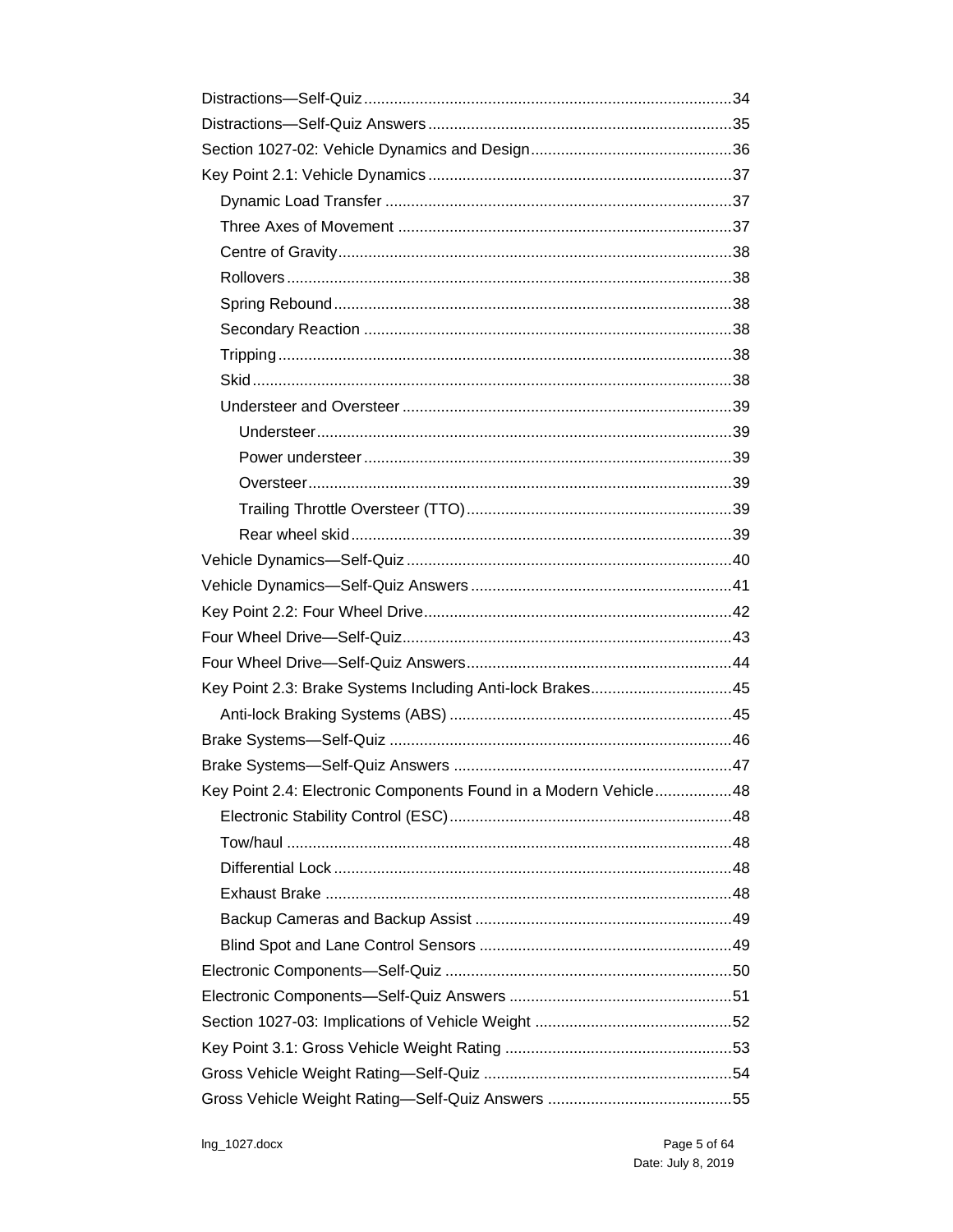- Distractions—Self-Quiz ..... 34
- Distractions—Self-Quiz Answers ..... 35
- Section 1027-02: Vehicle Dynamics and Design ..... 36
- Key Point 2.1: Vehicle Dynamics ..... 37
  - Dynamic Load Transfer ..... 37
  - Three Axes of Movement ..... 37
  - Centre of Gravity ..... 38
  - Rollovers ..... 38
  - Spring Rebound ..... 38
  - Secondary Reaction ..... 38
  - Tripping ..... 38
  - Skid ..... 38
  - Understeer and Oversteer ..... 39
    - Understeer ..... 39
    - Power understeer ..... 39
    - Oversteer ..... 39
    - Trailing Throttle Oversteer (TTO) ..... 39
    - Rear wheel skid ..... 39
- Vehicle Dynamics—Self-Quiz ..... 40
- Vehicle Dynamics—Self-Quiz Answers ..... 41
- Key Point 2.2: Four Wheel Drive ..... 42
- Four Wheel Drive—Self-Quiz ..... 43
- Four Wheel Drive—Self-Quiz Answers ..... 44
- Key Point 2.3: Brake Systems Including Anti-lock Brakes ..... 45
  - Anti-lock Braking Systems (ABS) ..... 45
- Brake Systems—Self-Quiz ..... 46
- Brake Systems—Self-Quiz Answers ..... 47
- Key Point 2.4: Electronic Components Found in a Modern Vehicle ..... 48
  - Electronic Stability Control (ESC) ..... 48
  - Tow/haul ..... 48
  - Differential Lock ..... 48
  - Exhaust Brake ..... 48
  - Backup Cameras and Backup Assist ..... 49
  - Blind Spot and Lane Control Sensors ..... 49
- Electronic Components—Self-Quiz ..... 50
- Electronic Components—Self-Quiz Answers ..... 51
- Section 1027-03: Implications of Vehicle Weight ..... 52
- Key Point 3.1: Gross Vehicle Weight Rating ..... 53
- Gross Vehicle Weight Rating—Self-Quiz ..... 54
- Gross Vehicle Weight Rating—Self-Quiz Answers ..... 55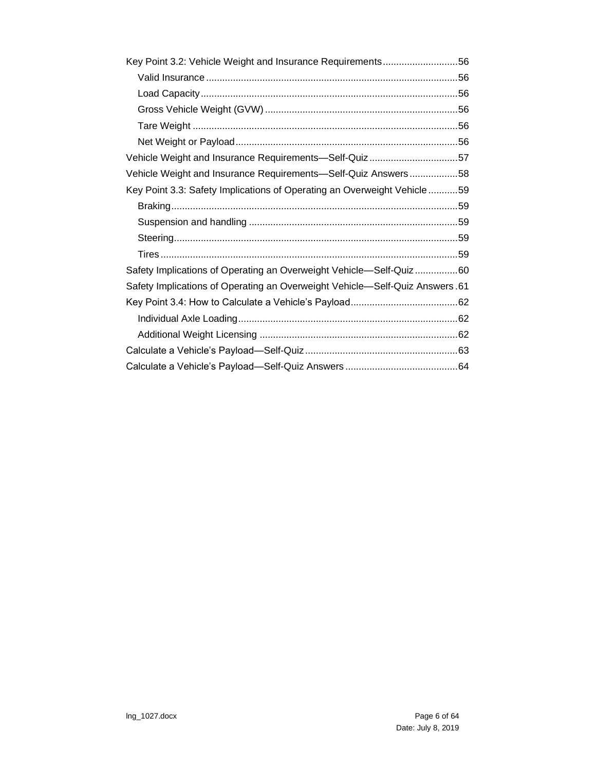Key Point 3.2: Vehicle Weight and Insurance Requirements ........................... 56

- Valid Insurance ........................................................................................ 56
- Load Capacity ........................................................................................... 56
- Gross Vehicle Weight (GVW) .................................................................. 56
- Tare Weight .............................................................................................. 56
- Net Weight or Payload .............................................................................. 56

Vehicle Weight and Insurance Requirements—Self-Quiz ................................ 57

Vehicle Weight and Insurance Requirements—Self-Quiz Answers .................. 58

Key Point 3.3: Safety Implications of Operating an Overweight Vehicle ........... 59

- Braking ..................................................................................................... 59
- Suspension and handling ......................................................................... 59
- Steering .................................................................................................... 59
- Tires ......................................................................................................... 59

Safety Implications of Operating an Overweight Vehicle—Self-Quiz ................ 60

Safety Implications of Operating an Overweight Vehicle—Self-Quiz Answers . 61

Key Point 3.4: How to Calculate a Vehicle's Payload ....................................... 62

- Individual Axle Loading ............................................................................ 62
- Additional Weight Licensing ..................................................................... 62

Calculate a Vehicle's Payload—Self-Quiz ......................................................... 63

Calculate a Vehicle's Payload—Self-Quiz Answers .......................................... 64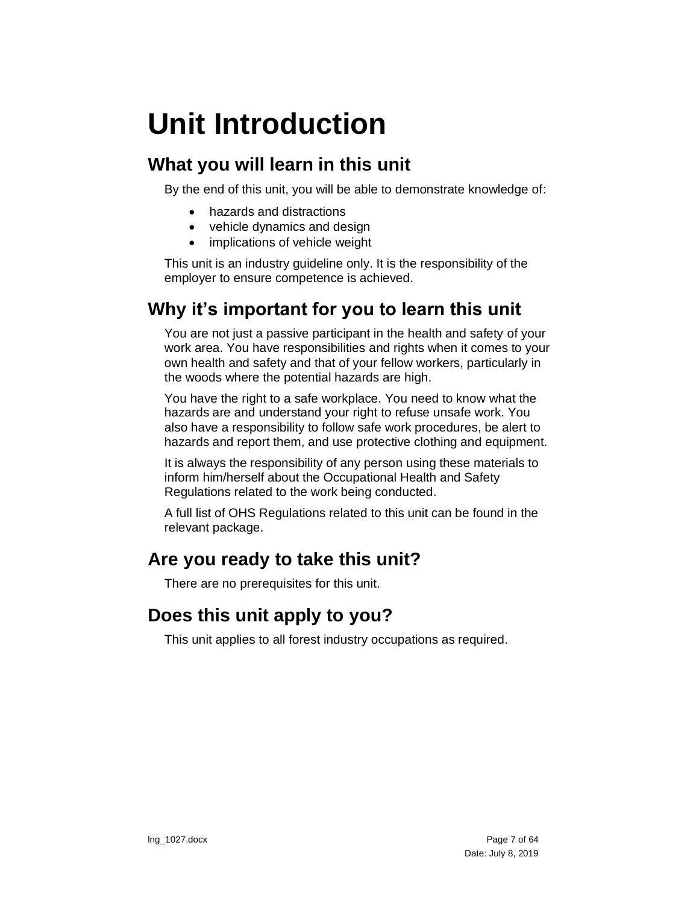# Unit Introduction

## What you will learn in this unit

By the end of this unit, you will be able to demonstrate knowledge of:

- hazards and distractions
- vehicle dynamics and design
- implications of vehicle weight

This unit is an industry guideline only. It is the responsibility of the employer to ensure competence is achieved.

## Why it's important for you to learn this unit

You are not just a passive participant in the health and safety of your work area. You have responsibilities and rights when it comes to your own health and safety and that of your fellow workers, particularly in the woods where the potential hazards are high.

You have the right to a safe workplace. You need to know what the hazards are and understand your right to refuse unsafe work. You also have a responsibility to follow safe work procedures, be alert to hazards and report them, and use protective clothing and equipment.

It is always the responsibility of any person using these materials to inform him/herself about the Occupational Health and Safety Regulations related to the work being conducted.

A full list of OHS Regulations related to this unit can be found in the relevant package.

## Are you ready to take this unit?

There are no prerequisites for this unit.

## Does this unit apply to you?

This unit applies to all forest industry occupations as required.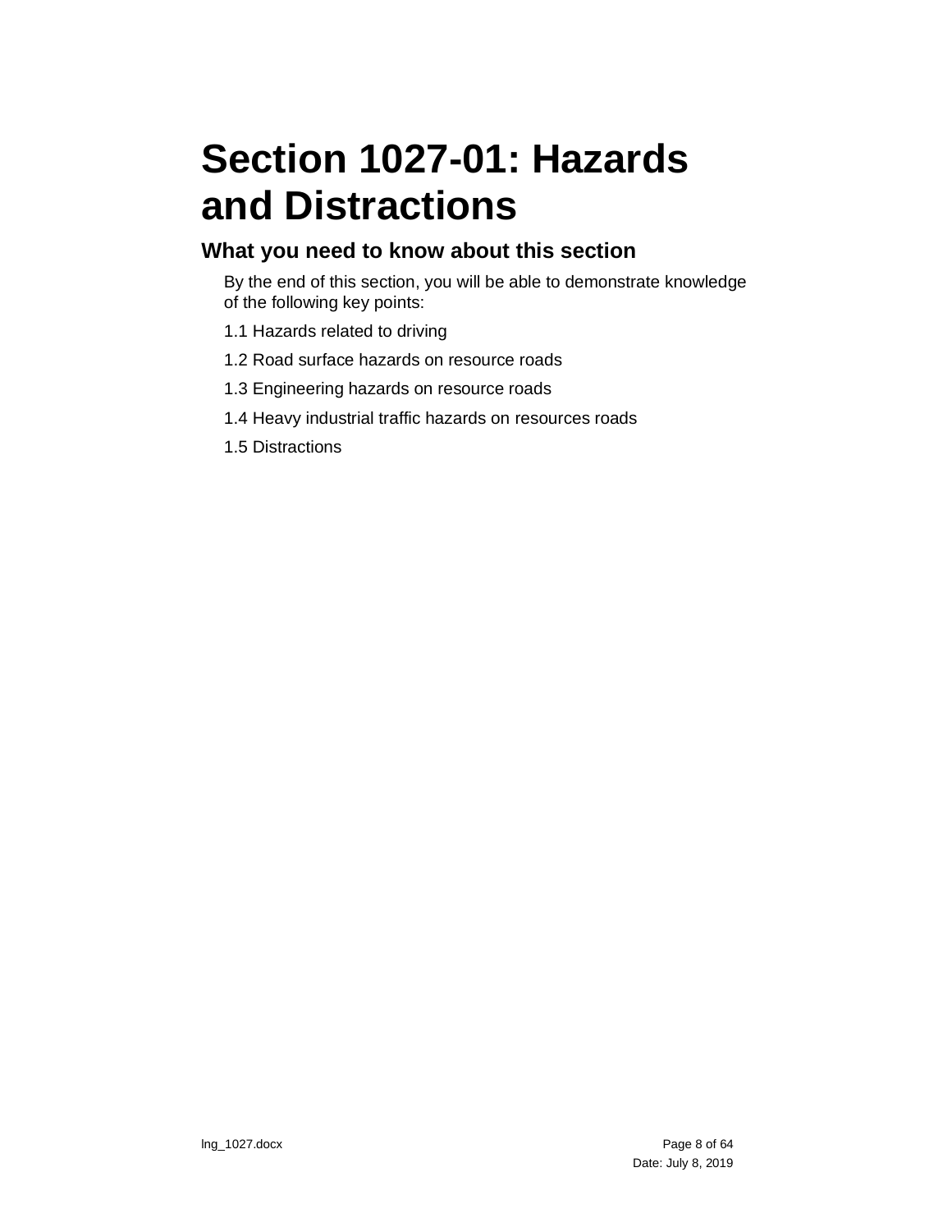# Section 1027-01: Hazards and Distractions

## What you need to know about this section

By the end of this section, you will be able to demonstrate knowledge of the following key points:

1.1 Hazards related to driving

1.2 Road surface hazards on resource roads

1.3 Engineering hazards on resource roads

1.4 Heavy industrial traffic hazards on resources roads

1.5 Distractions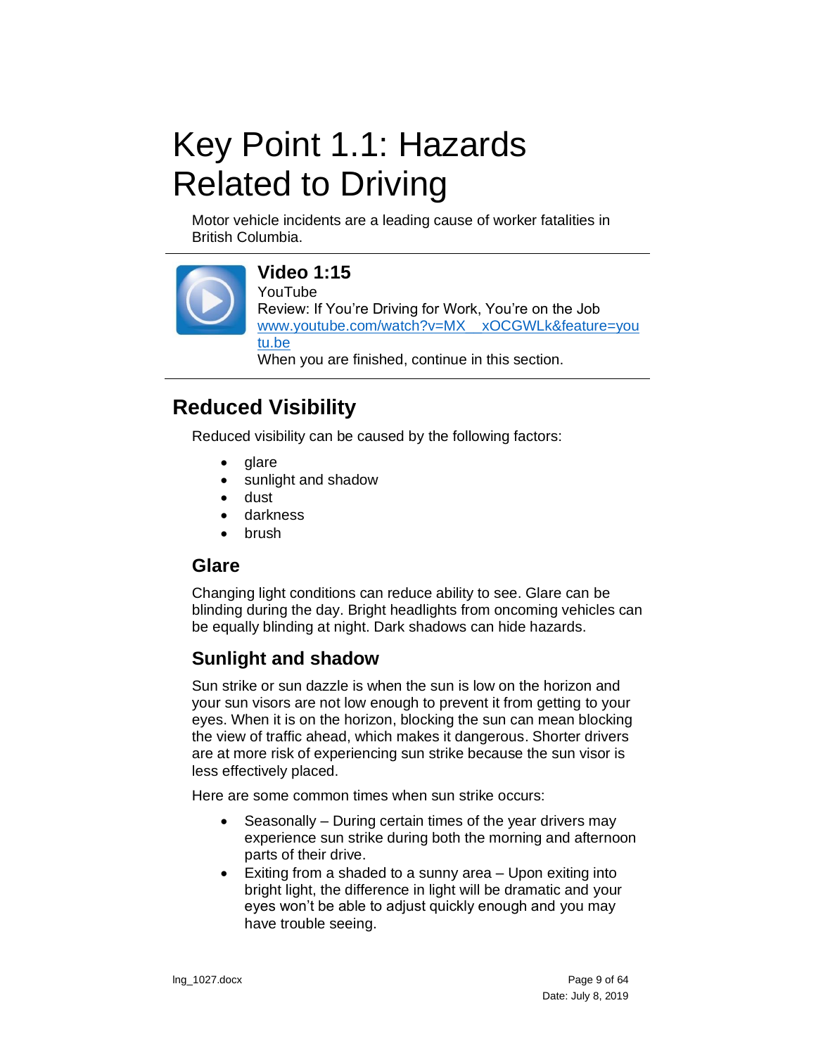# Key Point 1.1: Hazards Related to Driving

Motor vehicle incidents are a leading cause of worker fatalities in British Columbia.

---

**Video 1:15**
YouTube
Review: If You're Driving for Work, You're on the Job
www.youtube.com/watch?v=MX__xOCGWLk&feature=youtu.be
When you are finished, continue in this section.

---

## Reduced Visibility

Reduced visibility can be caused by the following factors:

- glare
- sunlight and shadow
- dust
- darkness
- brush

### Glare

Changing light conditions can reduce ability to see. Glare can be blinding during the day. Bright headlights from oncoming vehicles can be equally blinding at night. Dark shadows can hide hazards.

### Sunlight and shadow

Sun strike or sun dazzle is when the sun is low on the horizon and your sun visors are not low enough to prevent it from getting to your eyes. When it is on the horizon, blocking the sun can mean blocking the view of traffic ahead, which makes it dangerous. Shorter drivers are at more risk of experiencing sun strike because the sun visor is less effectively placed.

Here are some common times when sun strike occurs:

- Seasonally – During certain times of the year drivers may experience sun strike during both the morning and afternoon parts of their drive.
- Exiting from a shaded to a sunny area – Upon exiting into bright light, the difference in light will be dramatic and your eyes won't be able to adjust quickly enough and you may have trouble seeing.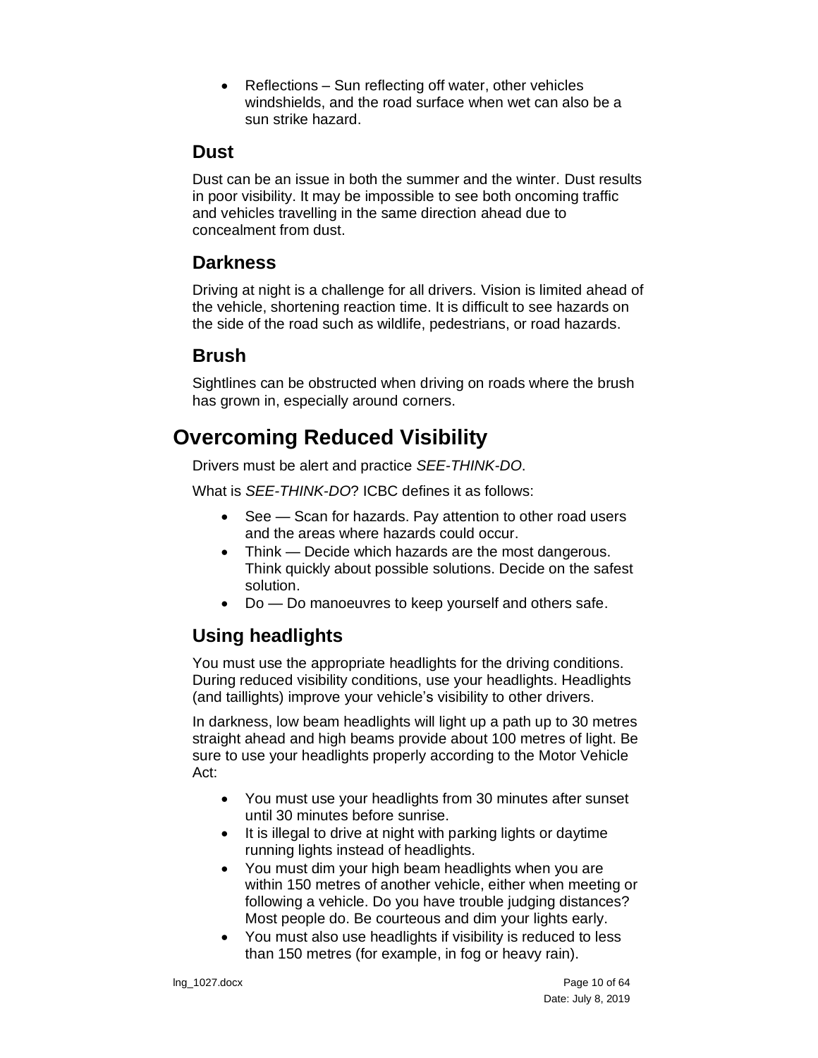- Reflections – Sun reflecting off water, other vehicles windshields, and the road surface when wet can also be a sun strike hazard.

### Dust

Dust can be an issue in both the summer and the winter. Dust results in poor visibility. It may be impossible to see both oncoming traffic and vehicles travelling in the same direction ahead due to concealment from dust.

### Darkness

Driving at night is a challenge for all drivers. Vision is limited ahead of the vehicle, shortening reaction time. It is difficult to see hazards on the side of the road such as wildlife, pedestrians, or road hazards.

### Brush

Sightlines can be obstructed when driving on roads where the brush has grown in, especially around corners.

## Overcoming Reduced Visibility

Drivers must be alert and practice *SEE-THINK-DO*.

What is *SEE-THINK-DO*? ICBC defines it as follows:

- See — Scan for hazards. Pay attention to other road users and the areas where hazards could occur.
- Think — Decide which hazards are the most dangerous. Think quickly about possible solutions. Decide on the safest solution.
- Do — Do manoeuvres to keep yourself and others safe.

### Using headlights

You must use the appropriate headlights for the driving conditions. During reduced visibility conditions, use your headlights. Headlights (and taillights) improve your vehicle's visibility to other drivers.

In darkness, low beam headlights will light up a path up to 30 metres straight ahead and high beams provide about 100 metres of light. Be sure to use your headlights properly according to the Motor Vehicle Act:

- You must use your headlights from 30 minutes after sunset until 30 minutes before sunrise.
- It is illegal to drive at night with parking lights or daytime running lights instead of headlights.
- You must dim your high beam headlights when you are within 150 metres of another vehicle, either when meeting or following a vehicle. Do you have trouble judging distances? Most people do. Be courteous and dim your lights early.
- You must also use headlights if visibility is reduced to less than 150 metres (for example, in fog or heavy rain).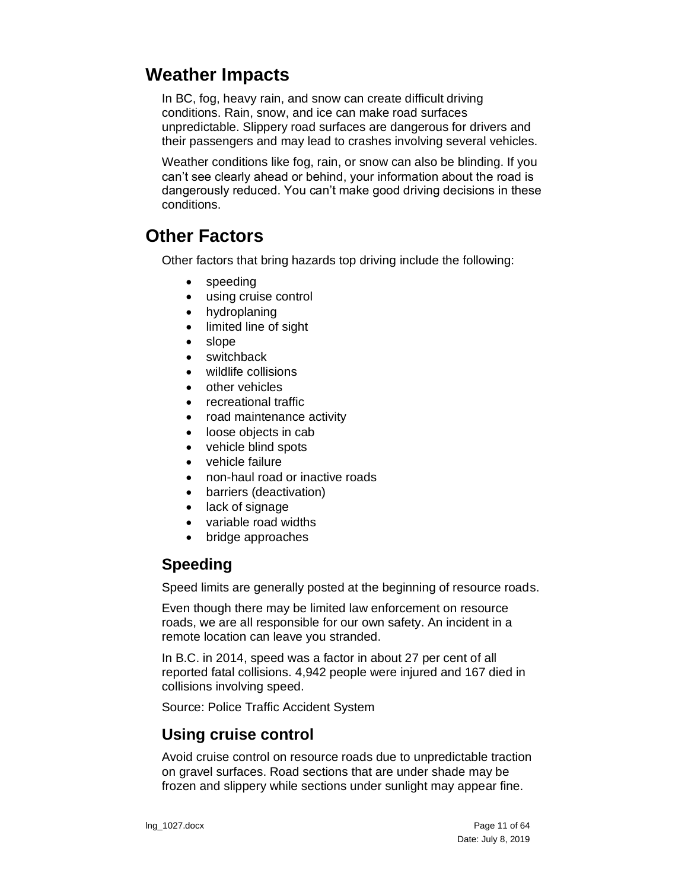## Weather Impacts

In BC, fog, heavy rain, and snow can create difficult driving conditions. Rain, snow, and ice can make road surfaces unpredictable. Slippery road surfaces are dangerous for drivers and their passengers and may lead to crashes involving several vehicles.

Weather conditions like fog, rain, or snow can also be blinding. If you can't see clearly ahead or behind, your information about the road is dangerously reduced. You can't make good driving decisions in these conditions.

## Other Factors

Other factors that bring hazards top driving include the following:

- speeding
- using cruise control
- hydroplaning
- limited line of sight
- slope
- switchback
- wildlife collisions
- other vehicles
- recreational traffic
- road maintenance activity
- loose objects in cab
- vehicle blind spots
- vehicle failure
- non-haul road or inactive roads
- barriers (deactivation)
- lack of signage
- variable road widths
- bridge approaches

### Speeding

Speed limits are generally posted at the beginning of resource roads.

Even though there may be limited law enforcement on resource roads, we are all responsible for our own safety. An incident in a remote location can leave you stranded.

In B.C. in 2014, speed was a factor in about 27 per cent of all reported fatal collisions. 4,942 people were injured and 167 died in collisions involving speed.

Source: Police Traffic Accident System

### Using cruise control

Avoid cruise control on resource roads due to unpredictable traction on gravel surfaces. Road sections that are under shade may be frozen and slippery while sections under sunlight may appear fine.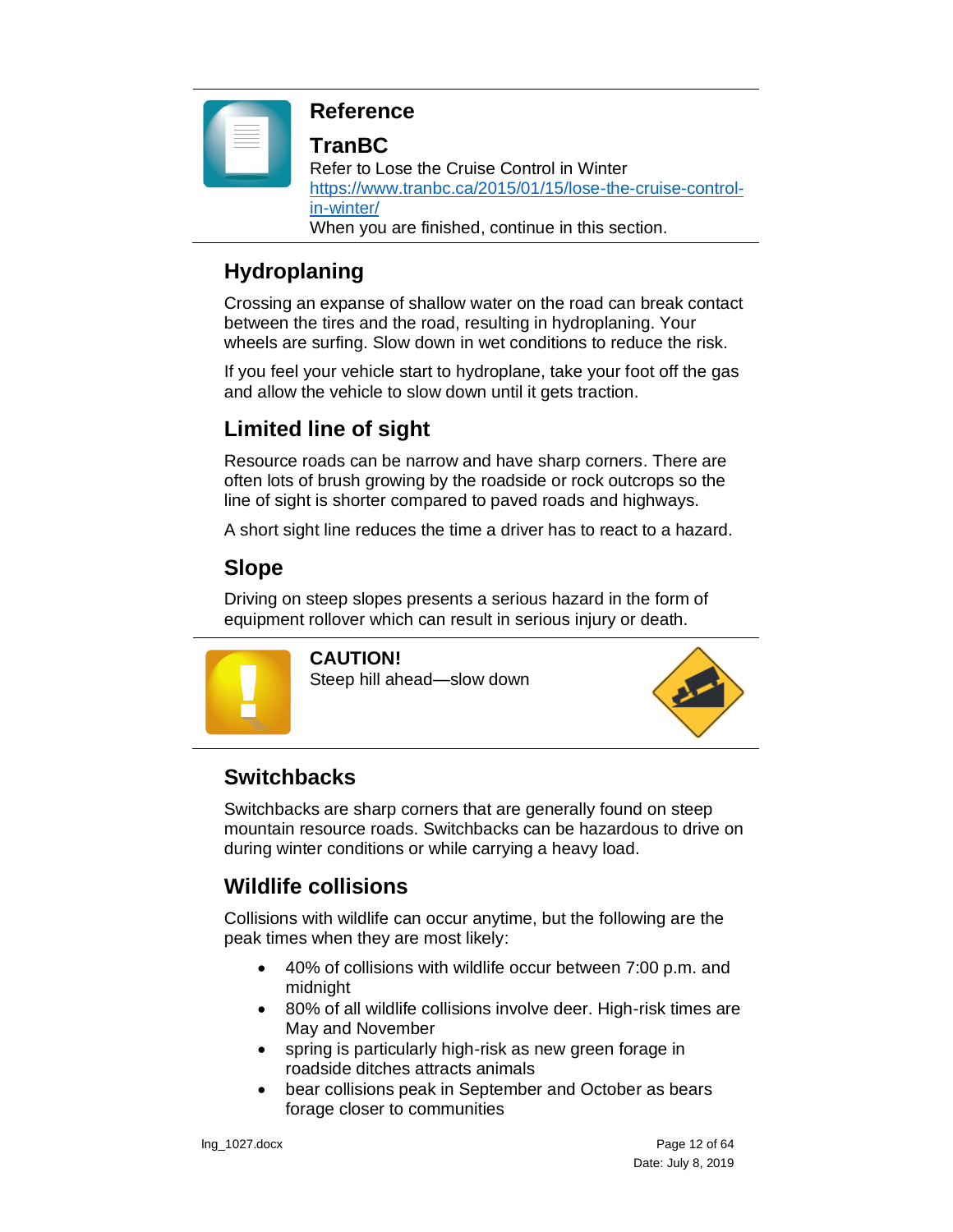**Reference**

**TranBC**

Refer to Lose the Cruise Control in Winter
https://www.tranbc.ca/2015/01/15/lose-the-cruise-control-in-winter/
When you are finished, continue in this section.

## Hydroplaning

Crossing an expanse of shallow water on the road can break contact between the tires and the road, resulting in hydroplaning. Your wheels are surfing. Slow down in wet conditions to reduce the risk.

If you feel your vehicle start to hydroplane, take your foot off the gas and allow the vehicle to slow down until it gets traction.

## Limited line of sight

Resource roads can be narrow and have sharp corners. There are often lots of brush growing by the roadside or rock outcrops so the line of sight is shorter compared to paved roads and highways.

A short sight line reduces the time a driver has to react to a hazard.

## Slope

Driving on steep slopes presents a serious hazard in the form of equipment rollover which can result in serious injury or death.

**CAUTION!**
Steep hill ahead—slow down

## Switchbacks

Switchbacks are sharp corners that are generally found on steep mountain resource roads. Switchbacks can be hazardous to drive on during winter conditions or while carrying a heavy load.

## Wildlife collisions

Collisions with wildlife can occur anytime, but the following are the peak times when they are most likely:

- 40% of collisions with wildlife occur between 7:00 p.m. and midnight
- 80% of all wildlife collisions involve deer. High-risk times are May and November
- spring is particularly high-risk as new green forage in roadside ditches attracts animals
- bear collisions peak in September and October as bears forage closer to communities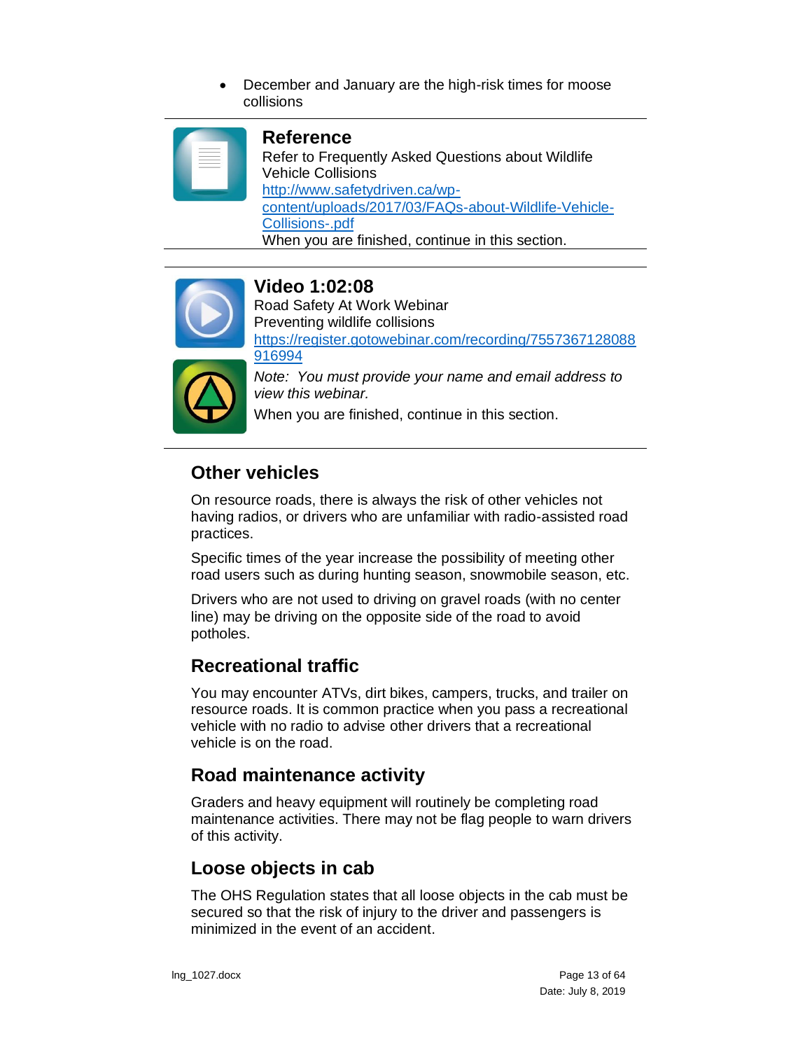- December and January are the high-risk times for moose collisions

### Reference

Refer to Frequently Asked Questions about Wildlife Vehicle Collisions
[http://www.safetydriven.ca/wp-content/uploads/2017/03/FAQs-about-Wildlife-Vehicle-Collisions-.pdf](http://www.safetydriven.ca/wp-content/uploads/2017/03/FAQs-about-Wildlife-Vehicle-Collisions-.pdf)
When you are finished, continue in this section.

### Video 1:02:08

Road Safety At Work Webinar
Preventing wildlife collisions
[https://register.gotowebinar.com/recording/7557367128088916994](https://register.gotowebinar.com/recording/7557367128088916994)

*Note: You must provide your name and email address to view this webinar.*

When you are finished, continue in this section.

## Other vehicles

On resource roads, there is always the risk of other vehicles not having radios, or drivers who are unfamiliar with radio-assisted road practices.

Specific times of the year increase the possibility of meeting other road users such as during hunting season, snowmobile season, etc.

Drivers who are not used to driving on gravel roads (with no center line) may be driving on the opposite side of the road to avoid potholes.

## Recreational traffic

You may encounter ATVs, dirt bikes, campers, trucks, and trailer on resource roads. It is common practice when you pass a recreational vehicle with no radio to advise other drivers that a recreational vehicle is on the road.

## Road maintenance activity

Graders and heavy equipment will routinely be completing road maintenance activities. There may not be flag people to warn drivers of this activity.

## Loose objects in cab

The OHS Regulation states that all loose objects in the cab must be secured so that the risk of injury to the driver and passengers is minimized in the event of an accident.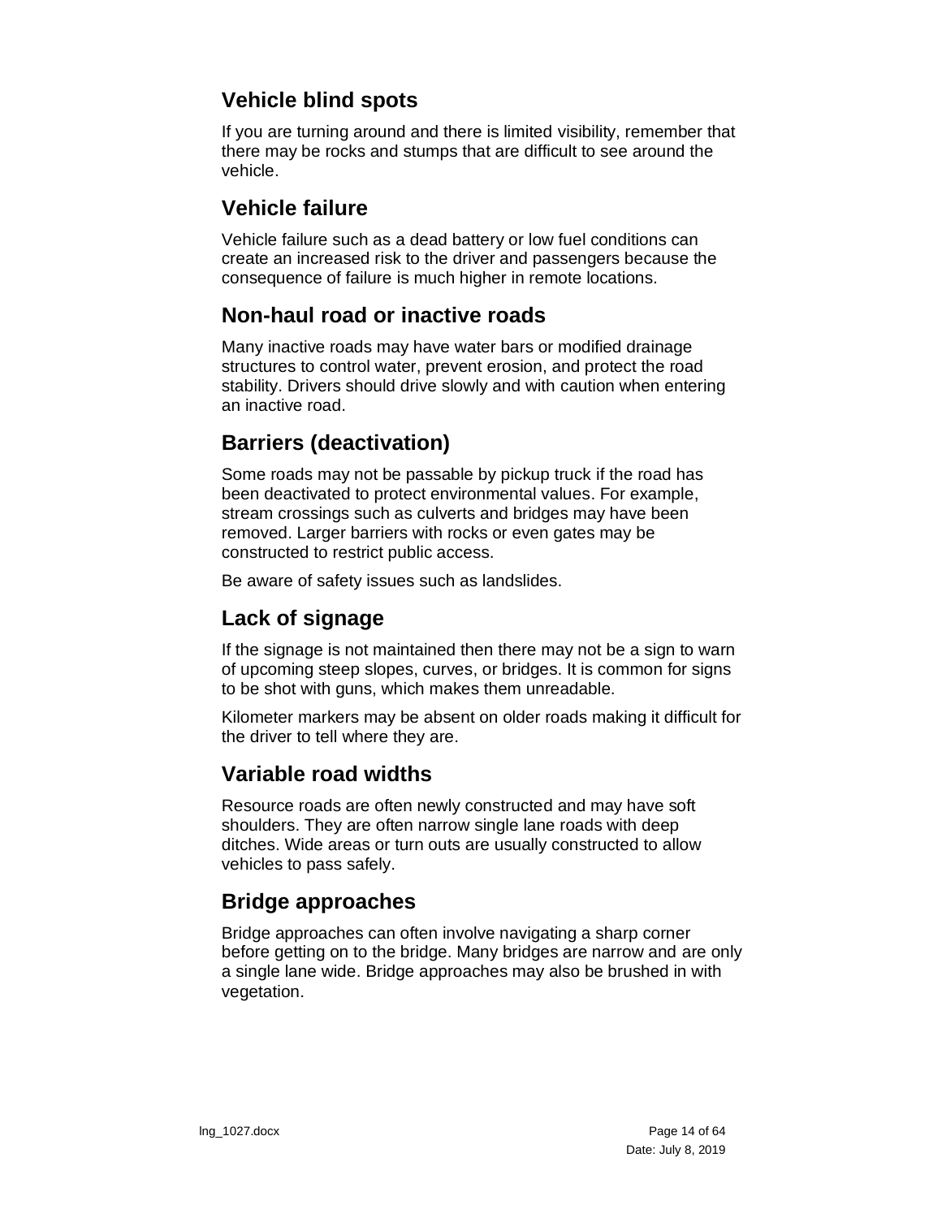## Vehicle blind spots

If you are turning around and there is limited visibility, remember that there may be rocks and stumps that are difficult to see around the vehicle.

## Vehicle failure

Vehicle failure such as a dead battery or low fuel conditions can create an increased risk to the driver and passengers because the consequence of failure is much higher in remote locations.

## Non-haul road or inactive roads

Many inactive roads may have water bars or modified drainage structures to control water, prevent erosion, and protect the road stability. Drivers should drive slowly and with caution when entering an inactive road.

## Barriers (deactivation)

Some roads may not be passable by pickup truck if the road has been deactivated to protect environmental values. For example, stream crossings such as culverts and bridges may have been removed. Larger barriers with rocks or even gates may be constructed to restrict public access.

Be aware of safety issues such as landslides.

## Lack of signage

If the signage is not maintained then there may not be a sign to warn of upcoming steep slopes, curves, or bridges. It is common for signs to be shot with guns, which makes them unreadable.

Kilometer markers may be absent on older roads making it difficult for the driver to tell where they are.

## Variable road widths

Resource roads are often newly constructed and may have soft shoulders. They are often narrow single lane roads with deep ditches. Wide areas or turn outs are usually constructed to allow vehicles to pass safely.

## Bridge approaches

Bridge approaches can often involve navigating a sharp corner before getting on to the bridge. Many bridges are narrow and are only a single lane wide. Bridge approaches may also be brushed in with vegetation.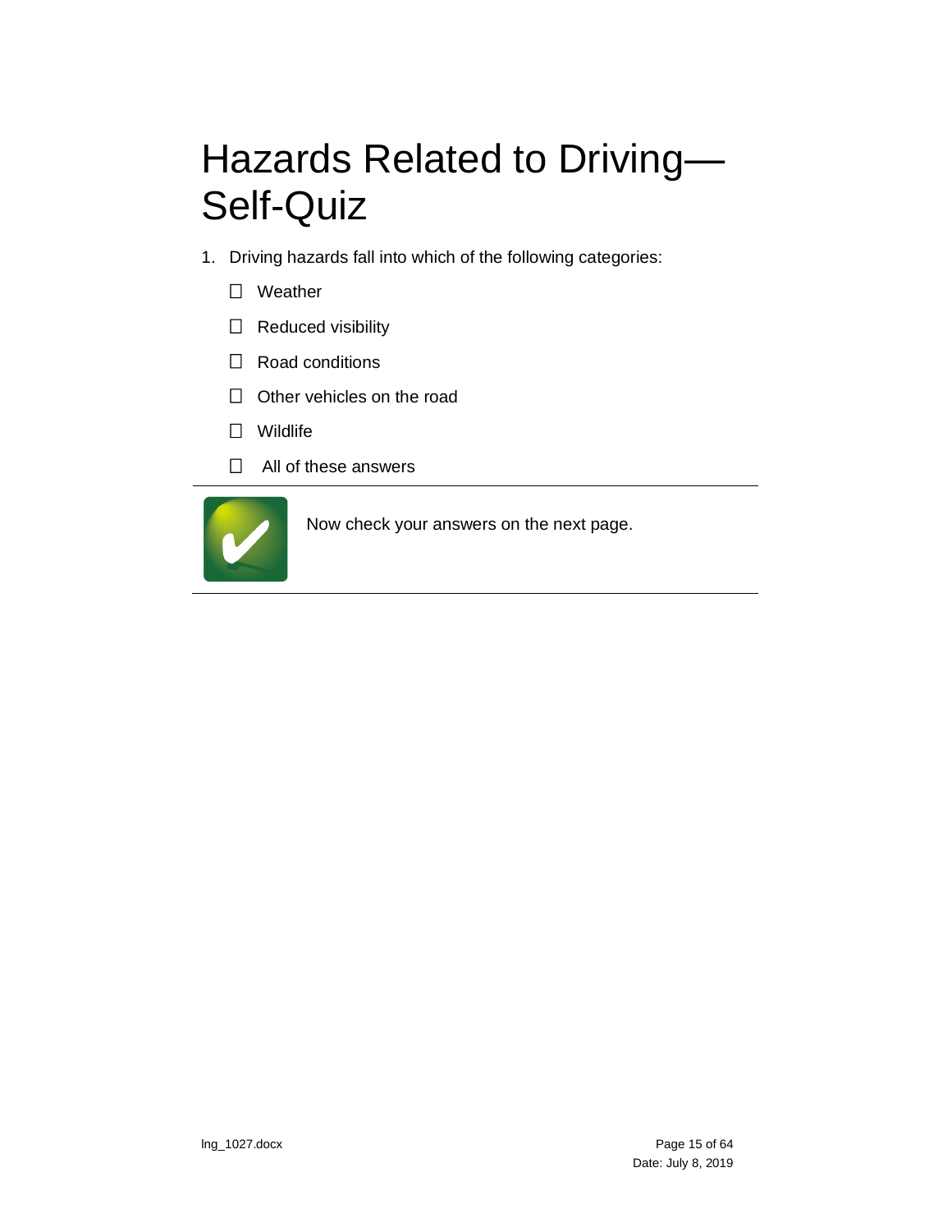# Hazards Related to Driving—Self-Quiz

1. Driving hazards fall into which of the following categories:

   - ☐ Weather
   - ☐ Reduced visibility
   - ☐ Road conditions
   - ☐ Other vehicles on the road
   - ☐ Wildlife
   - ☐ All of these answers

---

Now check your answers on the next page.

---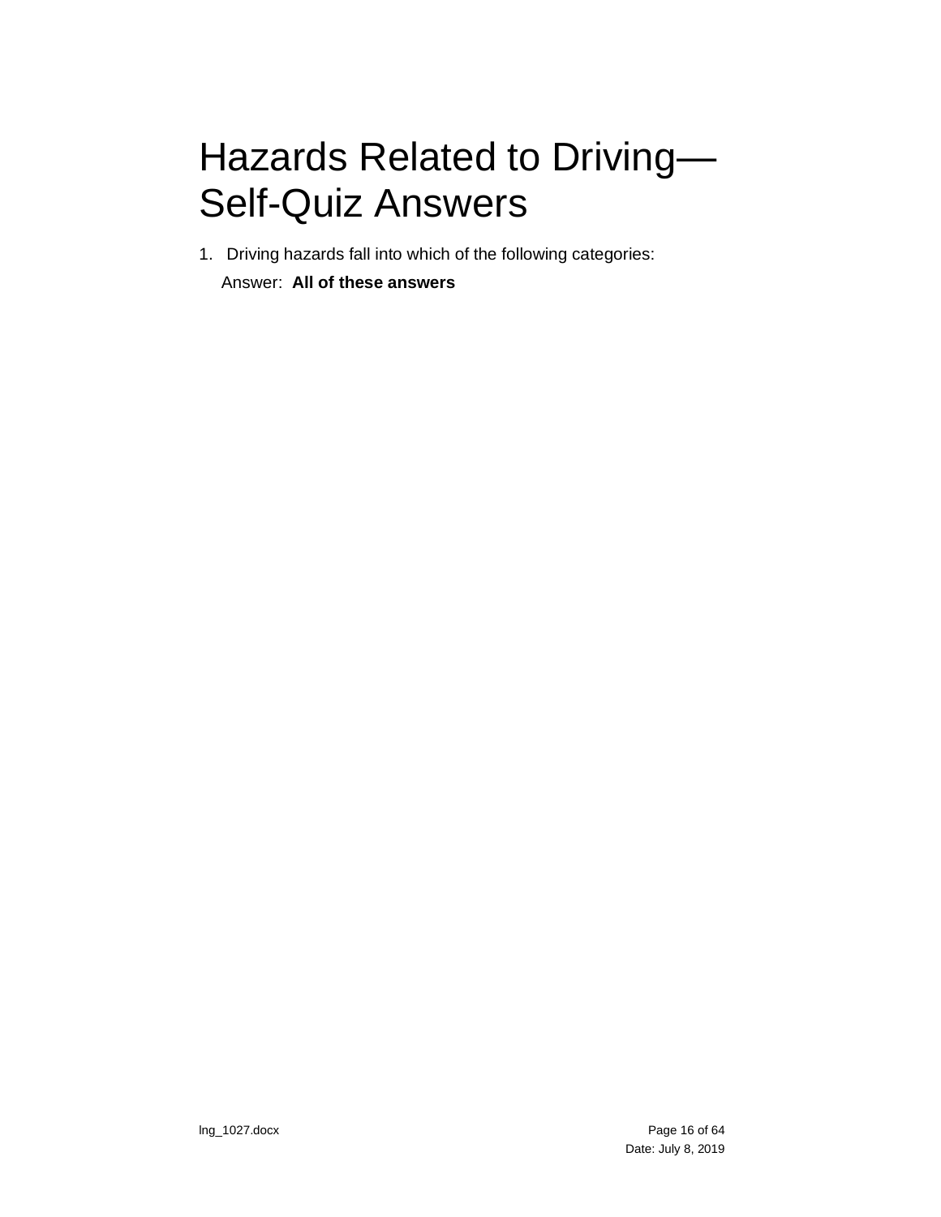# Hazards Related to Driving—Self-Quiz Answers

1. Driving hazards fall into which of the following categories:

   Answer: **All of these answers**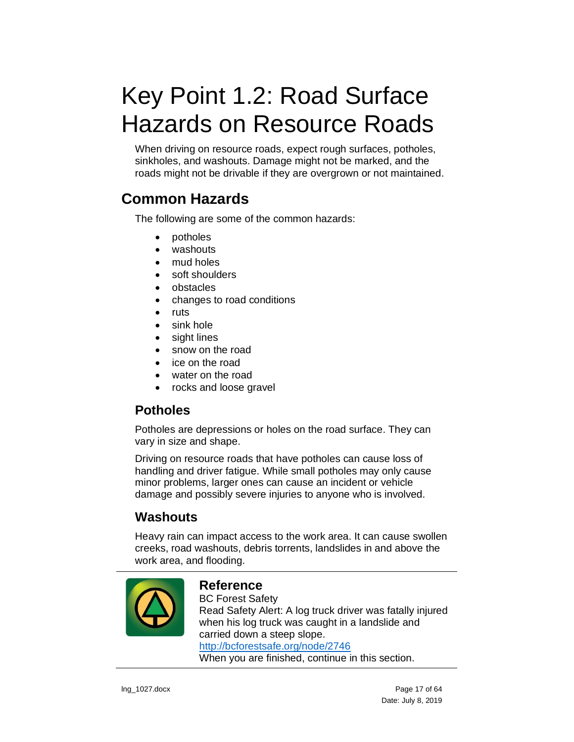# Key Point 1.2: Road Surface Hazards on Resource Roads

When driving on resource roads, expect rough surfaces, potholes, sinkholes, and washouts. Damage might not be marked, and the roads might not be drivable if they are overgrown or not maintained.

## Common Hazards

The following are some of the common hazards:

- potholes
- washouts
- mud holes
- soft shoulders
- obstacles
- changes to road conditions
- ruts
- sink hole
- sight lines
- snow on the road
- ice on the road
- water on the road
- rocks and loose gravel

### Potholes

Potholes are depressions or holes on the road surface. They can vary in size and shape.

Driving on resource roads that have potholes can cause loss of handling and driver fatigue. While small potholes may only cause minor problems, larger ones can cause an incident or vehicle damage and possibly severe injuries to anyone who is involved.

### Washouts

Heavy rain can impact access to the work area. It can cause swollen creeks, road washouts, debris torrents, landslides in and above the work area, and flooding.

---

**Reference**

BC Forest Safety

Read Safety Alert: A log truck driver was fatally injured when his log truck was caught in a landslide and carried down a steep slope.

http://bcforestsafe.org/node/2746

When you are finished, continue in this section.

---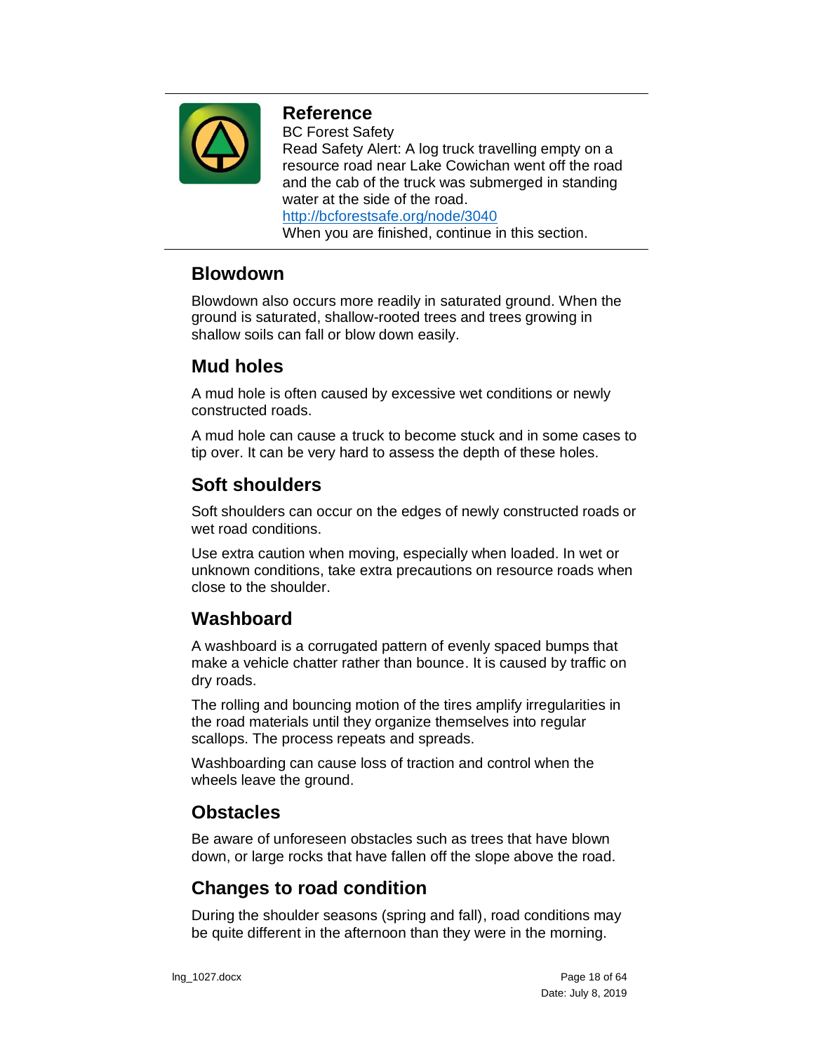**Reference**

BC Forest Safety

Read Safety Alert: A log truck travelling empty on a resource road near Lake Cowichan went off the road and the cab of the truck was submerged in standing water at the side of the road.

http://bcforestsafe.org/node/3040

When you are finished, continue in this section.

## Blowdown

Blowdown also occurs more readily in saturated ground. When the ground is saturated, shallow-rooted trees and trees growing in shallow soils can fall or blow down easily.

## Mud holes

A mud hole is often caused by excessive wet conditions or newly constructed roads.

A mud hole can cause a truck to become stuck and in some cases to tip over. It can be very hard to assess the depth of these holes.

## Soft shoulders

Soft shoulders can occur on the edges of newly constructed roads or wet road conditions.

Use extra caution when moving, especially when loaded. In wet or unknown conditions, take extra precautions on resource roads when close to the shoulder.

## Washboard

A washboard is a corrugated pattern of evenly spaced bumps that make a vehicle chatter rather than bounce. It is caused by traffic on dry roads.

The rolling and bouncing motion of the tires amplify irregularities in the road materials until they organize themselves into regular scallops. The process repeats and spreads.

Washboarding can cause loss of traction and control when the wheels leave the ground.

## Obstacles

Be aware of unforeseen obstacles such as trees that have blown down, or large rocks that have fallen off the slope above the road.

## Changes to road condition

During the shoulder seasons (spring and fall), road conditions may be quite different in the afternoon than they were in the morning.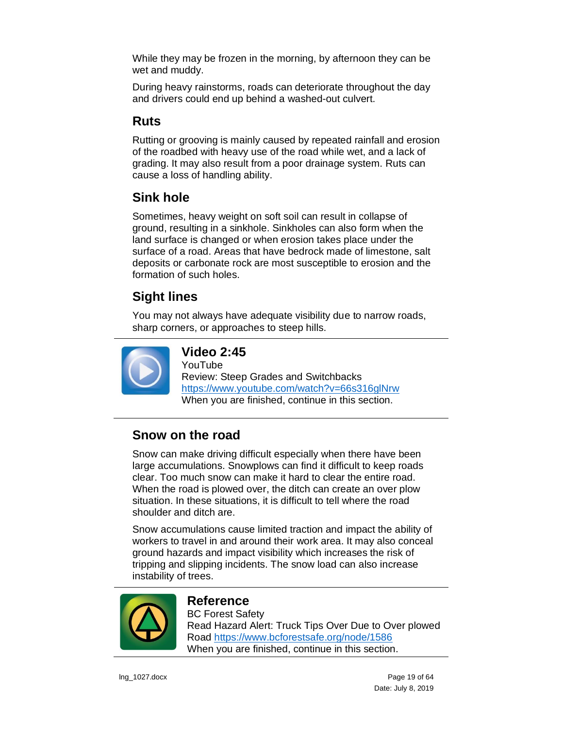While they may be frozen in the morning, by afternoon they can be wet and muddy.

During heavy rainstorms, roads can deteriorate throughout the day and drivers could end up behind a washed-out culvert.

## Ruts

Rutting or grooving is mainly caused by repeated rainfall and erosion of the roadbed with heavy use of the road while wet, and a lack of grading. It may also result from a poor drainage system. Ruts can cause a loss of handling ability.

## Sink hole

Sometimes, heavy weight on soft soil can result in collapse of ground, resulting in a sinkhole. Sinkholes can also form when the land surface is changed or when erosion takes place under the surface of a road. Areas that have bedrock made of limestone, salt deposits or carbonate rock are most susceptible to erosion and the formation of such holes.

## Sight lines

You may not always have adequate visibility due to narrow roads, sharp corners, or approaches to steep hills.

---

**Video 2:45**
YouTube
Review: Steep Grades and Switchbacks
https://www.youtube.com/watch?v=66s316glNrw
When you are finished, continue in this section.

---

## Snow on the road

Snow can make driving difficult especially when there have been large accumulations. Snowplows can find it difficult to keep roads clear. Too much snow can make it hard to clear the entire road. When the road is plowed over, the ditch can create an over plow situation. In these situations, it is difficult to tell where the road shoulder and ditch are.

Snow accumulations cause limited traction and impact the ability of workers to travel in and around their work area. It may also conceal ground hazards and impact visibility which increases the risk of tripping and slipping incidents. The snow load can also increase instability of trees.

---

**Reference**
BC Forest Safety
Read Hazard Alert: Truck Tips Over Due to Over plowed Road https://www.bcforestsafe.org/node/1586
When you are finished, continue in this section.

---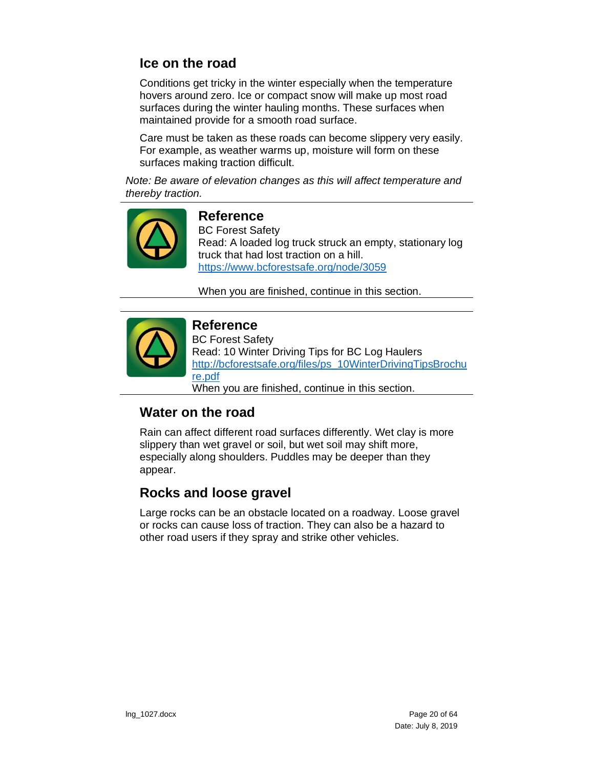## Ice on the road

Conditions get tricky in the winter especially when the temperature hovers around zero. Ice or compact snow will make up most road surfaces during the winter hauling months. These surfaces when maintained provide for a smooth road surface.

Care must be taken as these roads can become slippery very easily. For example, as weather warms up, moisture will form on these surfaces making traction difficult.

*Note: Be aware of elevation changes as this will affect temperature and thereby traction.*

---

### Reference

BC Forest Safety
Read: A loaded log truck struck an empty, stationary log truck that had lost traction on a hill.
https://www.bcforestsafe.org/node/3059

When you are finished, continue in this section.

---

### Reference

BC Forest Safety
Read: 10 Winter Driving Tips for BC Log Haulers
http://bcforestsafe.org/files/ps_10WinterDrivingTipsBrochure.pdf
When you are finished, continue in this section.

---

## Water on the road

Rain can affect different road surfaces differently. Wet clay is more slippery than wet gravel or soil, but wet soil may shift more, especially along shoulders. Puddles may be deeper than they appear.

## Rocks and loose gravel

Large rocks can be an obstacle located on a roadway. Loose gravel or rocks can cause loss of traction. They can also be a hazard to other road users if they spray and strike other vehicles.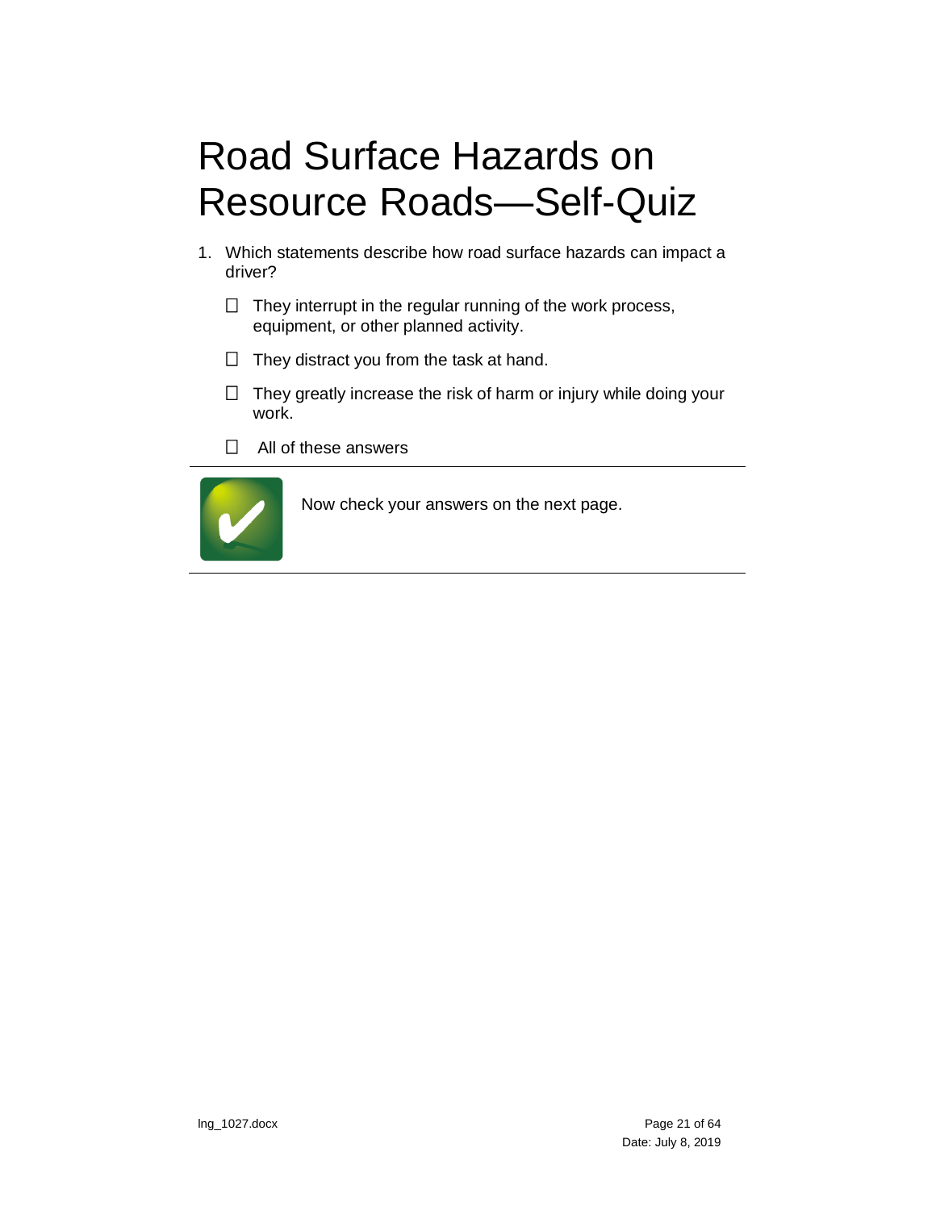# Road Surface Hazards on Resource Roads—Self-Quiz

1. Which statements describe how road surface hazards can impact a driver?

   - ☐ They interrupt in the regular running of the work process, equipment, or other planned activity.
   - ☐ They distract you from the task at hand.
   - ☐ They greatly increase the risk of harm or injury while doing your work.
   - ☐ All of these answers

---

Now check your answers on the next page.

---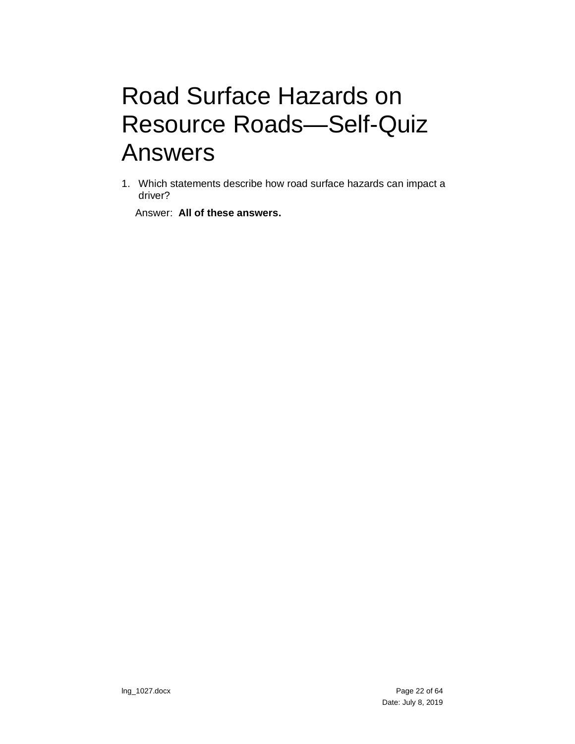# Road Surface Hazards on Resource Roads—Self-Quiz Answers

1. Which statements describe how road surface hazards can impact a driver?

   Answer: **All of these answers.**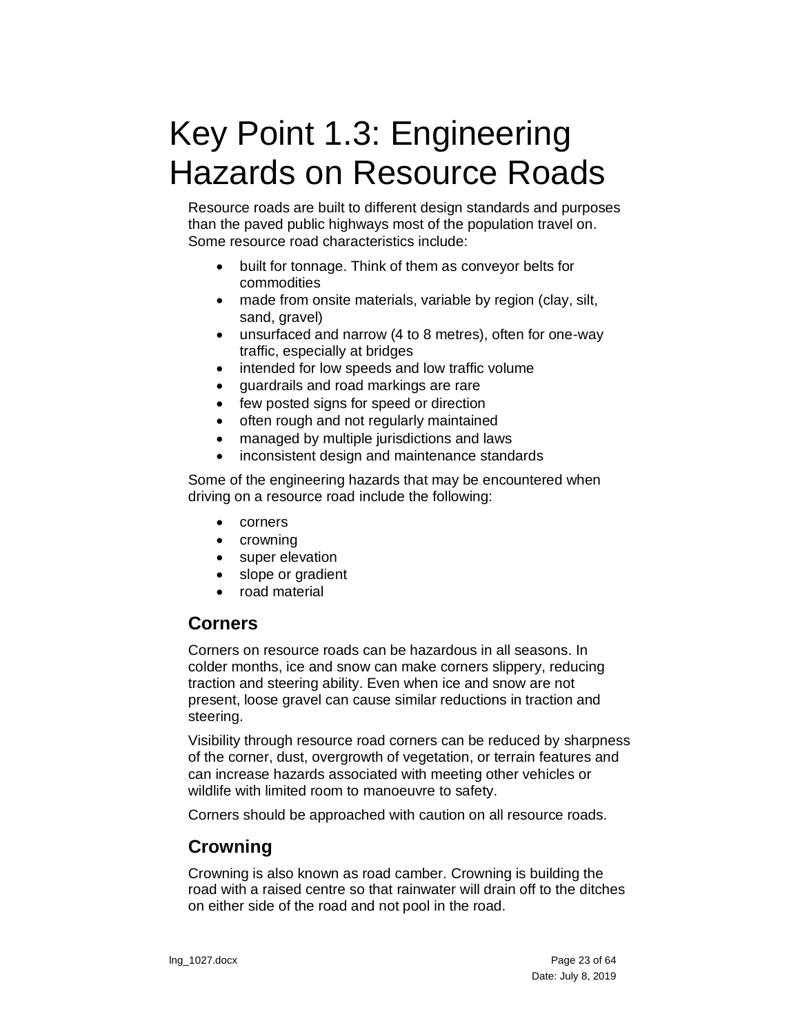# Key Point 1.3: Engineering Hazards on Resource Roads

Resource roads are built to different design standards and purposes than the paved public highways most of the population travel on. Some resource road characteristics include:

- built for tonnage. Think of them as conveyor belts for commodities
- made from onsite materials, variable by region (clay, silt, sand, gravel)
- unsurfaced and narrow (4 to 8 metres), often for one-way traffic, especially at bridges
- intended for low speeds and low traffic volume
- guardrails and road markings are rare
- few posted signs for speed or direction
- often rough and not regularly maintained
- managed by multiple jurisdictions and laws
- inconsistent design and maintenance standards

Some of the engineering hazards that may be encountered when driving on a resource road include the following:

- corners
- crowning
- super elevation
- slope or gradient
- road material

## Corners

Corners on resource roads can be hazardous in all seasons. In colder months, ice and snow can make corners slippery, reducing traction and steering ability. Even when ice and snow are not present, loose gravel can cause similar reductions in traction and steering.

Visibility through resource road corners can be reduced by sharpness of the corner, dust, overgrowth of vegetation, or terrain features and can increase hazards associated with meeting other vehicles or wildlife with limited room to manoeuvre to safety.

Corners should be approached with caution on all resource roads.

## Crowning

Crowning is also known as road camber. Crowning is building the road with a raised centre so that rainwater will drain off to the ditches on either side of the road and not pool in the road.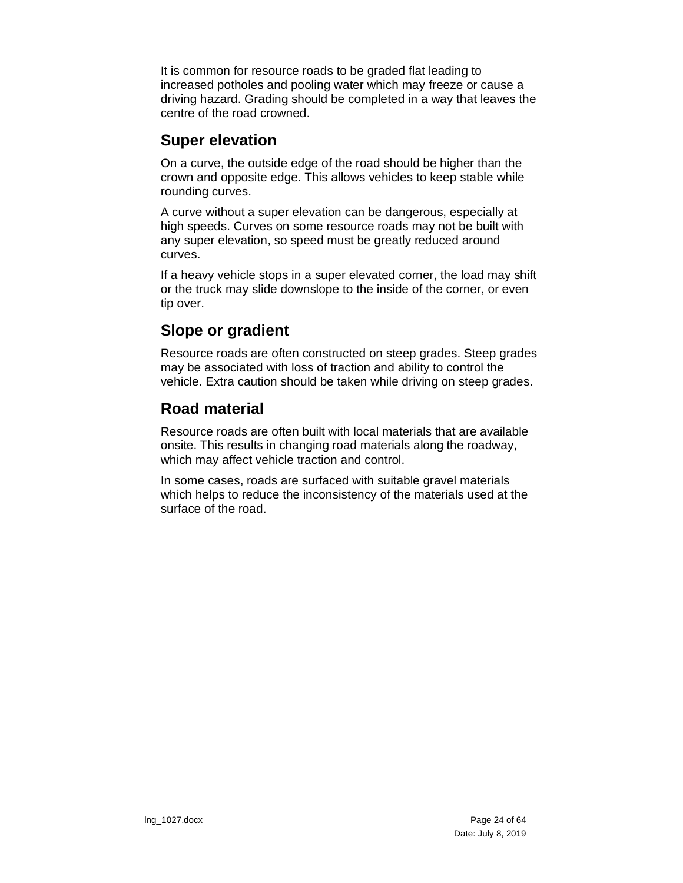It is common for resource roads to be graded flat leading to increased potholes and pooling water which may freeze or cause a driving hazard. Grading should be completed in a way that leaves the centre of the road crowned.

## Super elevation

On a curve, the outside edge of the road should be higher than the crown and opposite edge. This allows vehicles to keep stable while rounding curves.

A curve without a super elevation can be dangerous, especially at high speeds. Curves on some resource roads may not be built with any super elevation, so speed must be greatly reduced around curves.

If a heavy vehicle stops in a super elevated corner, the load may shift or the truck may slide downslope to the inside of the corner, or even tip over.

## Slope or gradient

Resource roads are often constructed on steep grades. Steep grades may be associated with loss of traction and ability to control the vehicle. Extra caution should be taken while driving on steep grades.

## Road material

Resource roads are often built with local materials that are available onsite. This results in changing road materials along the roadway, which may affect vehicle traction and control.

In some cases, roads are surfaced with suitable gravel materials which helps to reduce the inconsistency of the materials used at the surface of the road.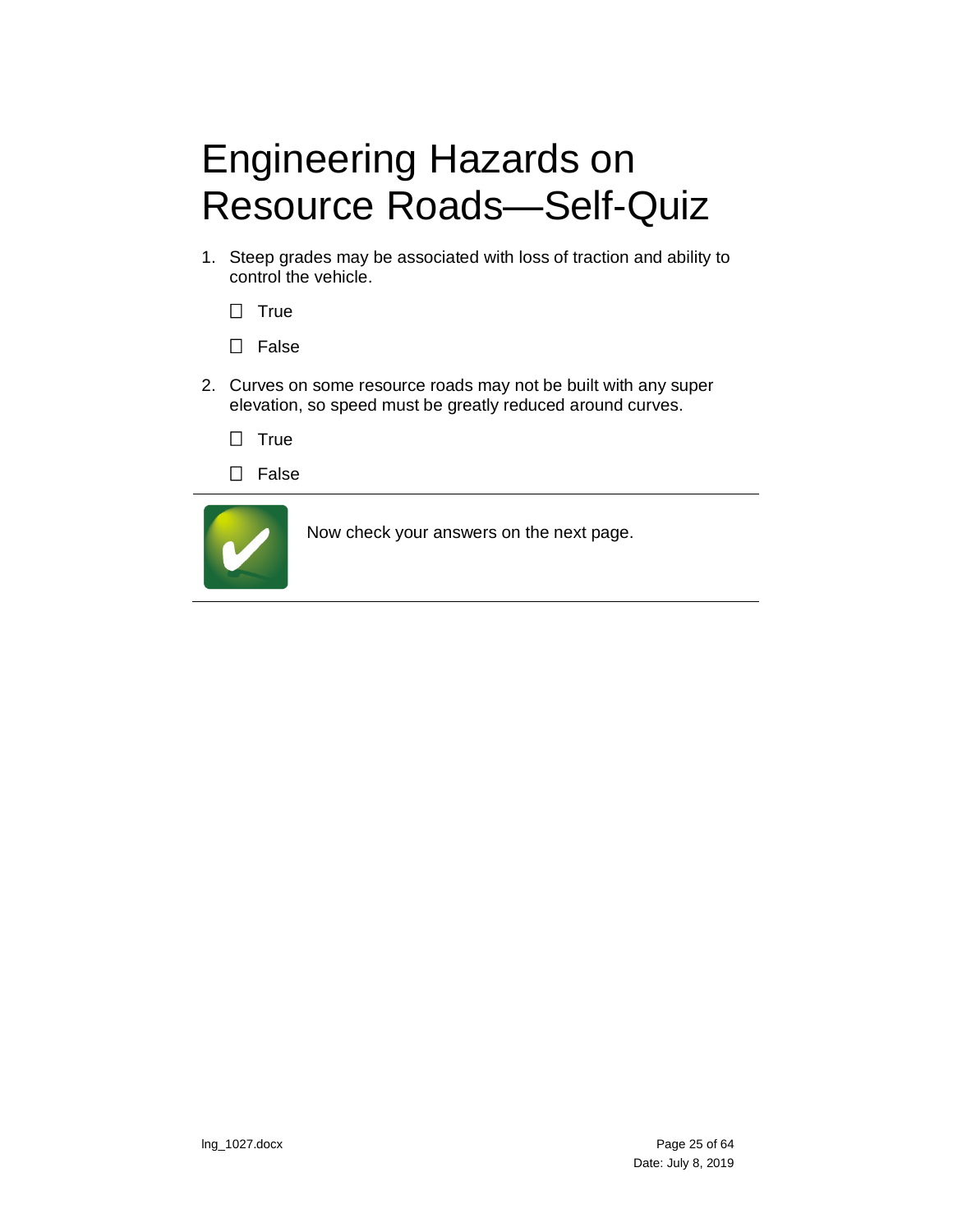# Engineering Hazards on Resource Roads—Self-Quiz

1. Steep grades may be associated with loss of traction and ability to control the vehicle.

   ☐ True

   ☐ False

2. Curves on some resource roads may not be built with any super elevation, so speed must be greatly reduced around curves.

   ☐ True

   ☐ False

---

Now check your answers on the next page.

---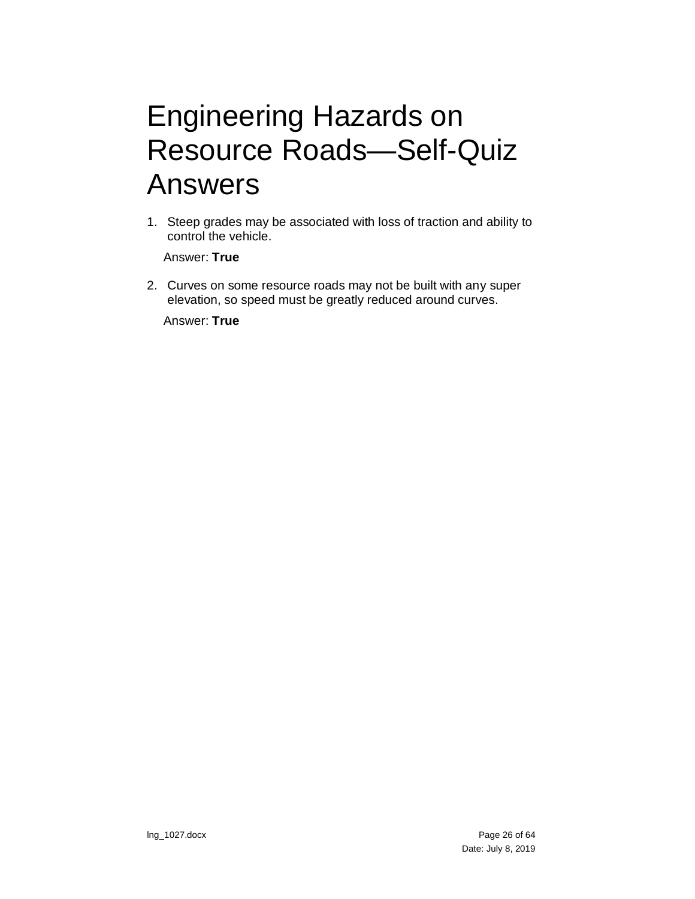# Engineering Hazards on Resource Roads—Self-Quiz Answers

1. Steep grades may be associated with loss of traction and ability to control the vehicle.

   Answer: **True**

2. Curves on some resource roads may not be built with any super elevation, so speed must be greatly reduced around curves.

   Answer: **True**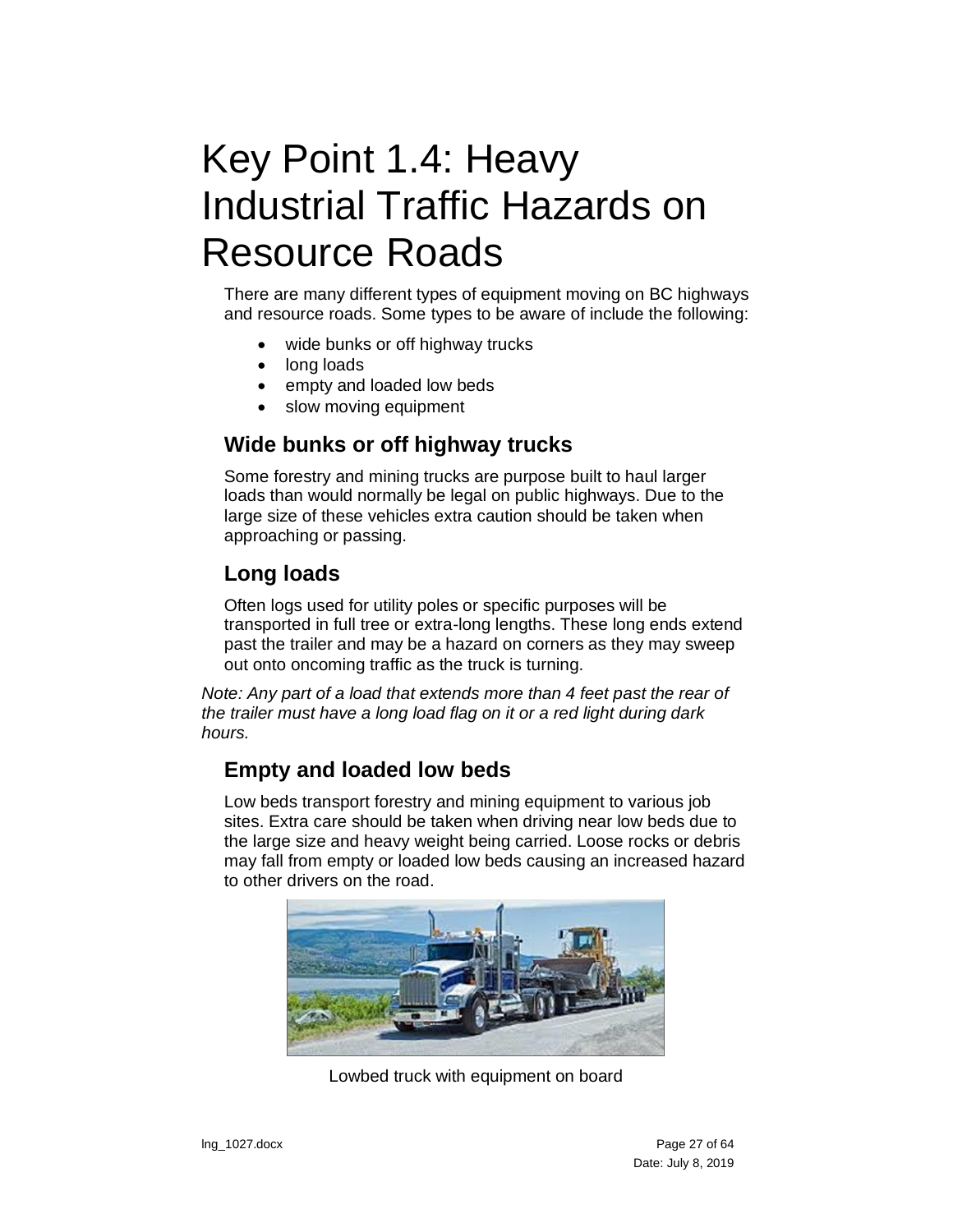# Key Point 1.4: Heavy Industrial Traffic Hazards on Resource Roads

There are many different types of equipment moving on BC highways and resource roads. Some types to be aware of include the following:

- wide bunks or off highway trucks
- long loads
- empty and loaded low beds
- slow moving equipment

## Wide bunks or off highway trucks

Some forestry and mining trucks are purpose built to haul larger loads than would normally be legal on public highways. Due to the large size of these vehicles extra caution should be taken when approaching or passing.

## Long loads

Often logs used for utility poles or specific purposes will be transported in full tree or extra-long lengths. These long ends extend past the trailer and may be a hazard on corners as they may sweep out onto oncoming traffic as the truck is turning.

*Note: Any part of a load that extends more than 4 feet past the rear of the trailer must have a long load flag on it or a red light during dark hours.*

## Empty and loaded low beds

Low beds transport forestry and mining equipment to various job sites. Extra care should be taken when driving near low beds due to the large size and heavy weight being carried. Loose rocks or debris may fall from empty or loaded low beds causing an increased hazard to other drivers on the road.

Lowbed truck with equipment on board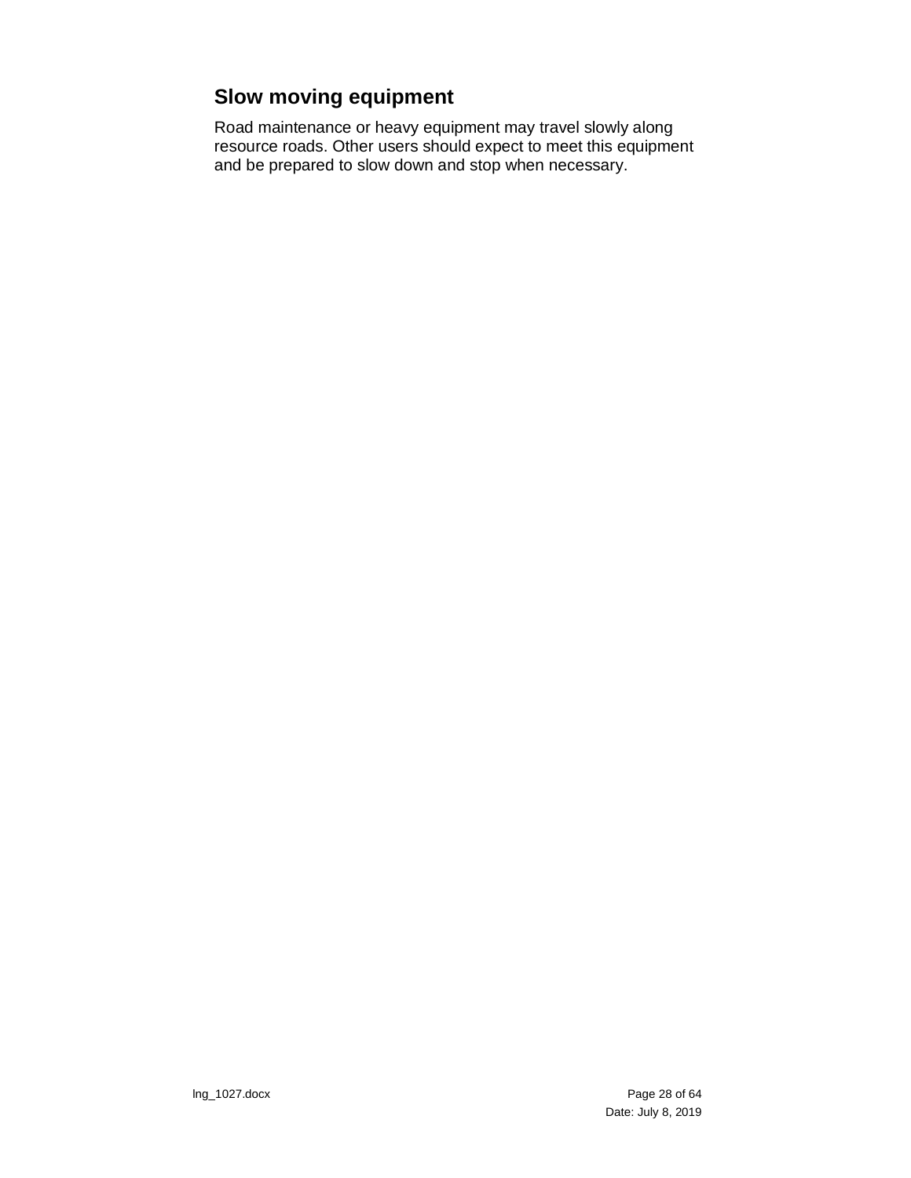## Slow moving equipment

Road maintenance or heavy equipment may travel slowly along resource roads. Other users should expect to meet this equipment and be prepared to slow down and stop when necessary.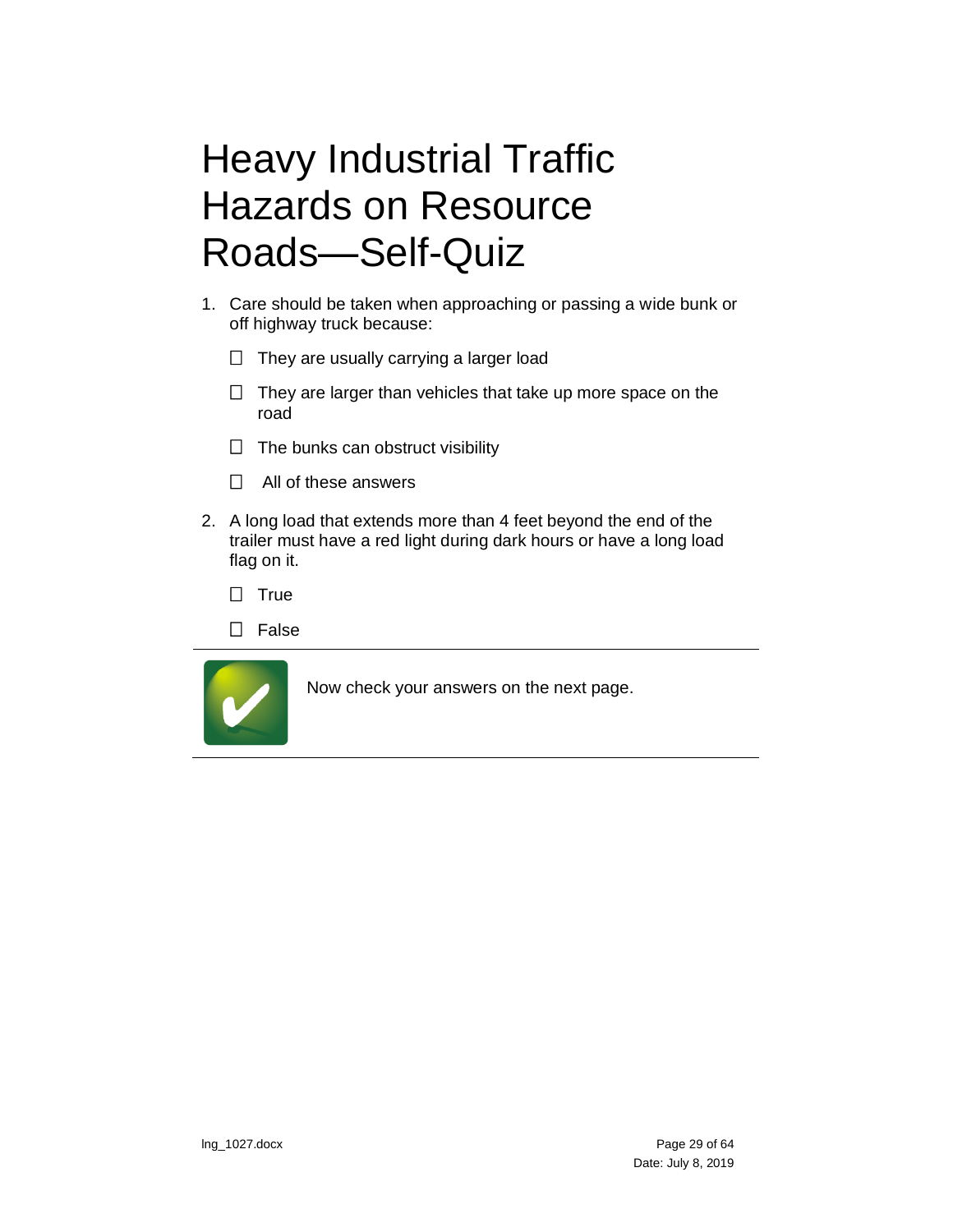# Heavy Industrial Traffic Hazards on Resource Roads—Self-Quiz

1. Care should be taken when approaching or passing a wide bunk or off highway truck because:

   - ☐ They are usually carrying a larger load
   - ☐ They are larger than vehicles that take up more space on the road
   - ☐ The bunks can obstruct visibility
   - ☐ All of these answers

2. A long load that extends more than 4 feet beyond the end of the trailer must have a red light during dark hours or have a long load flag on it.

   - ☐ True
   - ☐ False

---

Now check your answers on the next page.

---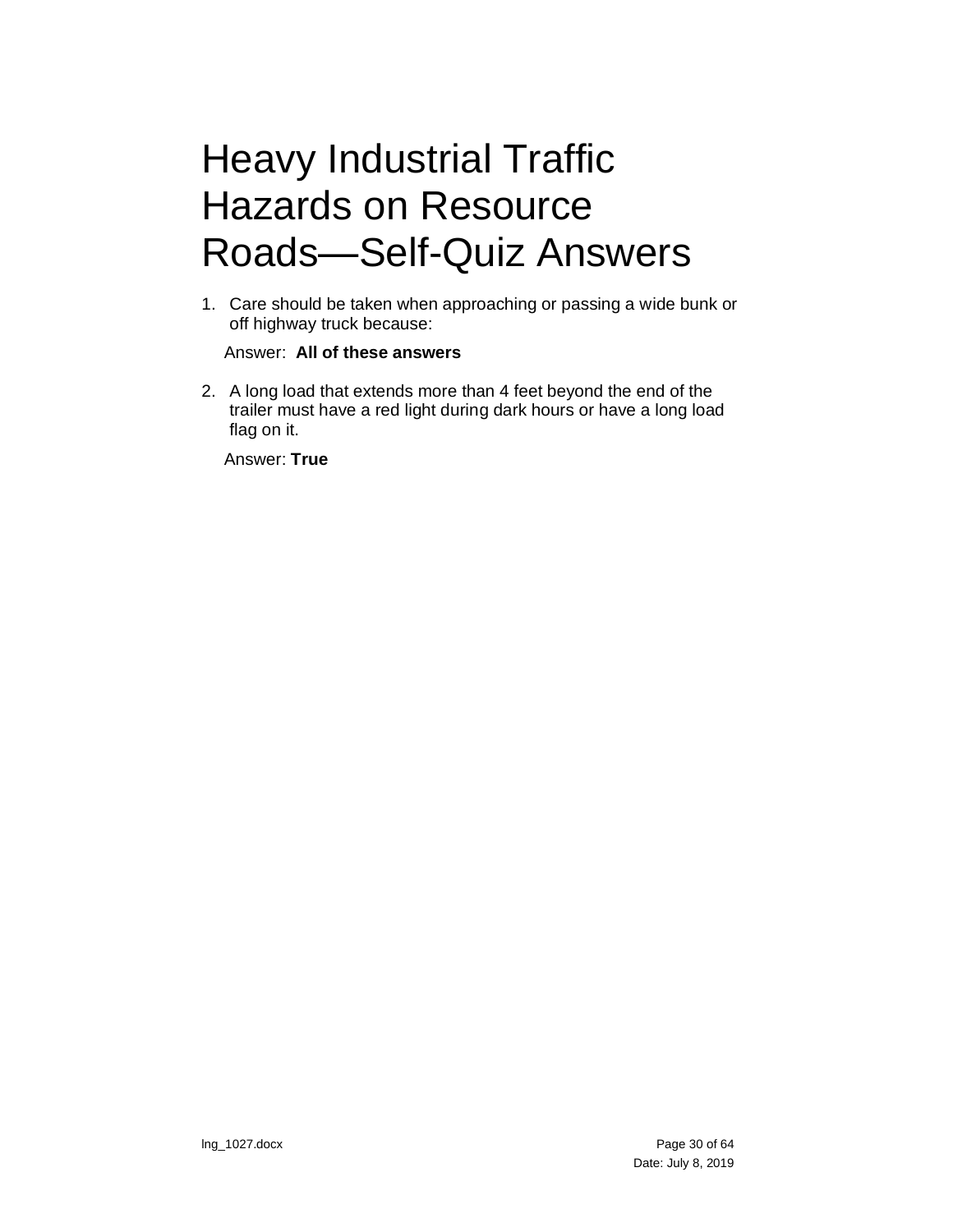# Heavy Industrial Traffic Hazards on Resource Roads—Self-Quiz Answers

1. Care should be taken when approaching or passing a wide bunk or off highway truck because:

   Answer: **All of these answers**

2. A long load that extends more than 4 feet beyond the end of the trailer must have a red light during dark hours or have a long load flag on it.

   Answer: **True**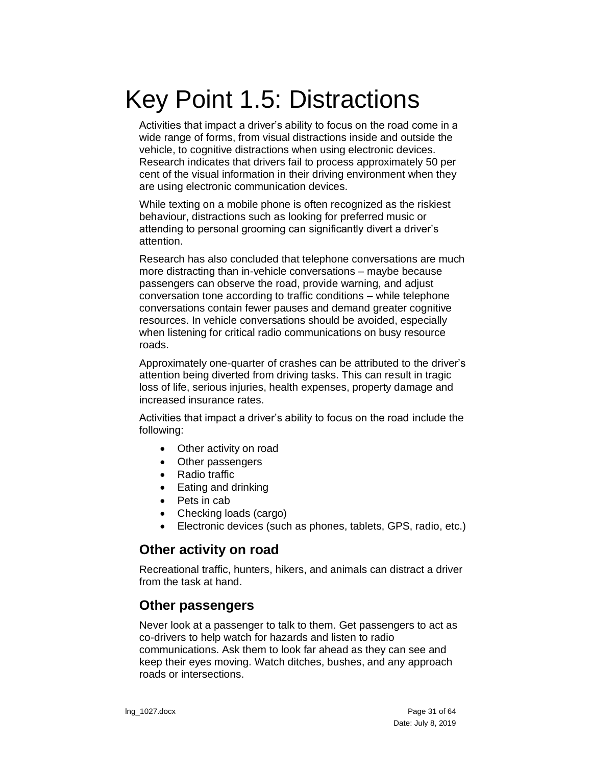# Key Point 1.5: Distractions

Activities that impact a driver's ability to focus on the road come in a wide range of forms, from visual distractions inside and outside the vehicle, to cognitive distractions when using electronic devices. Research indicates that drivers fail to process approximately 50 per cent of the visual information in their driving environment when they are using electronic communication devices.

While texting on a mobile phone is often recognized as the riskiest behaviour, distractions such as looking for preferred music or attending to personal grooming can significantly divert a driver's attention.

Research has also concluded that telephone conversations are much more distracting than in-vehicle conversations – maybe because passengers can observe the road, provide warning, and adjust conversation tone according to traffic conditions – while telephone conversations contain fewer pauses and demand greater cognitive resources. In vehicle conversations should be avoided, especially when listening for critical radio communications on busy resource roads.

Approximately one-quarter of crashes can be attributed to the driver's attention being diverted from driving tasks. This can result in tragic loss of life, serious injuries, health expenses, property damage and increased insurance rates.

Activities that impact a driver's ability to focus on the road include the following:

- Other activity on road
- Other passengers
- Radio traffic
- Eating and drinking
- Pets in cab
- Checking loads (cargo)
- Electronic devices (such as phones, tablets, GPS, radio, etc.)

## Other activity on road

Recreational traffic, hunters, hikers, and animals can distract a driver from the task at hand.

## Other passengers

Never look at a passenger to talk to them. Get passengers to act as co-drivers to help watch for hazards and listen to radio communications. Ask them to look far ahead as they can see and keep their eyes moving. Watch ditches, bushes, and any approach roads or intersections.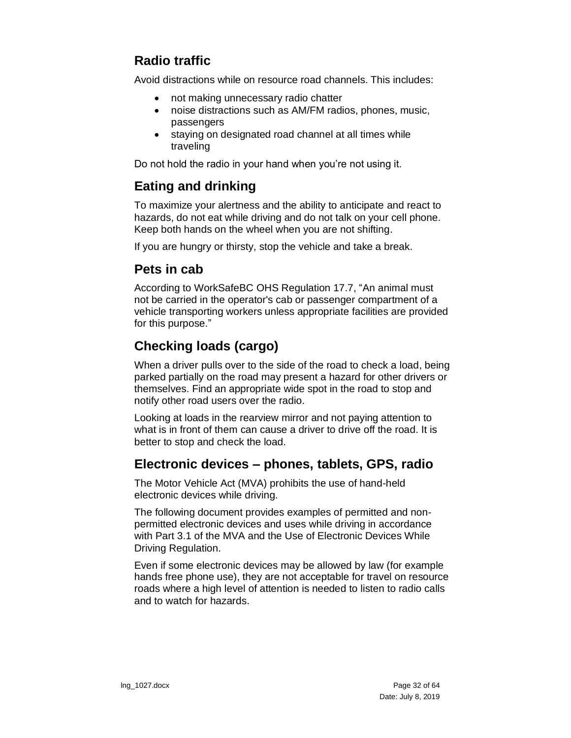## Radio traffic

Avoid distractions while on resource road channels. This includes:

- not making unnecessary radio chatter
- noise distractions such as AM/FM radios, phones, music, passengers
- staying on designated road channel at all times while traveling

Do not hold the radio in your hand when you're not using it.

## Eating and drinking

To maximize your alertness and the ability to anticipate and react to hazards, do not eat while driving and do not talk on your cell phone. Keep both hands on the wheel when you are not shifting.

If you are hungry or thirsty, stop the vehicle and take a break.

## Pets in cab

According to WorkSafeBC OHS Regulation 17.7, "An animal must not be carried in the operator's cab or passenger compartment of a vehicle transporting workers unless appropriate facilities are provided for this purpose."

## Checking loads (cargo)

When a driver pulls over to the side of the road to check a load, being parked partially on the road may present a hazard for other drivers or themselves. Find an appropriate wide spot in the road to stop and notify other road users over the radio.

Looking at loads in the rearview mirror and not paying attention to what is in front of them can cause a driver to drive off the road. It is better to stop and check the load.

## Electronic devices – phones, tablets, GPS, radio

The Motor Vehicle Act (MVA) prohibits the use of hand-held electronic devices while driving.

The following document provides examples of permitted and non-permitted electronic devices and uses while driving in accordance with Part 3.1 of the MVA and the Use of Electronic Devices While Driving Regulation.

Even if some electronic devices may be allowed by law (for example hands free phone use), they are not acceptable for travel on resource roads where a high level of attention is needed to listen to radio calls and to watch for hazards.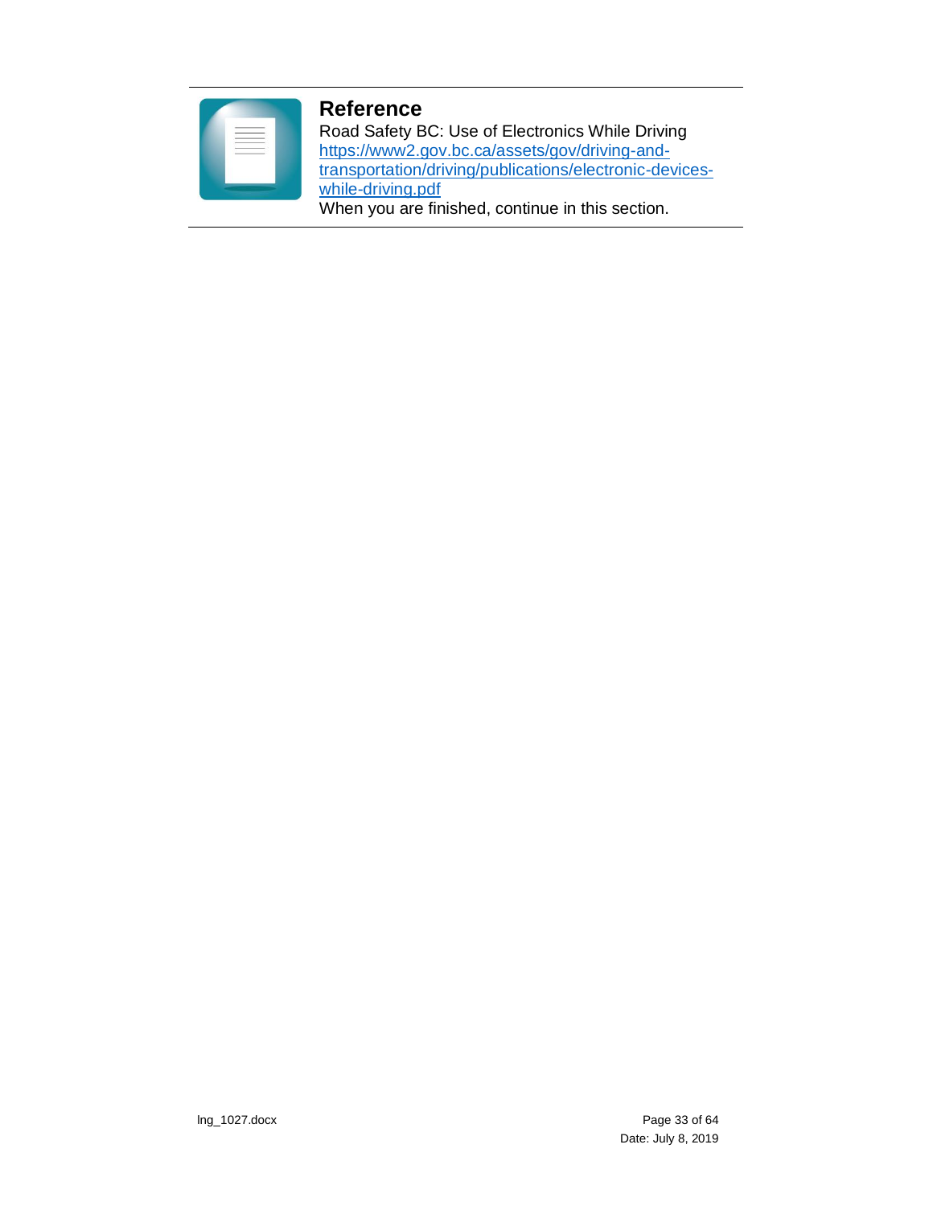**Reference**

Road Safety BC: Use of Electronics While Driving
https://www2.gov.bc.ca/assets/gov/driving-and-transportation/driving/publications/electronic-devices-while-driving.pdf
When you are finished, continue in this section.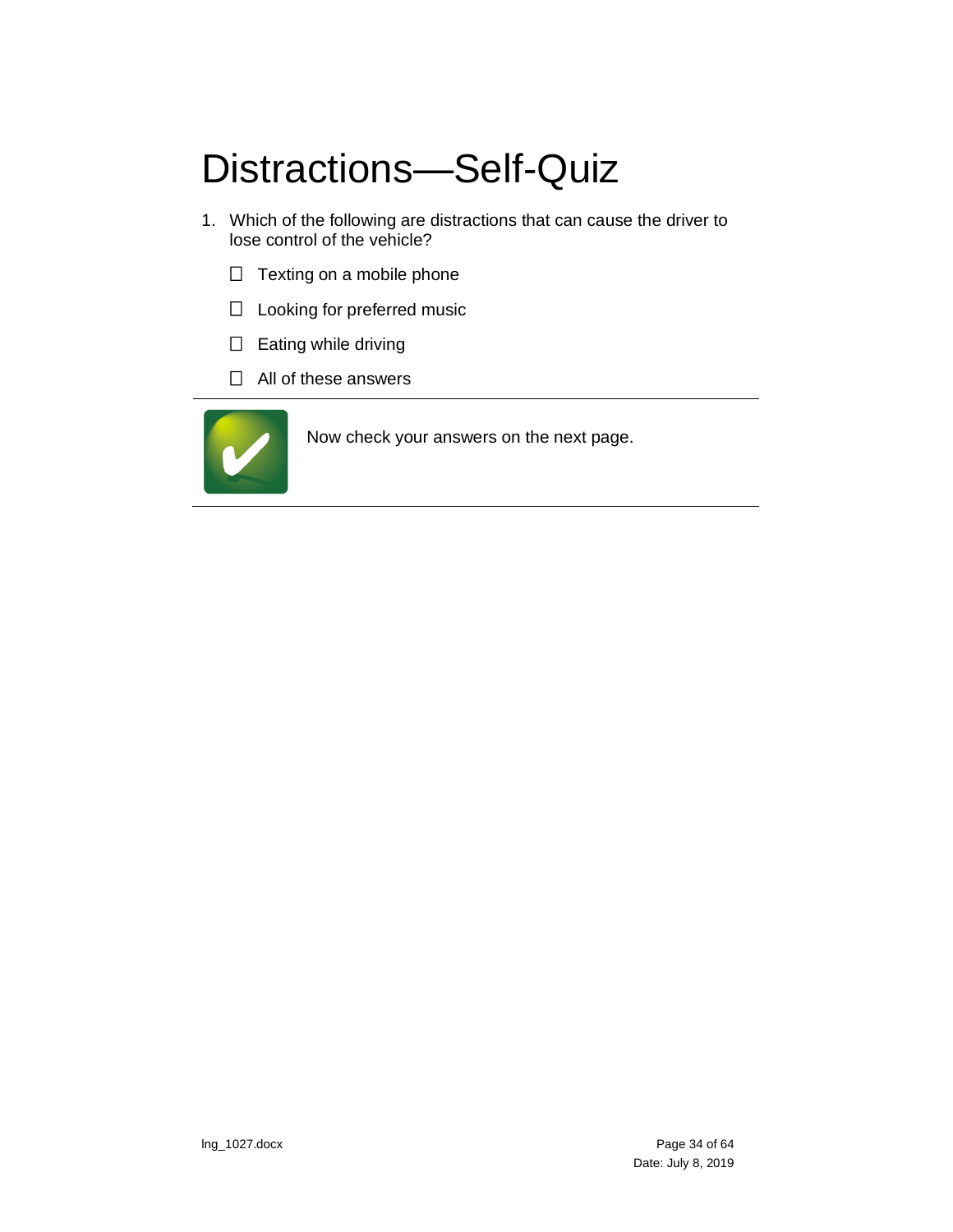# Distractions—Self-Quiz

1. Which of the following are distractions that can cause the driver to lose control of the vehicle?

   - ☐ Texting on a mobile phone
   - ☐ Looking for preferred music
   - ☐ Eating while driving
   - ☐ All of these answers

---

Now check your answers on the next page.

---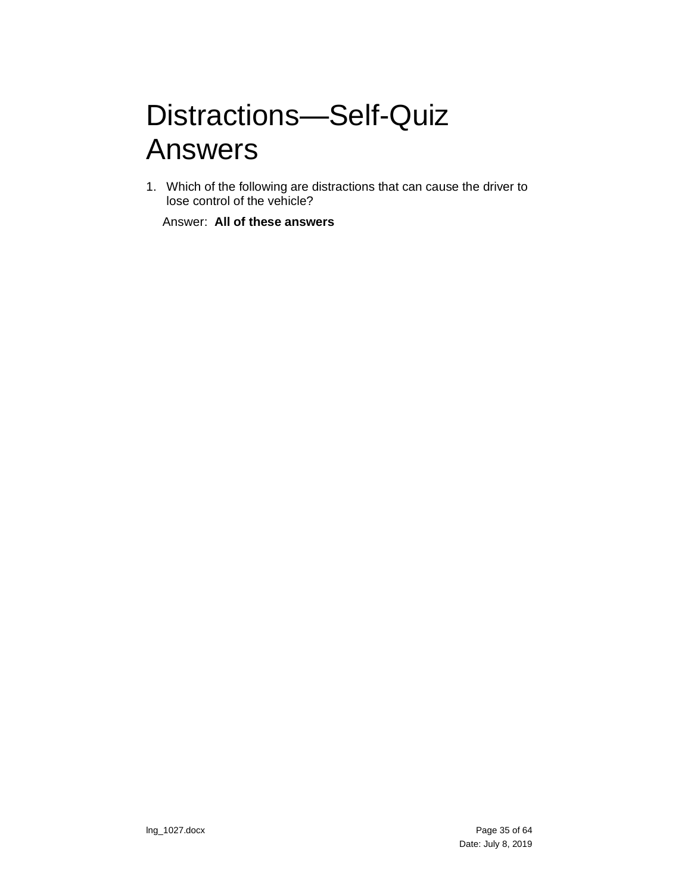# Distractions—Self-Quiz Answers

1. Which of the following are distractions that can cause the driver to lose control of the vehicle?

   Answer: **All of these answers**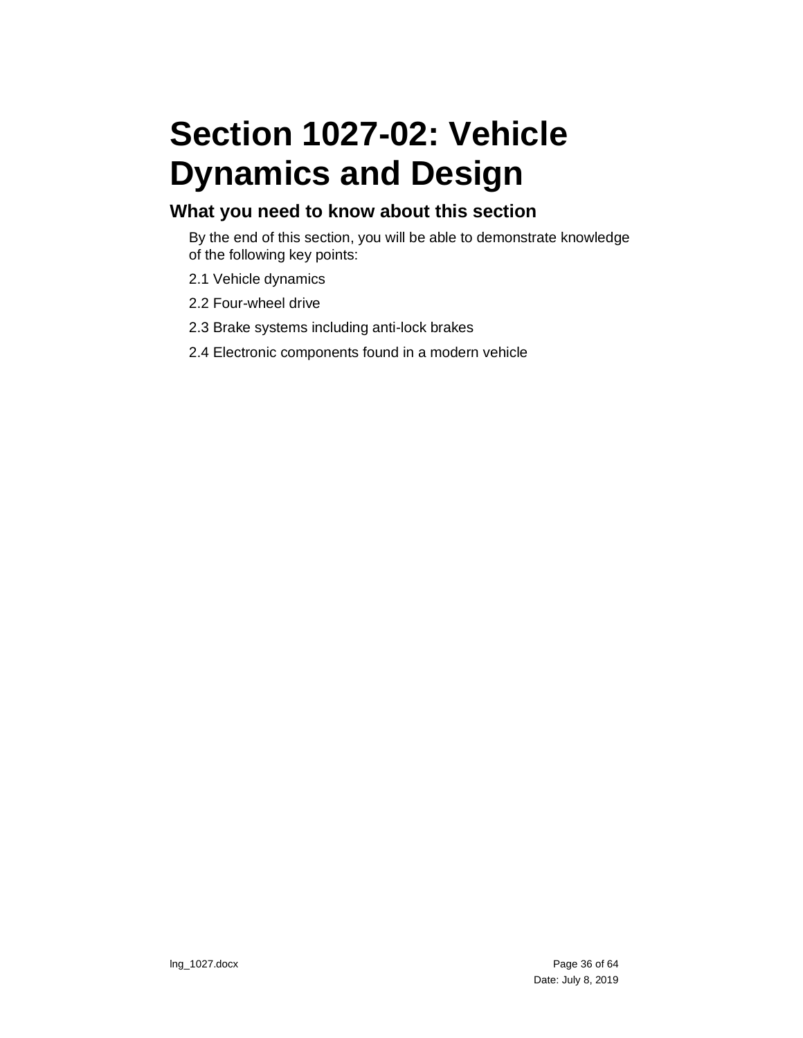# Section 1027-02: Vehicle Dynamics and Design

## What you need to know about this section

By the end of this section, you will be able to demonstrate knowledge of the following key points:

2.1 Vehicle dynamics

2.2 Four-wheel drive

2.3 Brake systems including anti-lock brakes

2.4 Electronic components found in a modern vehicle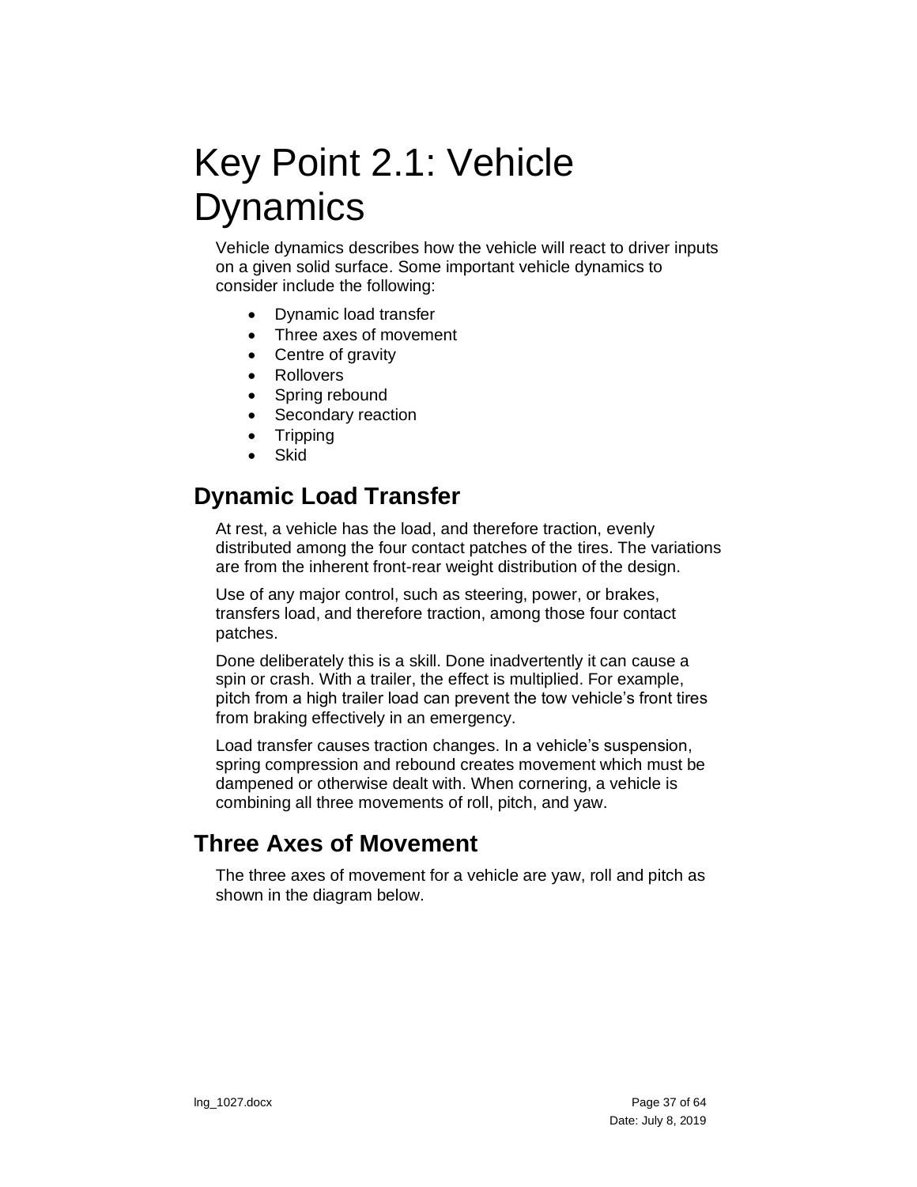# Key Point 2.1: Vehicle Dynamics

Vehicle dynamics describes how the vehicle will react to driver inputs on a given solid surface. Some important vehicle dynamics to consider include the following:

- Dynamic load transfer
- Three axes of movement
- Centre of gravity
- Rollovers
- Spring rebound
- Secondary reaction
- Tripping
- Skid

## Dynamic Load Transfer

At rest, a vehicle has the load, and therefore traction, evenly distributed among the four contact patches of the tires. The variations are from the inherent front-rear weight distribution of the design.

Use of any major control, such as steering, power, or brakes, transfers load, and therefore traction, among those four contact patches.

Done deliberately this is a skill. Done inadvertently it can cause a spin or crash. With a trailer, the effect is multiplied. For example, pitch from a high trailer load can prevent the tow vehicle's front tires from braking effectively in an emergency.

Load transfer causes traction changes. In a vehicle's suspension, spring compression and rebound creates movement which must be dampened or otherwise dealt with. When cornering, a vehicle is combining all three movements of roll, pitch, and yaw.

## Three Axes of Movement

The three axes of movement for a vehicle are yaw, roll and pitch as shown in the diagram below.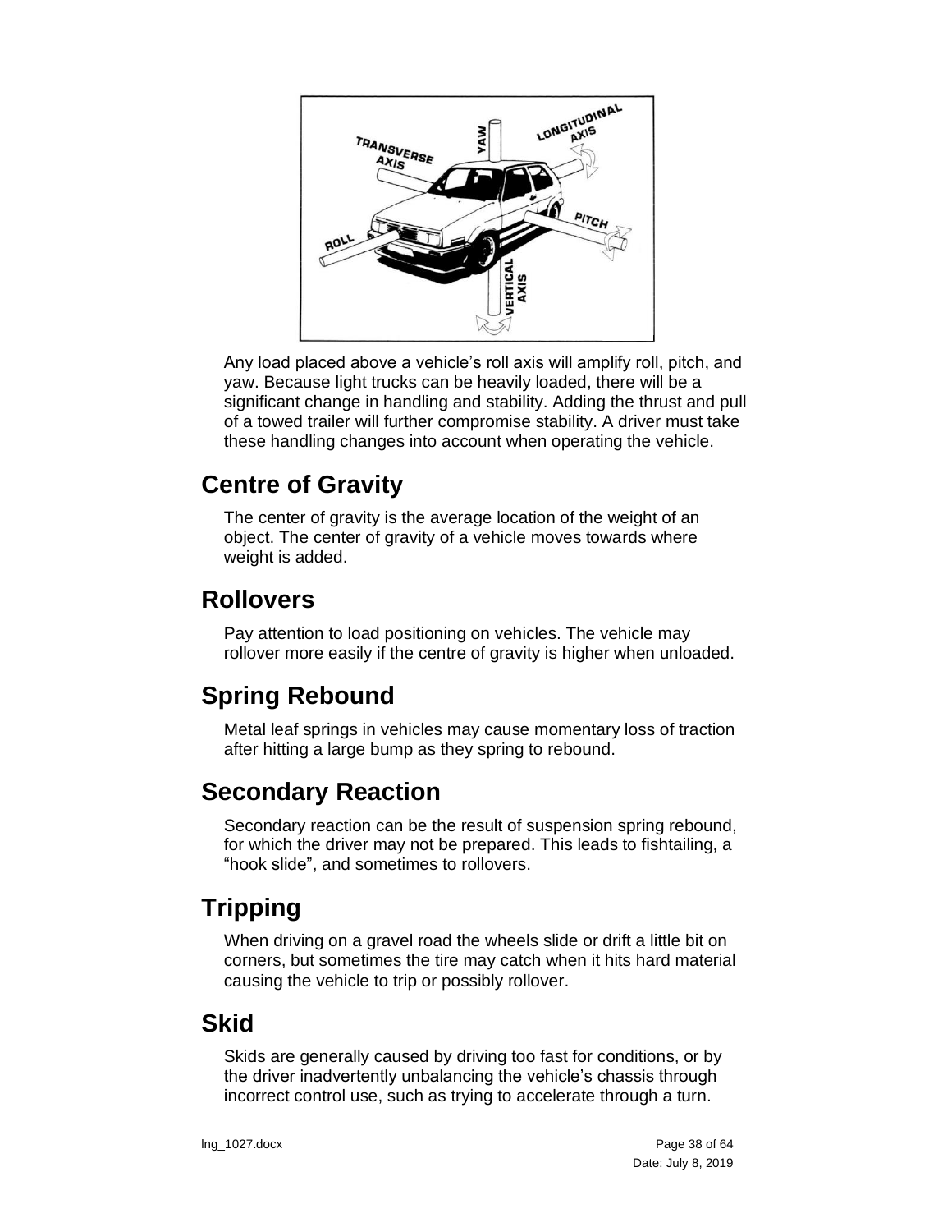Any load placed above a vehicle’s roll axis will amplify roll, pitch, and yaw. Because light trucks can be heavily loaded, there will be a significant change in handling and stability. Adding the thrust and pull of a towed trailer will further compromise stability. A driver must take these handling changes into account when operating the vehicle.

## Centre of Gravity

The center of gravity is the average location of the weight of an object. The center of gravity of a vehicle moves towards where weight is added.

## Rollovers

Pay attention to load positioning on vehicles. The vehicle may rollover more easily if the centre of gravity is higher when unloaded.

## Spring Rebound

Metal leaf springs in vehicles may cause momentary loss of traction after hitting a large bump as they spring to rebound.

## Secondary Reaction

Secondary reaction can be the result of suspension spring rebound, for which the driver may not be prepared. This leads to fishtailing, a “hook slide”, and sometimes to rollovers.

## Tripping

When driving on a gravel road the wheels slide or drift a little bit on corners, but sometimes the tire may catch when it hits hard material causing the vehicle to trip or possibly rollover.

## Skid

Skids are generally caused by driving too fast for conditions, or by the driver inadvertently unbalancing the vehicle’s chassis through incorrect control use, such as trying to accelerate through a turn.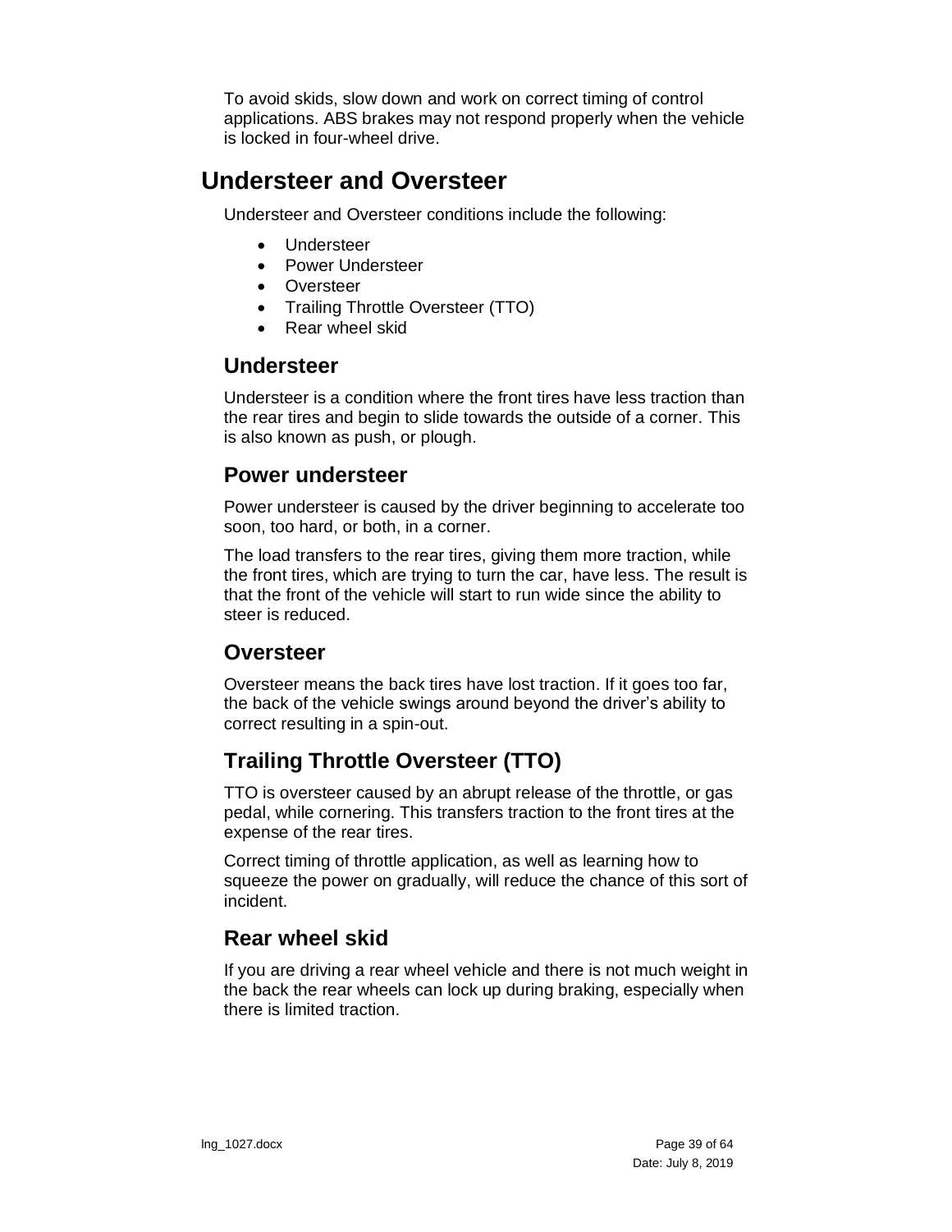To avoid skids, slow down and work on correct timing of control applications. ABS brakes may not respond properly when the vehicle is locked in four-wheel drive.

# Understeer and Oversteer

Understeer and Oversteer conditions include the following:

- Understeer
- Power Understeer
- Oversteer
- Trailing Throttle Oversteer (TTO)
- Rear wheel skid

## Understeer

Understeer is a condition where the front tires have less traction than the rear tires and begin to slide towards the outside of a corner. This is also known as push, or plough.

## Power understeer

Power understeer is caused by the driver beginning to accelerate too soon, too hard, or both, in a corner.

The load transfers to the rear tires, giving them more traction, while the front tires, which are trying to turn the car, have less. The result is that the front of the vehicle will start to run wide since the ability to steer is reduced.

## Oversteer

Oversteer means the back tires have lost traction. If it goes too far, the back of the vehicle swings around beyond the driver's ability to correct resulting in a spin-out.

## Trailing Throttle Oversteer (TTO)

TTO is oversteer caused by an abrupt release of the throttle, or gas pedal, while cornering. This transfers traction to the front tires at the expense of the rear tires.

Correct timing of throttle application, as well as learning how to squeeze the power on gradually, will reduce the chance of this sort of incident.

## Rear wheel skid

If you are driving a rear wheel vehicle and there is not much weight in the back the rear wheels can lock up during braking, especially when there is limited traction.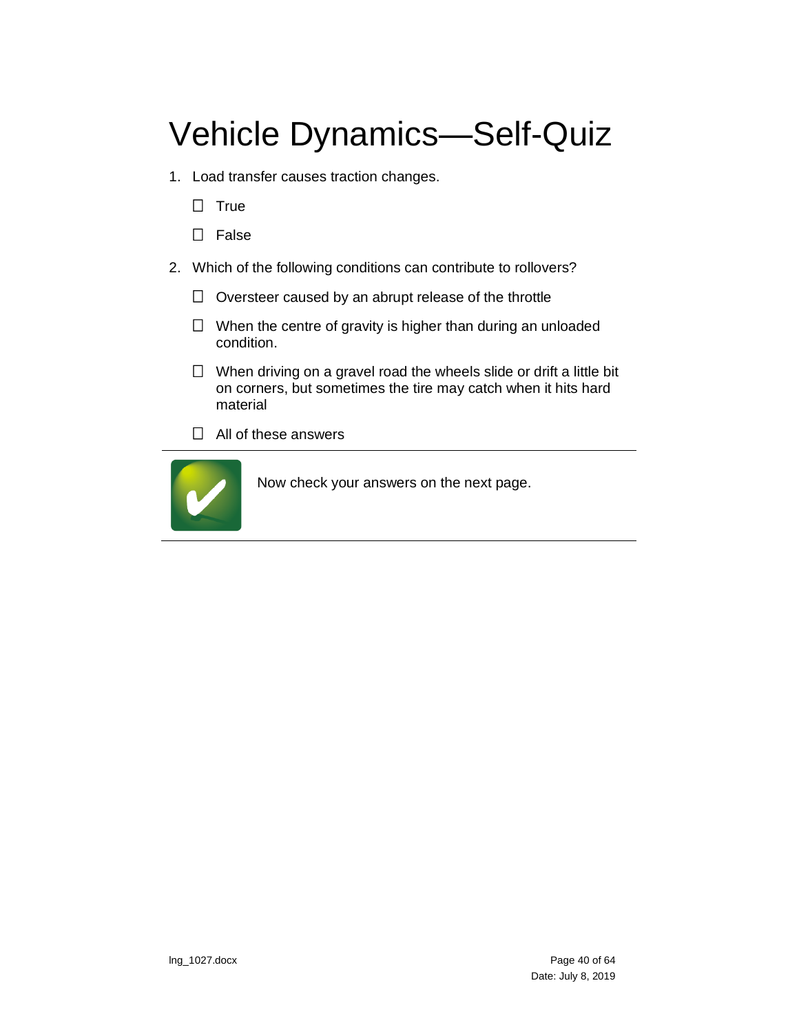# Vehicle Dynamics—Self-Quiz

1. Load transfer causes traction changes.

   - ☐ True
   - ☐ False

2. Which of the following conditions can contribute to rollovers?

   - ☐ Oversteer caused by an abrupt release of the throttle
   - ☐ When the centre of gravity is higher than during an unloaded condition.
   - ☐ When driving on a gravel road the wheels slide or drift a little bit on corners, but sometimes the tire may catch when it hits hard material
   - ☐ All of these answers

---

Now check your answers on the next page.

---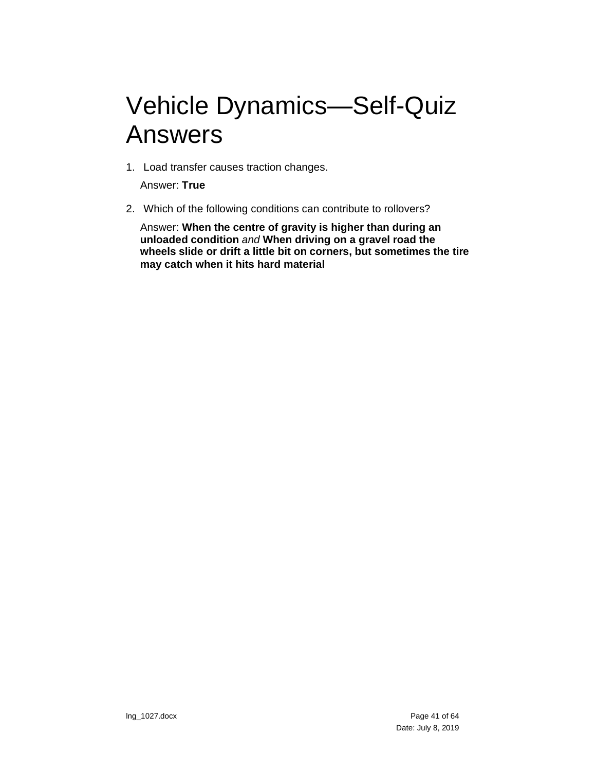# Vehicle Dynamics—Self-Quiz Answers

1. Load transfer causes traction changes.

   Answer: **True**

2. Which of the following conditions can contribute to rollovers?

   Answer: **When the centre of gravity is higher than during an unloaded condition** *and* **When driving on a gravel road the wheels slide or drift a little bit on corners, but sometimes the tire may catch when it hits hard material**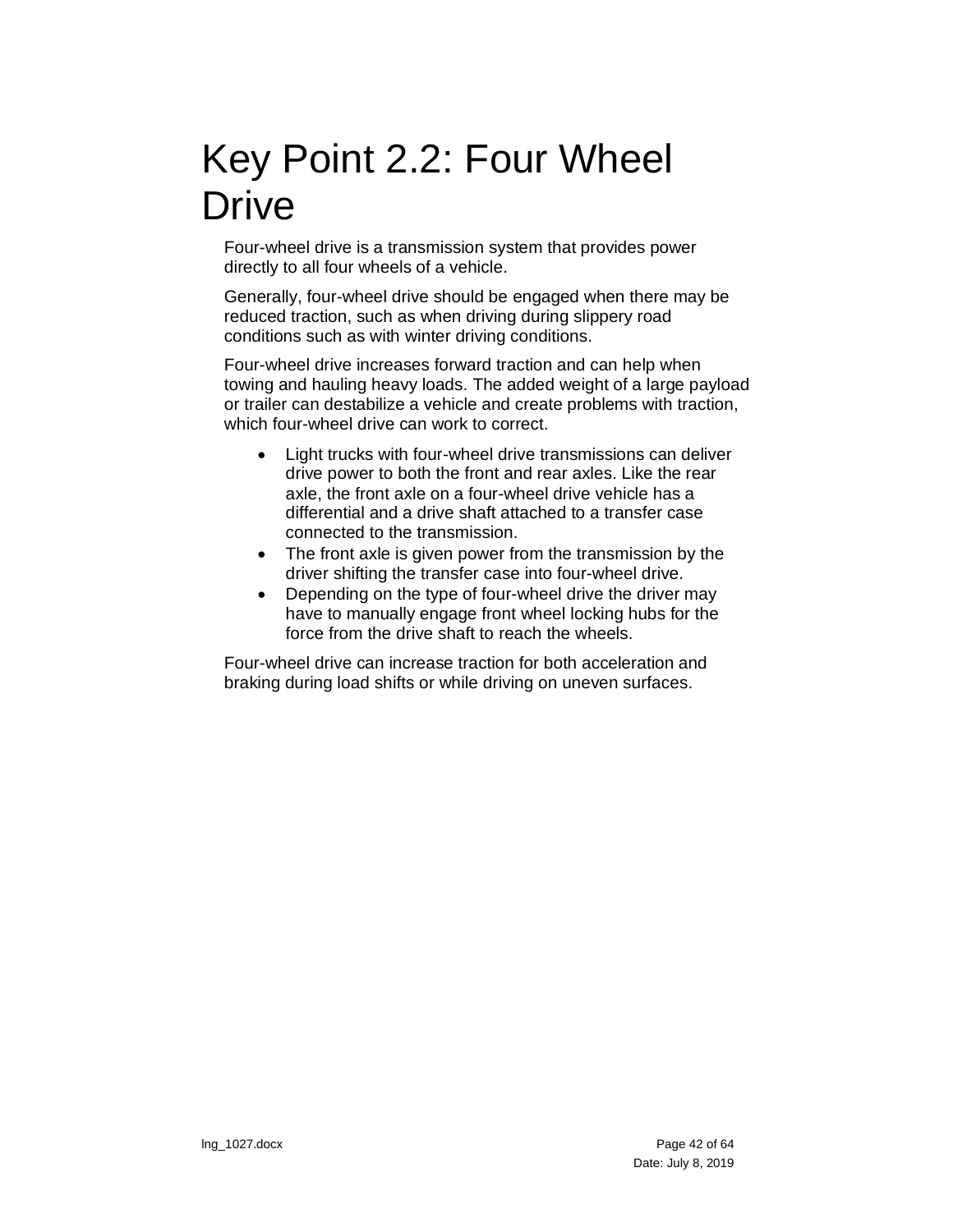# Key Point 2.2: Four Wheel Drive

Four-wheel drive is a transmission system that provides power directly to all four wheels of a vehicle.

Generally, four-wheel drive should be engaged when there may be reduced traction, such as when driving during slippery road conditions such as with winter driving conditions.

Four-wheel drive increases forward traction and can help when towing and hauling heavy loads. The added weight of a large payload or trailer can destabilize a vehicle and create problems with traction, which four-wheel drive can work to correct.

- Light trucks with four-wheel drive transmissions can deliver drive power to both the front and rear axles. Like the rear axle, the front axle on a four-wheel drive vehicle has a differential and a drive shaft attached to a transfer case connected to the transmission.
- The front axle is given power from the transmission by the driver shifting the transfer case into four-wheel drive.
- Depending on the type of four-wheel drive the driver may have to manually engage front wheel locking hubs for the force from the drive shaft to reach the wheels.

Four-wheel drive can increase traction for both acceleration and braking during load shifts or while driving on uneven surfaces.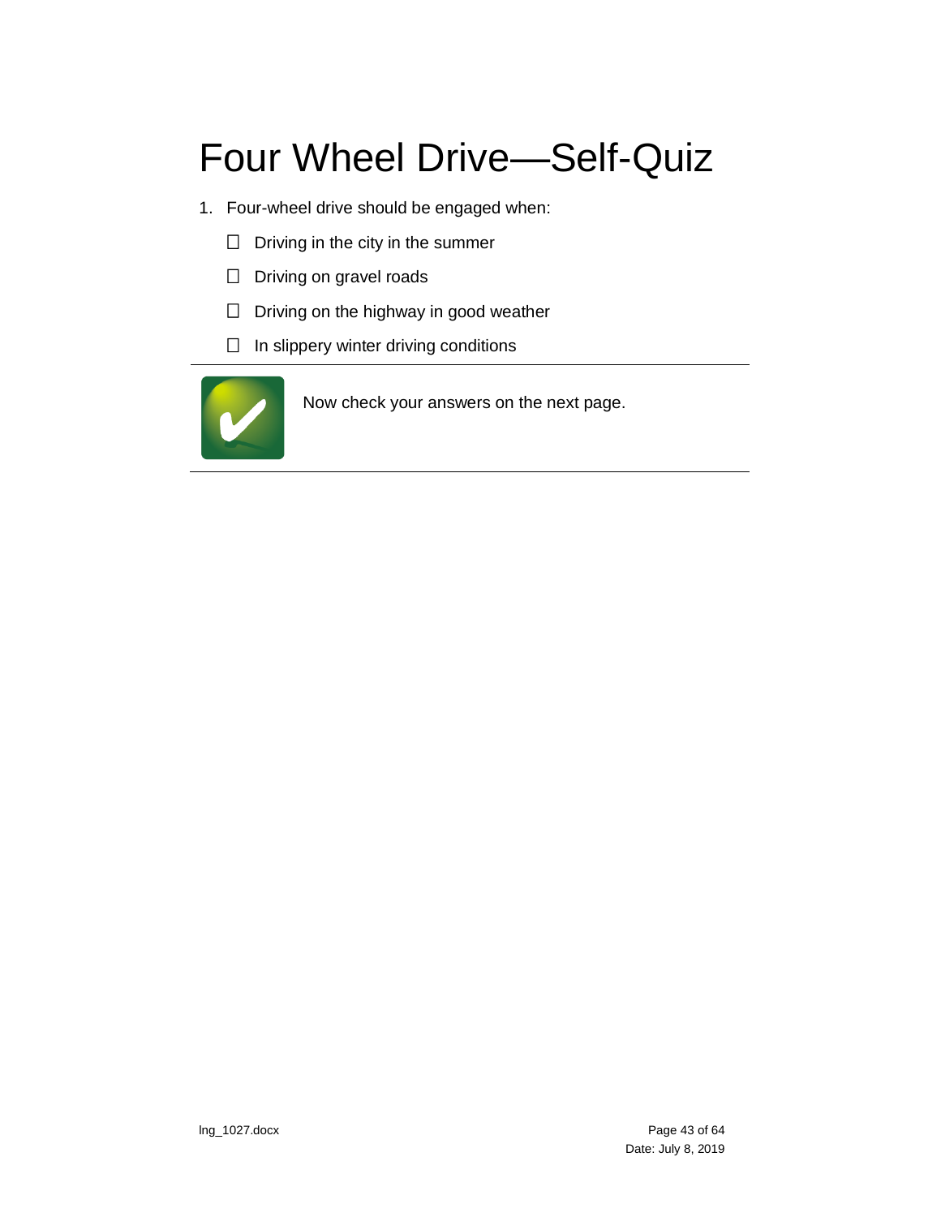# Four Wheel Drive—Self-Quiz

1. Four-wheel drive should be engaged when:
   - ☐ Driving in the city in the summer
   - ☐ Driving on gravel roads
   - ☐ Driving on the highway in good weather
   - ☐ In slippery winter driving conditions

---

Now check your answers on the next page.

---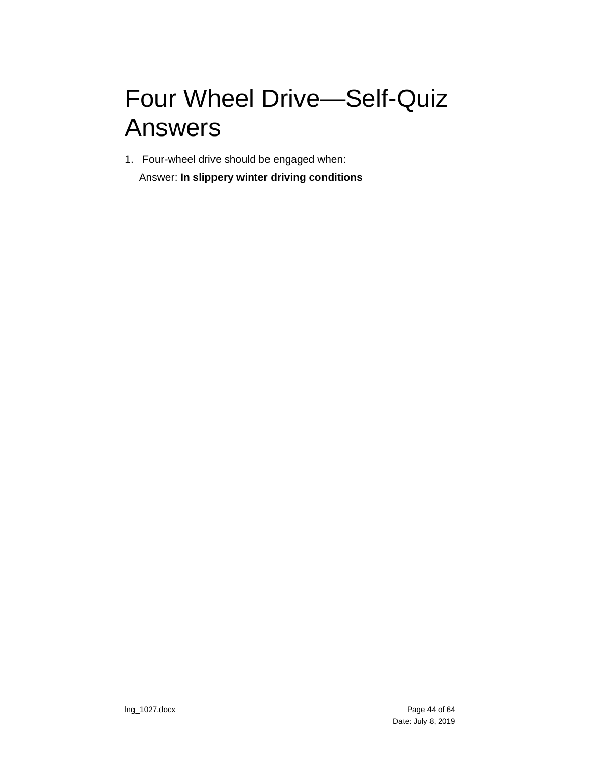# Four Wheel Drive—Self-Quiz Answers

1. Four-wheel drive should be engaged when:

   Answer: **In slippery winter driving conditions**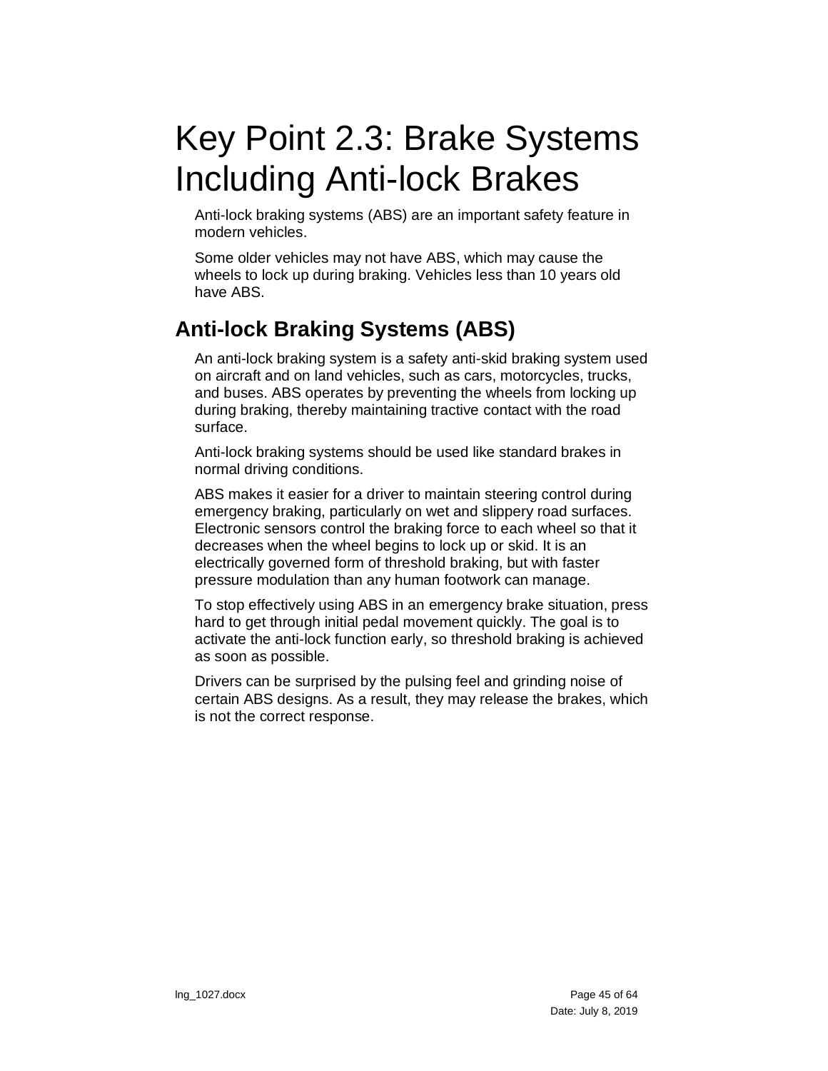# Key Point 2.3: Brake Systems Including Anti-lock Brakes

Anti-lock braking systems (ABS) are an important safety feature in modern vehicles.

Some older vehicles may not have ABS, which may cause the wheels to lock up during braking. Vehicles less than 10 years old have ABS.

## Anti-lock Braking Systems (ABS)

An anti-lock braking system is a safety anti-skid braking system used on aircraft and on land vehicles, such as cars, motorcycles, trucks, and buses. ABS operates by preventing the wheels from locking up during braking, thereby maintaining tractive contact with the road surface.

Anti-lock braking systems should be used like standard brakes in normal driving conditions.

ABS makes it easier for a driver to maintain steering control during emergency braking, particularly on wet and slippery road surfaces. Electronic sensors control the braking force to each wheel so that it decreases when the wheel begins to lock up or skid. It is an electrically governed form of threshold braking, but with faster pressure modulation than any human footwork can manage.

To stop effectively using ABS in an emergency brake situation, press hard to get through initial pedal movement quickly. The goal is to activate the anti-lock function early, so threshold braking is achieved as soon as possible.

Drivers can be surprised by the pulsing feel and grinding noise of certain ABS designs. As a result, they may release the brakes, which is not the correct response.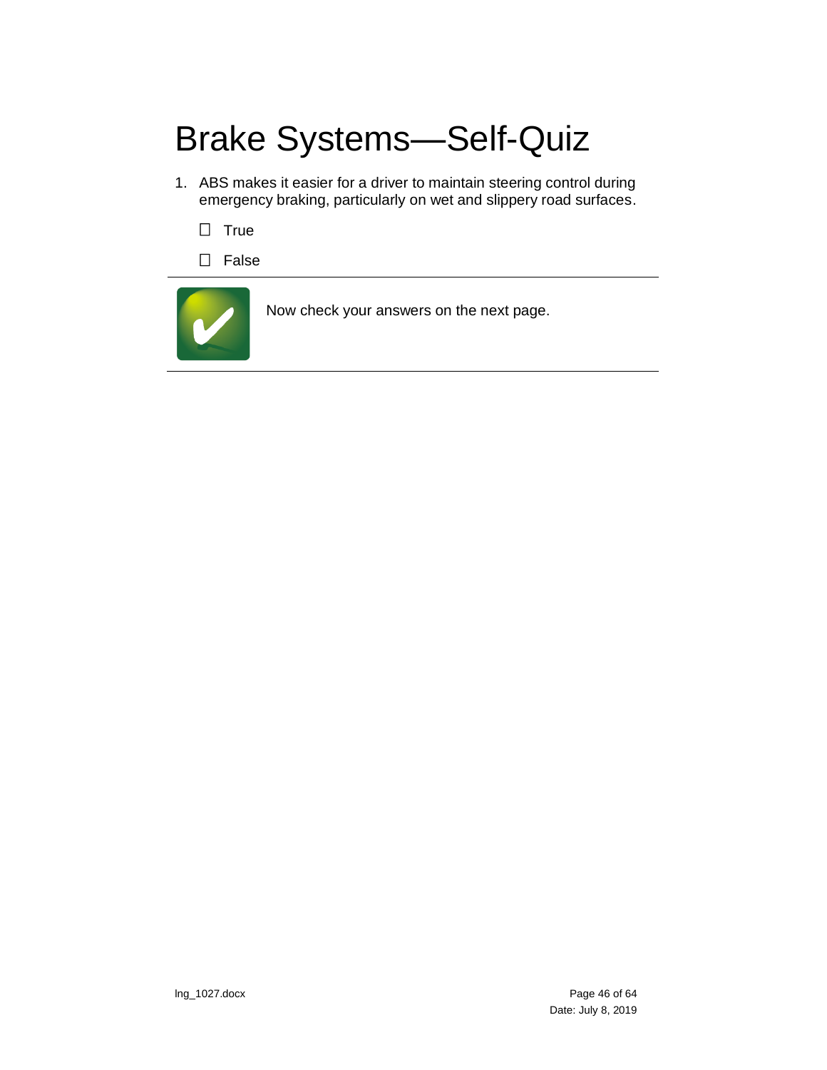# Brake Systems—Self-Quiz

1. ABS makes it easier for a driver to maintain steering control during emergency braking, particularly on wet and slippery road surfaces.

   ☐ True

   ☐ False

---

Now check your answers on the next page.

---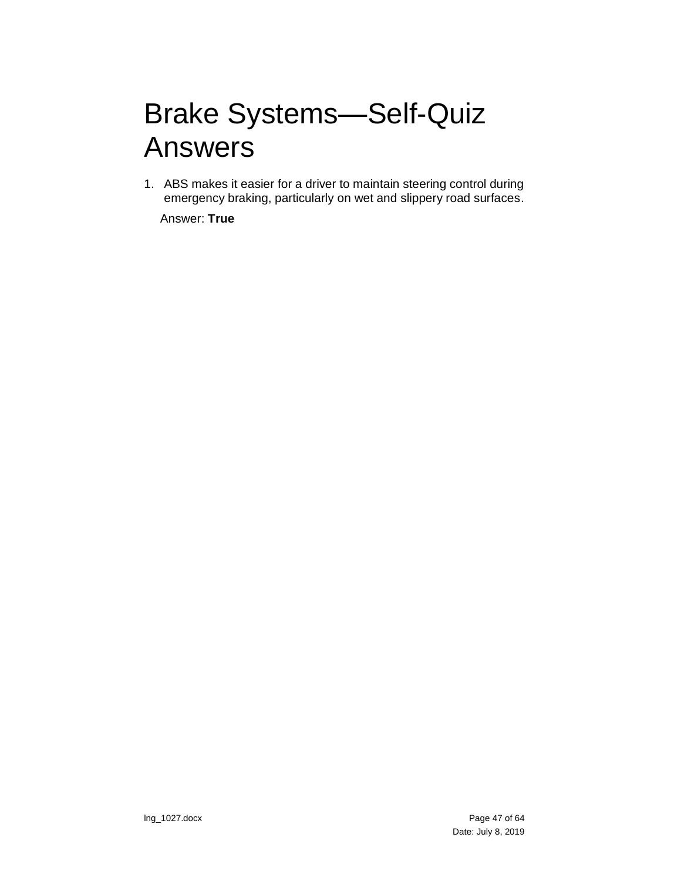# Brake Systems—Self-Quiz Answers

1. ABS makes it easier for a driver to maintain steering control during emergency braking, particularly on wet and slippery road surfaces.

   Answer: **True**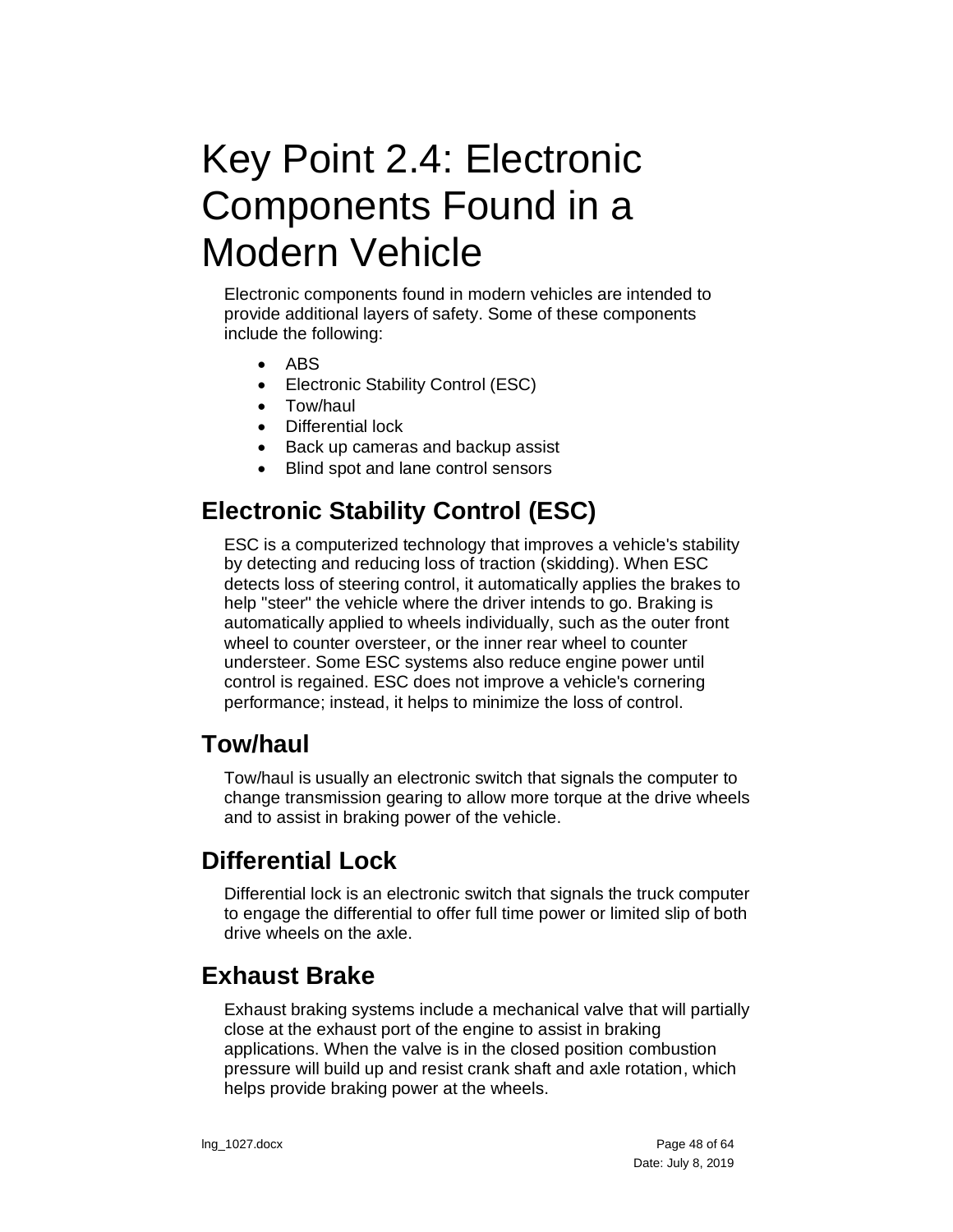# Key Point 2.4: Electronic Components Found in a Modern Vehicle

Electronic components found in modern vehicles are intended to provide additional layers of safety. Some of these components include the following:

- ABS
- Electronic Stability Control (ESC)
- Tow/haul
- Differential lock
- Back up cameras and backup assist
- Blind spot and lane control sensors

## Electronic Stability Control (ESC)

ESC is a computerized technology that improves a vehicle's stability by detecting and reducing loss of traction (skidding). When ESC detects loss of steering control, it automatically applies the brakes to help "steer" the vehicle where the driver intends to go. Braking is automatically applied to wheels individually, such as the outer front wheel to counter oversteer, or the inner rear wheel to counter understeer. Some ESC systems also reduce engine power until control is regained. ESC does not improve a vehicle's cornering performance; instead, it helps to minimize the loss of control.

## Tow/haul

Tow/haul is usually an electronic switch that signals the computer to change transmission gearing to allow more torque at the drive wheels and to assist in braking power of the vehicle.

## Differential Lock

Differential lock is an electronic switch that signals the truck computer to engage the differential to offer full time power or limited slip of both drive wheels on the axle.

## Exhaust Brake

Exhaust braking systems include a mechanical valve that will partially close at the exhaust port of the engine to assist in braking applications. When the valve is in the closed position combustion pressure will build up and resist crank shaft and axle rotation, which helps provide braking power at the wheels.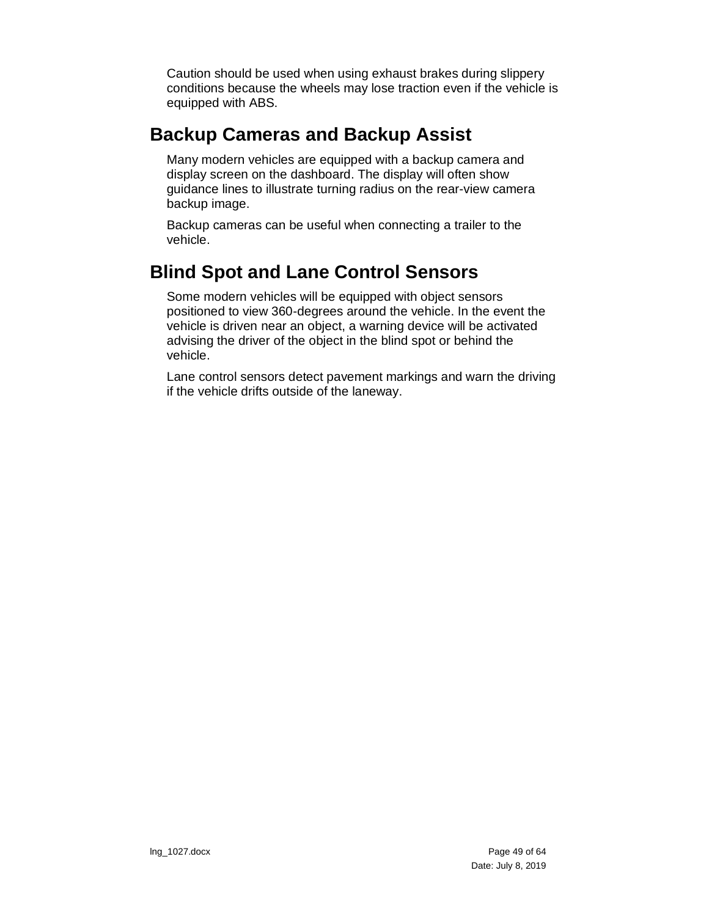Caution should be used when using exhaust brakes during slippery conditions because the wheels may lose traction even if the vehicle is equipped with ABS.

## Backup Cameras and Backup Assist

Many modern vehicles are equipped with a backup camera and display screen on the dashboard. The display will often show guidance lines to illustrate turning radius on the rear-view camera backup image.

Backup cameras can be useful when connecting a trailer to the vehicle.

## Blind Spot and Lane Control Sensors

Some modern vehicles will be equipped with object sensors positioned to view 360-degrees around the vehicle. In the event the vehicle is driven near an object, a warning device will be activated advising the driver of the object in the blind spot or behind the vehicle.

Lane control sensors detect pavement markings and warn the driving if the vehicle drifts outside of the laneway.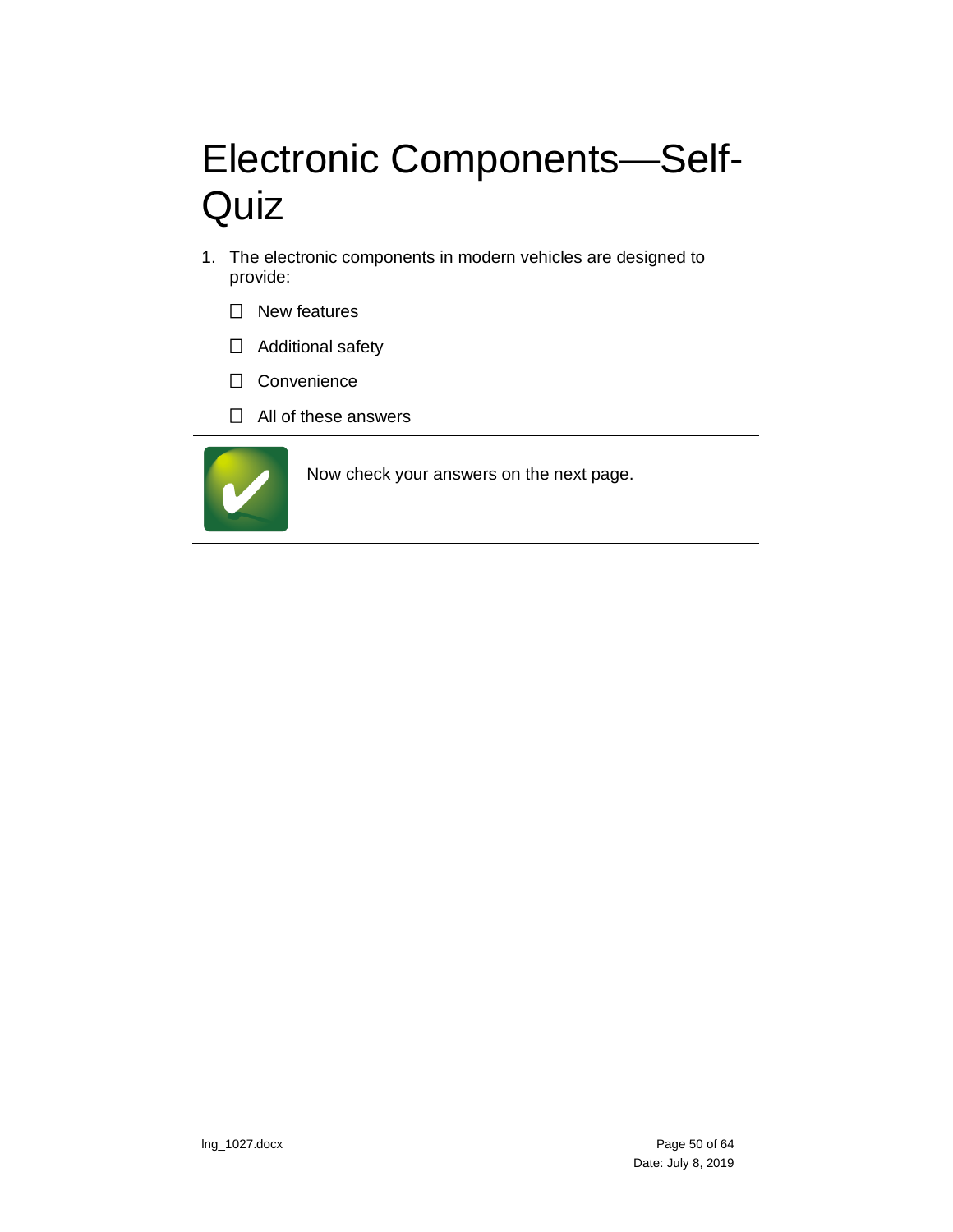# Electronic Components—Self-Quiz

1. The electronic components in modern vehicles are designed to provide:

   - ☐ New features
   - ☐ Additional safety
   - ☐ Convenience
   - ☐ All of these answers

---

Now check your answers on the next page.

---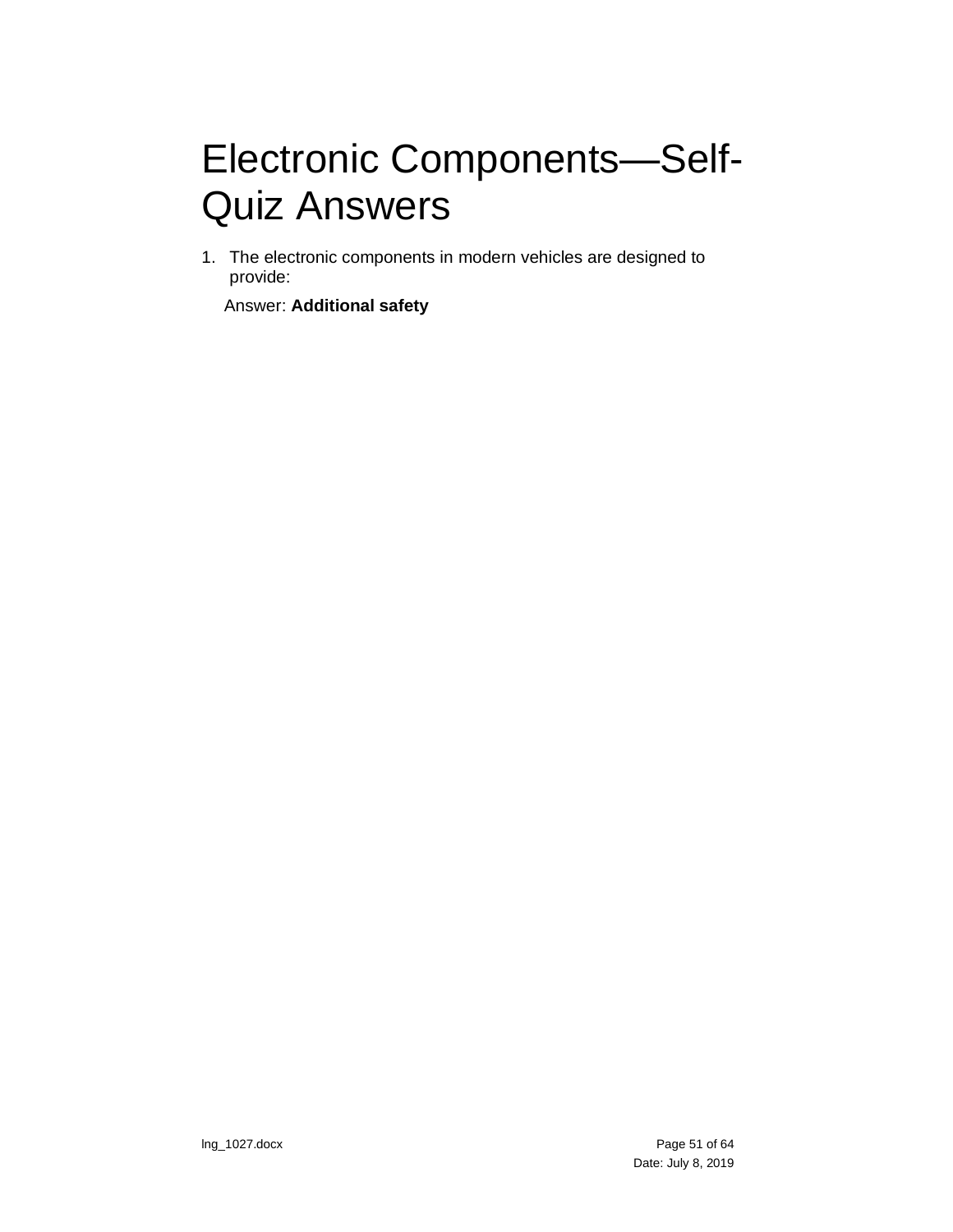# Electronic Components—Self-Quiz Answers

1. The electronic components in modern vehicles are designed to provide:

   Answer: **Additional safety**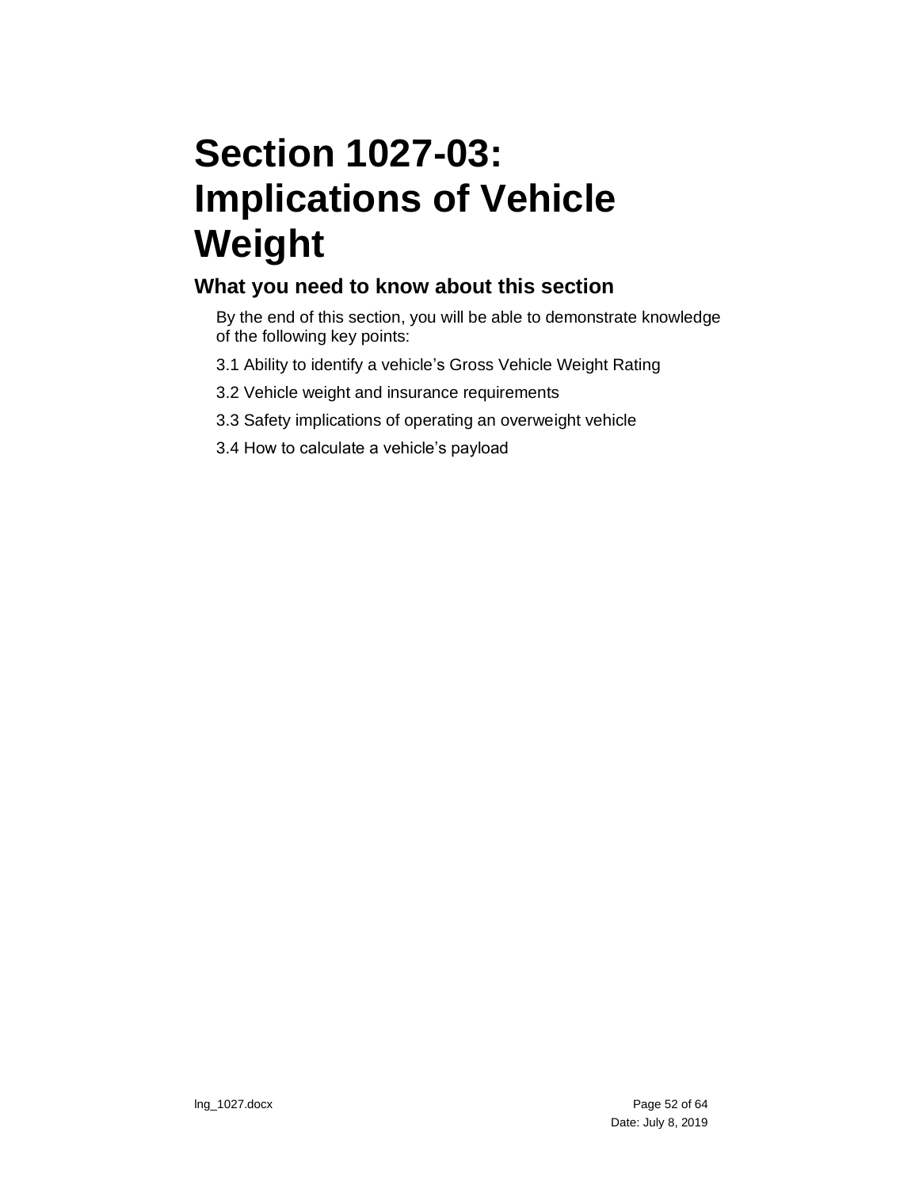# Section 1027-03: Implications of Vehicle Weight

## What you need to know about this section

By the end of this section, you will be able to demonstrate knowledge of the following key points:

3.1 Ability to identify a vehicle’s Gross Vehicle Weight Rating

3.2 Vehicle weight and insurance requirements

3.3 Safety implications of operating an overweight vehicle

3.4 How to calculate a vehicle’s payload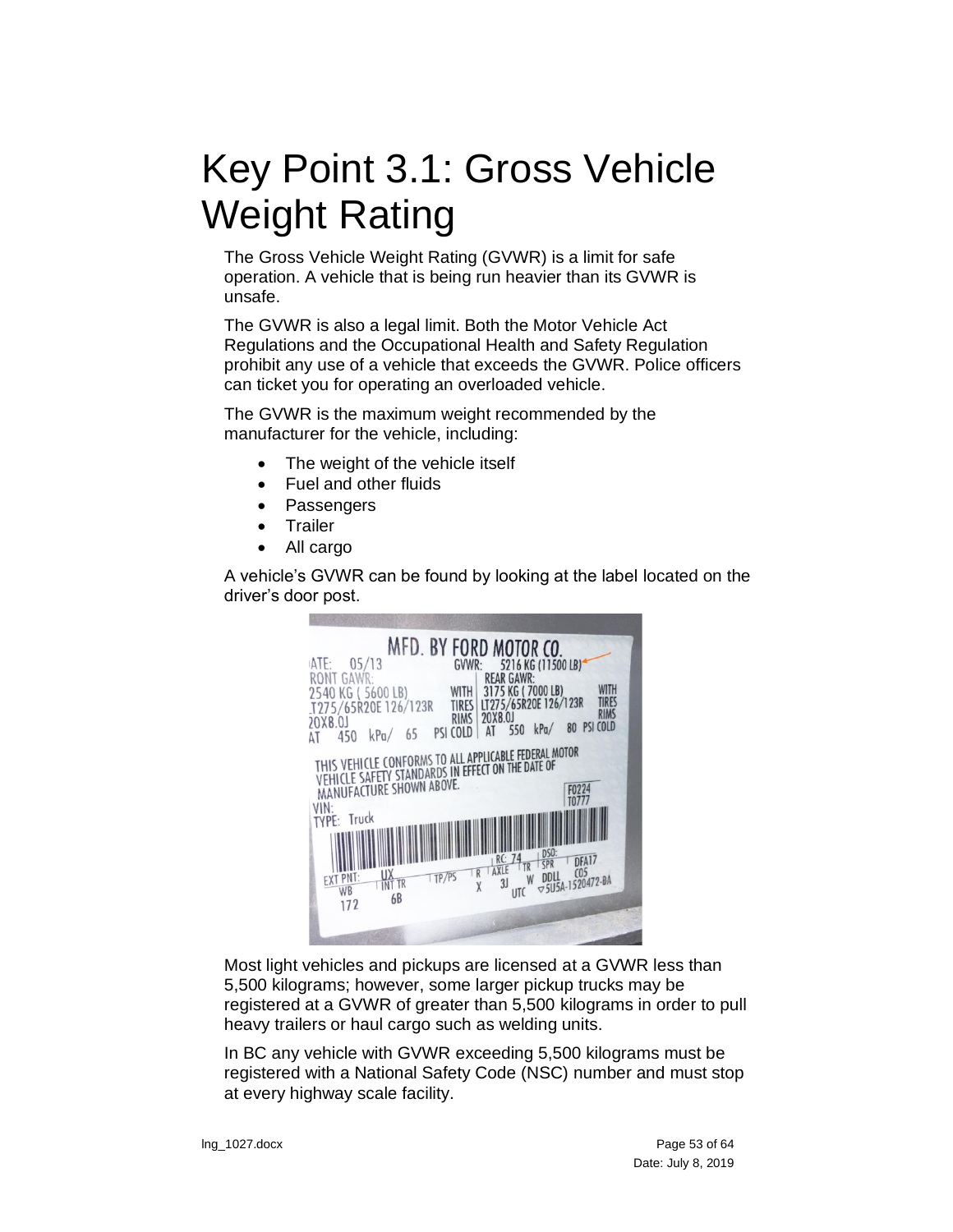# Key Point 3.1: Gross Vehicle Weight Rating

The Gross Vehicle Weight Rating (GVWR) is a limit for safe operation. A vehicle that is being run heavier than its GVWR is unsafe.

The GVWR is also a legal limit. Both the Motor Vehicle Act Regulations and the Occupational Health and Safety Regulation prohibit any use of a vehicle that exceeds the GVWR. Police officers can ticket you for operating an overloaded vehicle.

The GVWR is the maximum weight recommended by the manufacturer for the vehicle, including:

- The weight of the vehicle itself
- Fuel and other fluids
- Passengers
- Trailer
- All cargo

A vehicle's GVWR can be found by looking at the label located on the driver's door post.

Most light vehicles and pickups are licensed at a GVWR less than 5,500 kilograms; however, some larger pickup trucks may be registered at a GVWR of greater than 5,500 kilograms in order to pull heavy trailers or haul cargo such as welding units.

In BC any vehicle with GVWR exceeding 5,500 kilograms must be registered with a National Safety Code (NSC) number and must stop at every highway scale facility.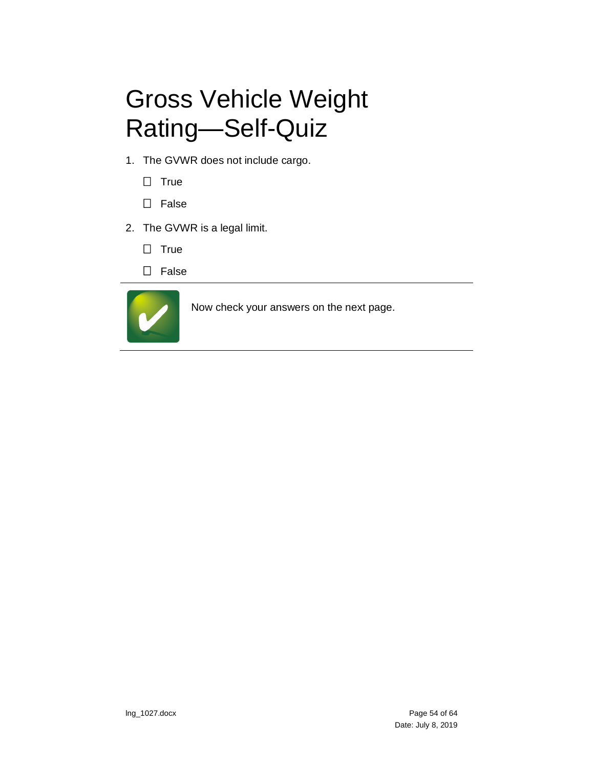# Gross Vehicle Weight Rating—Self-Quiz

1. The GVWR does not include cargo.

   ☐ True

   ☐ False

2. The GVWR is a legal limit.

   ☐ True

   ☐ False

---

Now check your answers on the next page.

---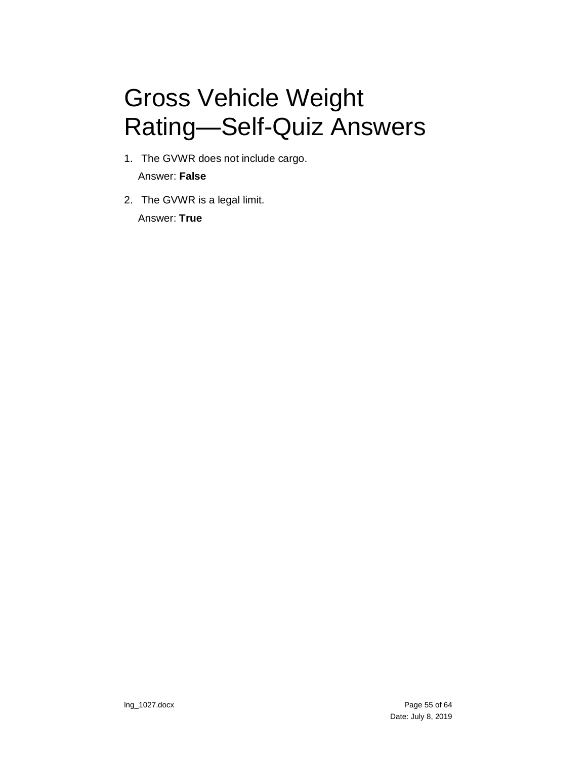# Gross Vehicle Weight Rating—Self-Quiz Answers

1. The GVWR does not include cargo.

   Answer: **False**

2. The GVWR is a legal limit.

   Answer: **True**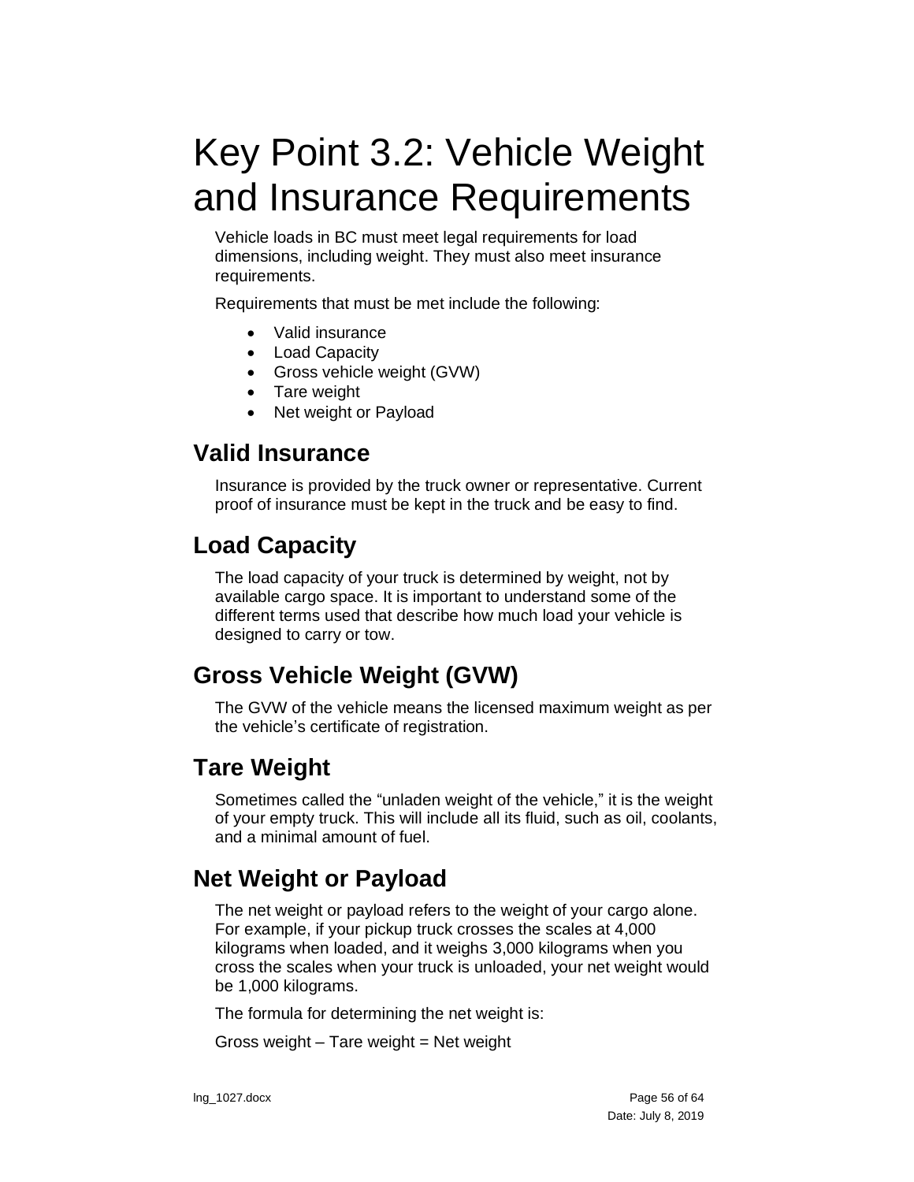# Key Point 3.2: Vehicle Weight and Insurance Requirements

Vehicle loads in BC must meet legal requirements for load dimensions, including weight. They must also meet insurance requirements.

Requirements that must be met include the following:

- Valid insurance
- Load Capacity
- Gross vehicle weight (GVW)
- Tare weight
- Net weight or Payload

## Valid Insurance

Insurance is provided by the truck owner or representative. Current proof of insurance must be kept in the truck and be easy to find.

## Load Capacity

The load capacity of your truck is determined by weight, not by available cargo space. It is important to understand some of the different terms used that describe how much load your vehicle is designed to carry or tow.

## Gross Vehicle Weight (GVW)

The GVW of the vehicle means the licensed maximum weight as per the vehicle's certificate of registration.

## Tare Weight

Sometimes called the "unladen weight of the vehicle," it is the weight of your empty truck. This will include all its fluid, such as oil, coolants, and a minimal amount of fuel.

## Net Weight or Payload

The net weight or payload refers to the weight of your cargo alone. For example, if your pickup truck crosses the scales at 4,000 kilograms when loaded, and it weighs 3,000 kilograms when you cross the scales when your truck is unloaded, your net weight would be 1,000 kilograms.

The formula for determining the net weight is:

Gross weight – Tare weight = Net weight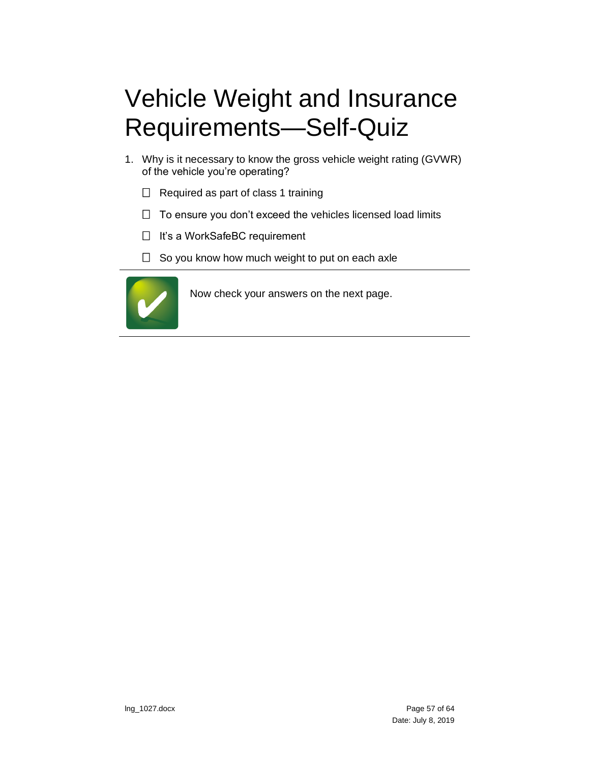# Vehicle Weight and Insurance Requirements—Self-Quiz

1. Why is it necessary to know the gross vehicle weight rating (GVWR) of the vehicle you're operating?

   ☐ Required as part of class 1 training

   ☐ To ensure you don't exceed the vehicles licensed load limits

   ☐ It's a WorkSafeBC requirement

   ☐ So you know how much weight to put on each axle

---

Now check your answers on the next page.

---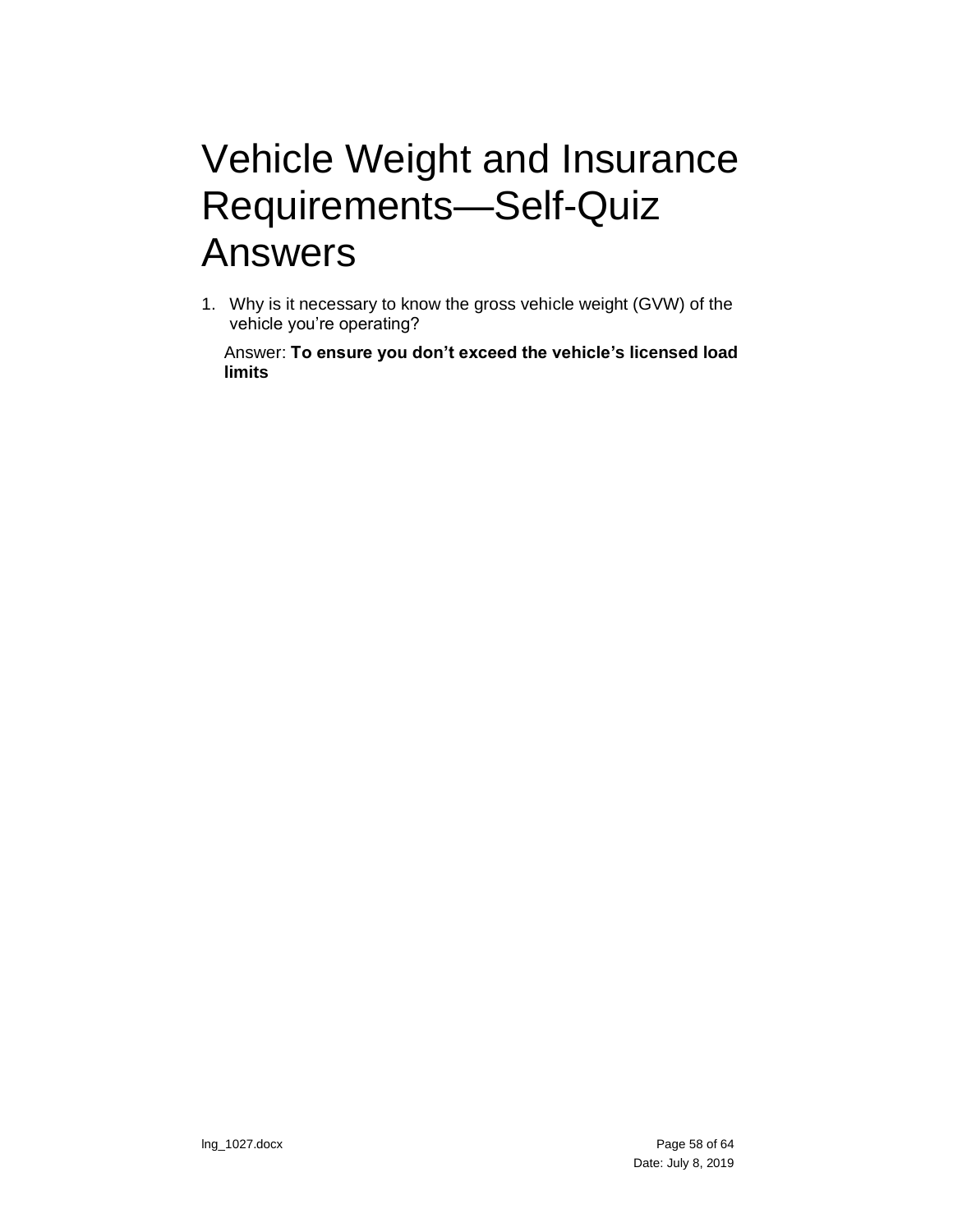# Vehicle Weight and Insurance Requirements—Self-Quiz Answers

1. Why is it necessary to know the gross vehicle weight (GVW) of the vehicle you're operating?

   Answer: **To ensure you don't exceed the vehicle's licensed load limits**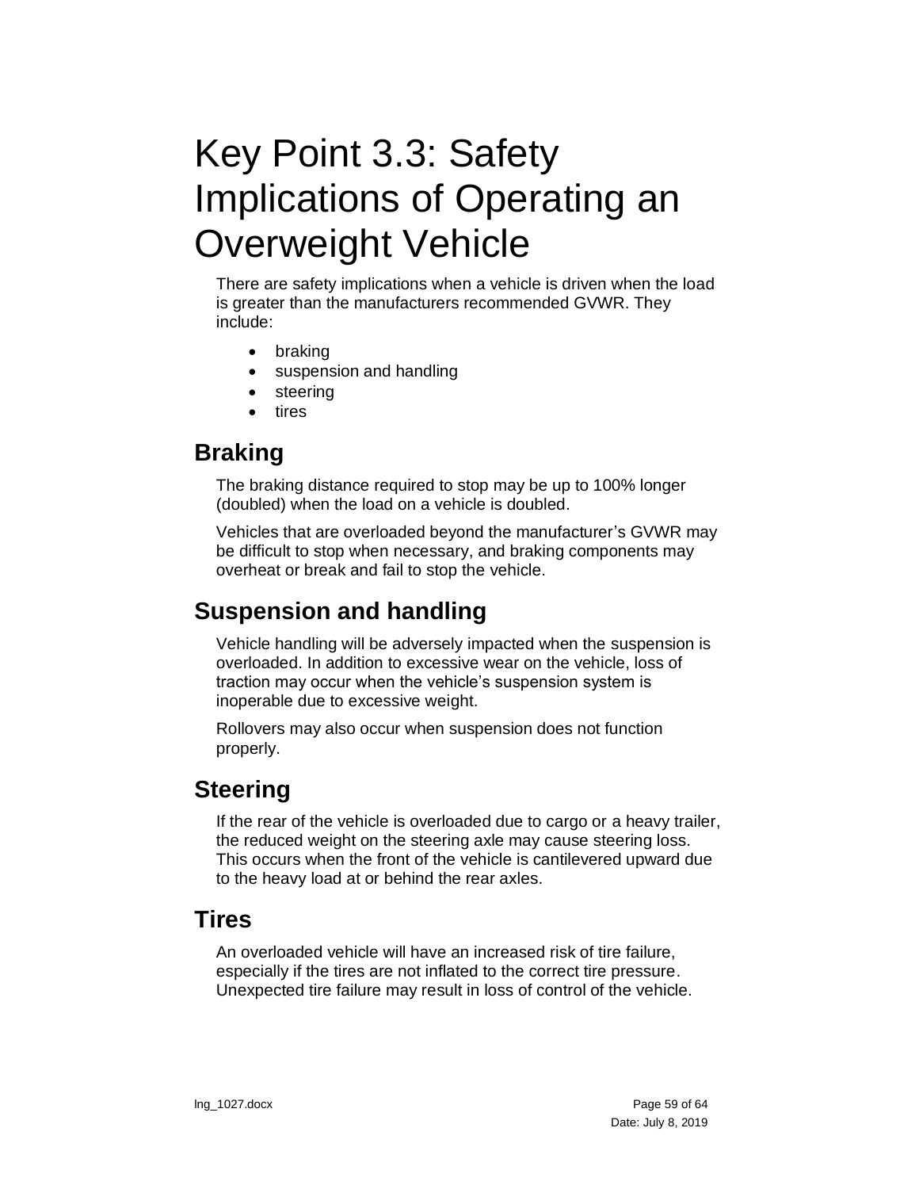# Key Point 3.3: Safety Implications of Operating an Overweight Vehicle

There are safety implications when a vehicle is driven when the load is greater than the manufacturers recommended GVWR. They include:

- braking
- suspension and handling
- steering
- tires

## Braking

The braking distance required to stop may be up to 100% longer (doubled) when the load on a vehicle is doubled.

Vehicles that are overloaded beyond the manufacturer's GVWR may be difficult to stop when necessary, and braking components may overheat or break and fail to stop the vehicle.

## Suspension and handling

Vehicle handling will be adversely impacted when the suspension is overloaded. In addition to excessive wear on the vehicle, loss of traction may occur when the vehicle's suspension system is inoperable due to excessive weight.

Rollovers may also occur when suspension does not function properly.

## Steering

If the rear of the vehicle is overloaded due to cargo or a heavy trailer, the reduced weight on the steering axle may cause steering loss. This occurs when the front of the vehicle is cantilevered upward due to the heavy load at or behind the rear axles.

## Tires

An overloaded vehicle will have an increased risk of tire failure, especially if the tires are not inflated to the correct tire pressure. Unexpected tire failure may result in loss of control of the vehicle.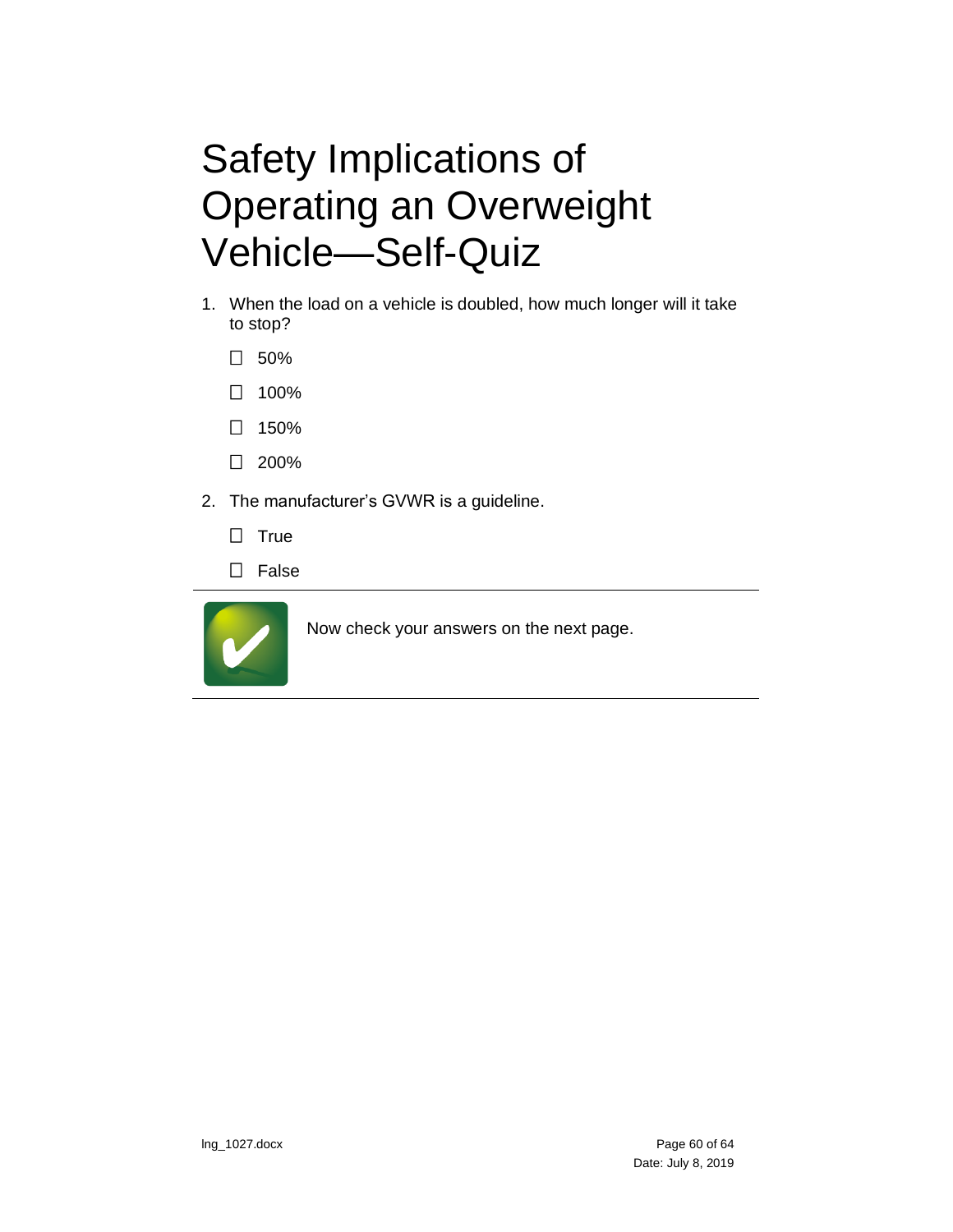# Safety Implications of Operating an Overweight Vehicle—Self-Quiz

1. When the load on a vehicle is doubled, how much longer will it take to stop?

   ☐ 50%

   ☐ 100%

   ☐ 150%

   ☐ 200%

2. The manufacturer's GVWR is a guideline.

   ☐ True

   ☐ False

---

Now check your answers on the next page.

---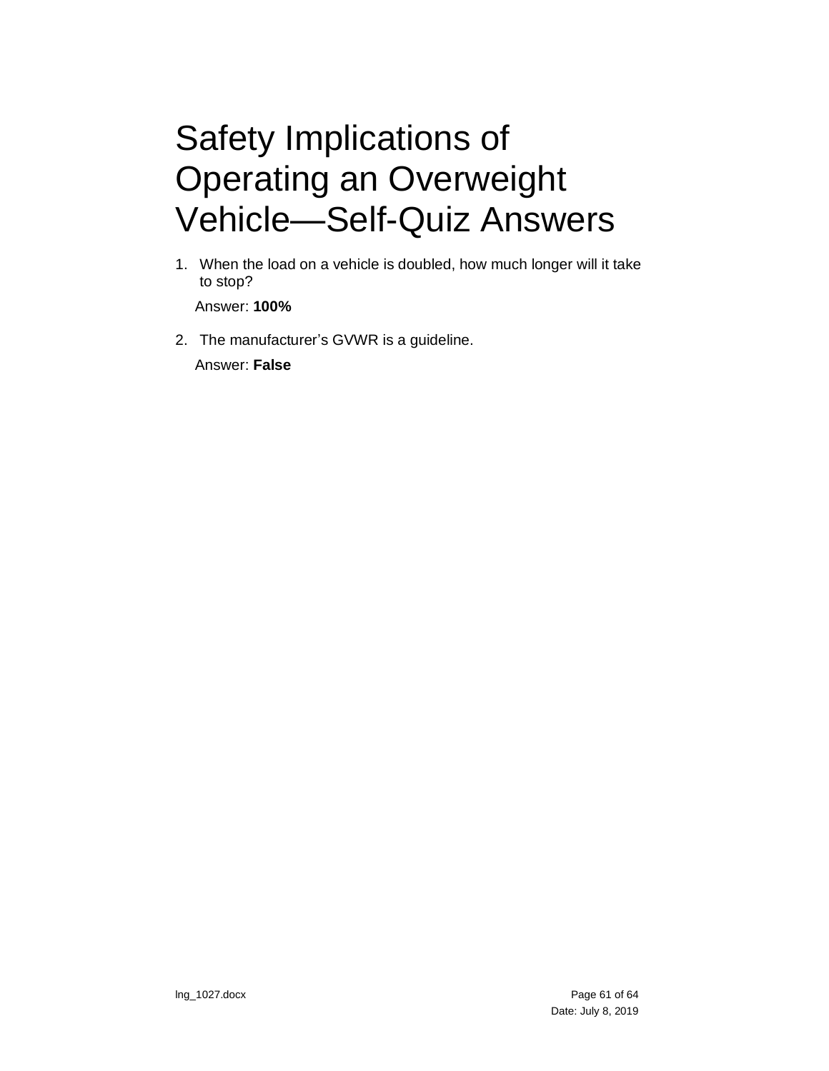# Safety Implications of Operating an Overweight Vehicle—Self-Quiz Answers

1. When the load on a vehicle is doubled, how much longer will it take to stop?

   Answer: **100%**

2. The manufacturer's GVWR is a guideline.

   Answer: **False**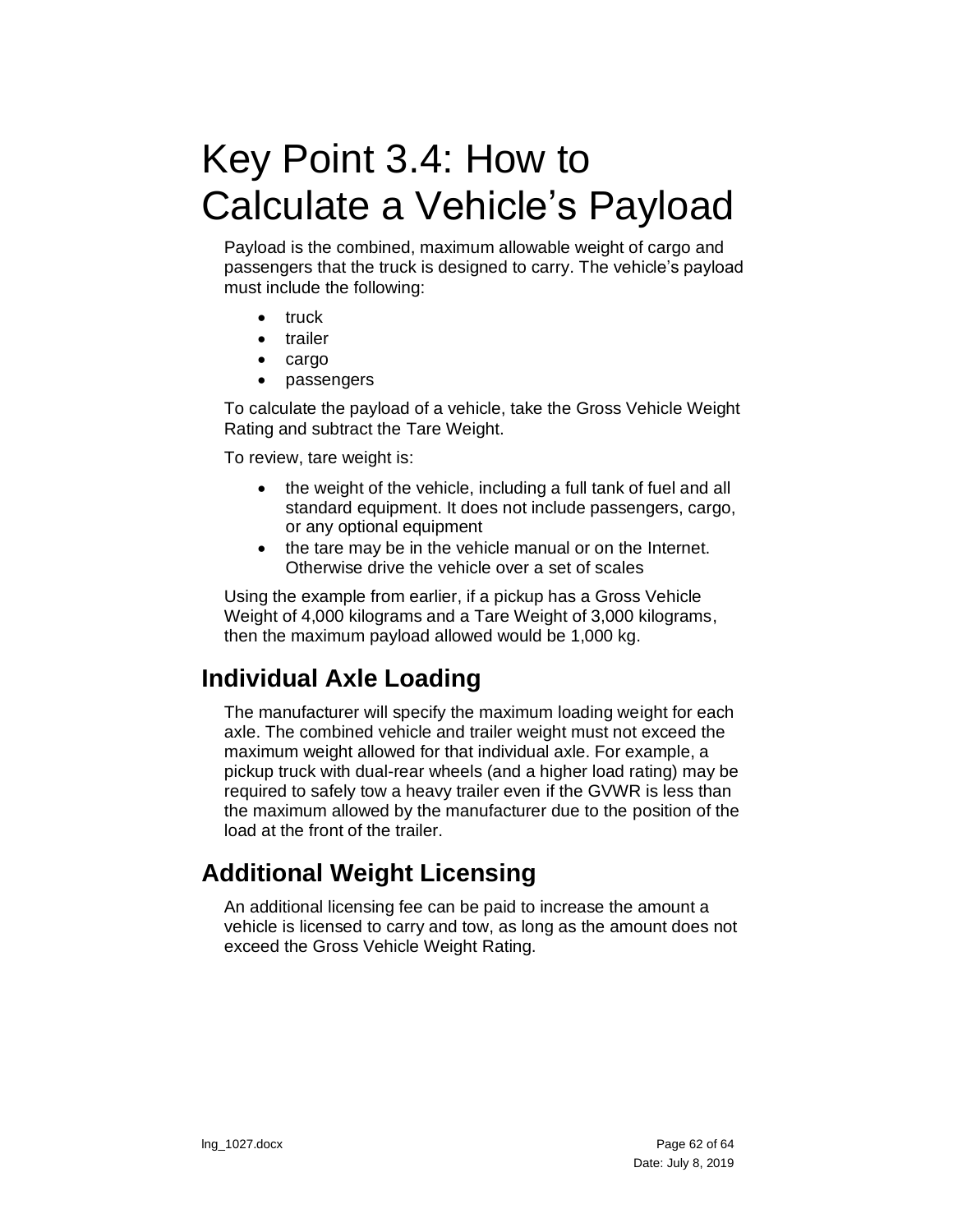# Key Point 3.4: How to Calculate a Vehicle's Payload

Payload is the combined, maximum allowable weight of cargo and passengers that the truck is designed to carry. The vehicle's payload must include the following:

- truck
- trailer
- cargo
- passengers

To calculate the payload of a vehicle, take the Gross Vehicle Weight Rating and subtract the Tare Weight.

To review, tare weight is:

- the weight of the vehicle, including a full tank of fuel and all standard equipment. It does not include passengers, cargo, or any optional equipment
- the tare may be in the vehicle manual or on the Internet. Otherwise drive the vehicle over a set of scales

Using the example from earlier, if a pickup has a Gross Vehicle Weight of 4,000 kilograms and a Tare Weight of 3,000 kilograms, then the maximum payload allowed would be 1,000 kg.

## Individual Axle Loading

The manufacturer will specify the maximum loading weight for each axle. The combined vehicle and trailer weight must not exceed the maximum weight allowed for that individual axle. For example, a pickup truck with dual-rear wheels (and a higher load rating) may be required to safely tow a heavy trailer even if the GVWR is less than the maximum allowed by the manufacturer due to the position of the load at the front of the trailer.

## Additional Weight Licensing

An additional licensing fee can be paid to increase the amount a vehicle is licensed to carry and tow, as long as the amount does not exceed the Gross Vehicle Weight Rating.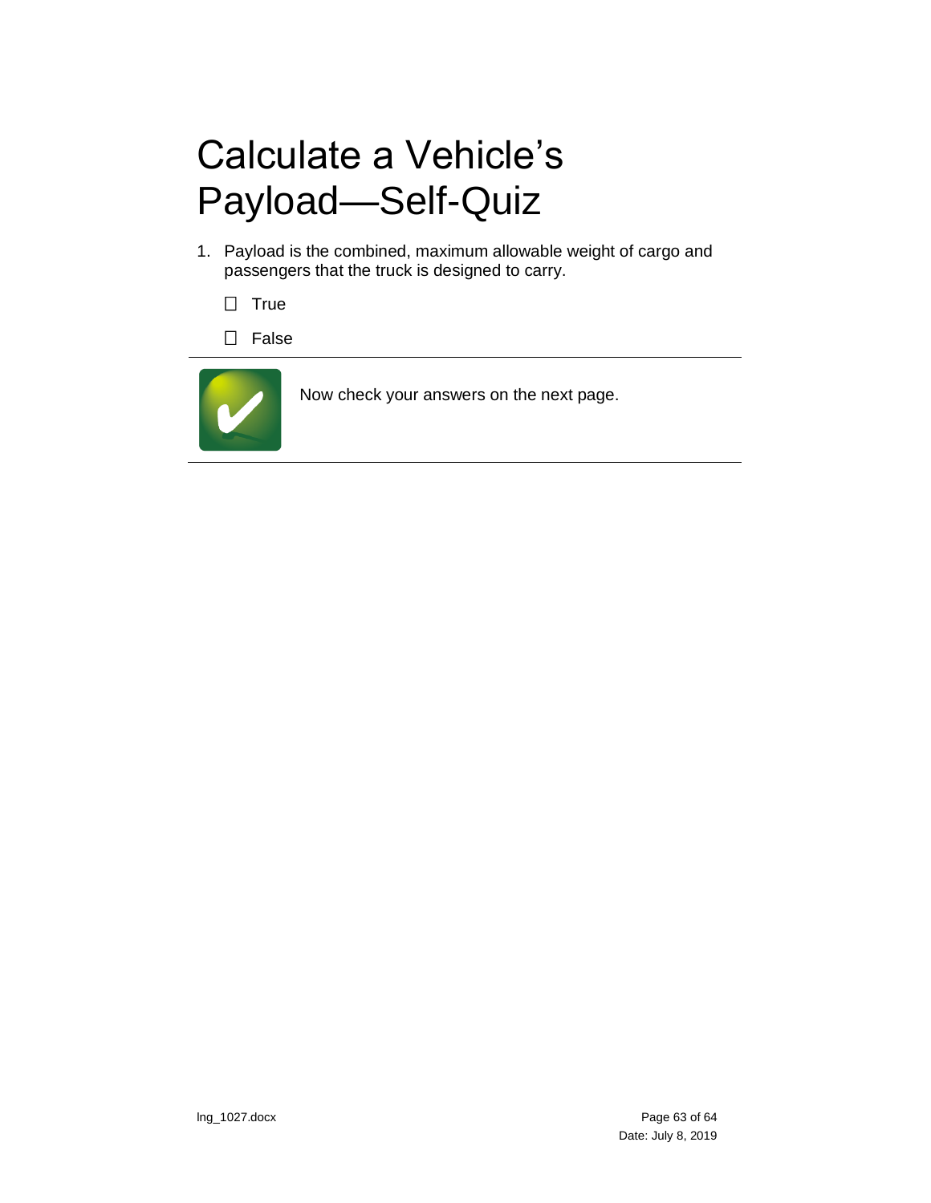# Calculate a Vehicle's Payload—Self-Quiz

1. Payload is the combined, maximum allowable weight of cargo and passengers that the truck is designed to carry.

   ☐ True

   ☐ False

---

Now check your answers on the next page.

---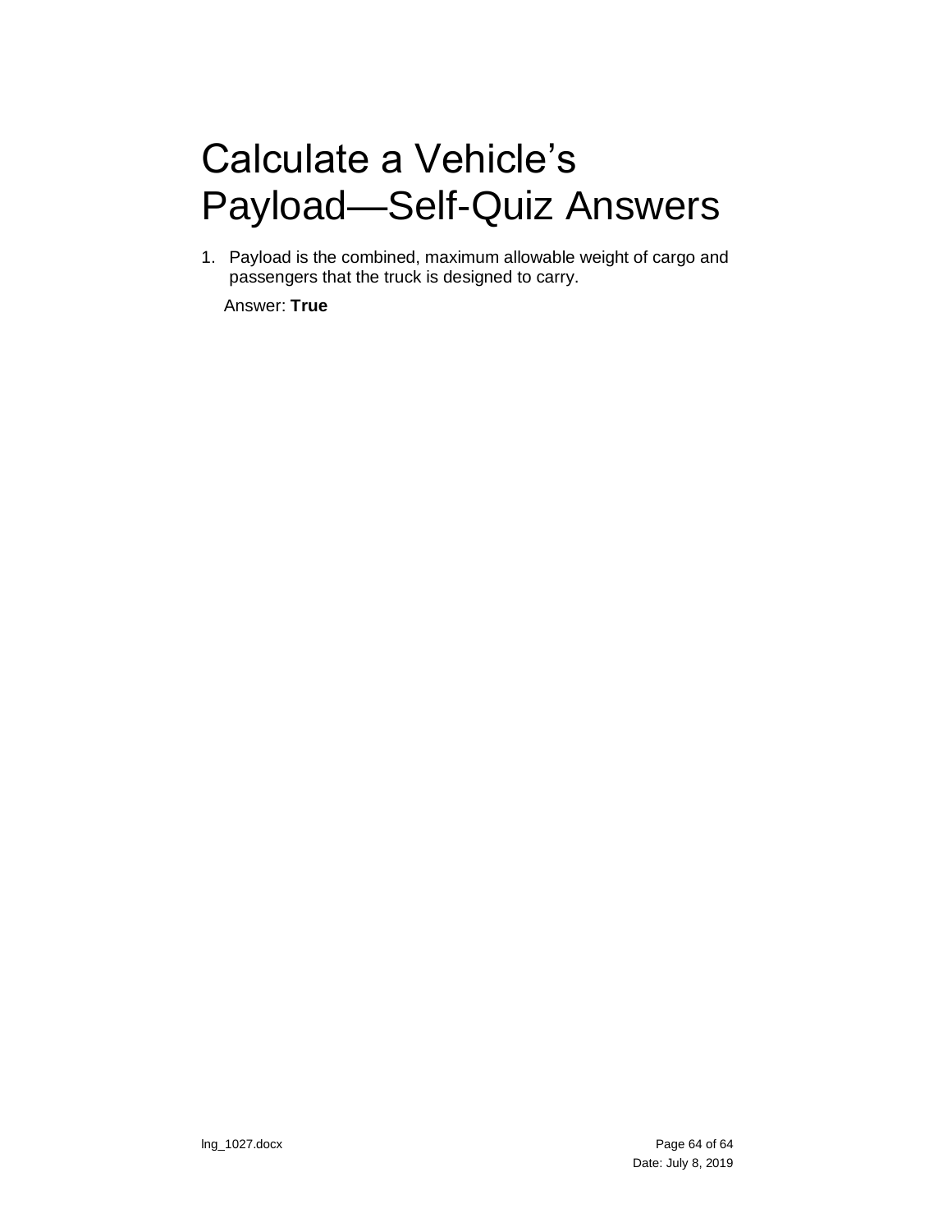# Calculate a Vehicle's Payload—Self-Quiz Answers

1. Payload is the combined, maximum allowable weight of cargo and passengers that the truck is designed to carry.

   Answer: **True**